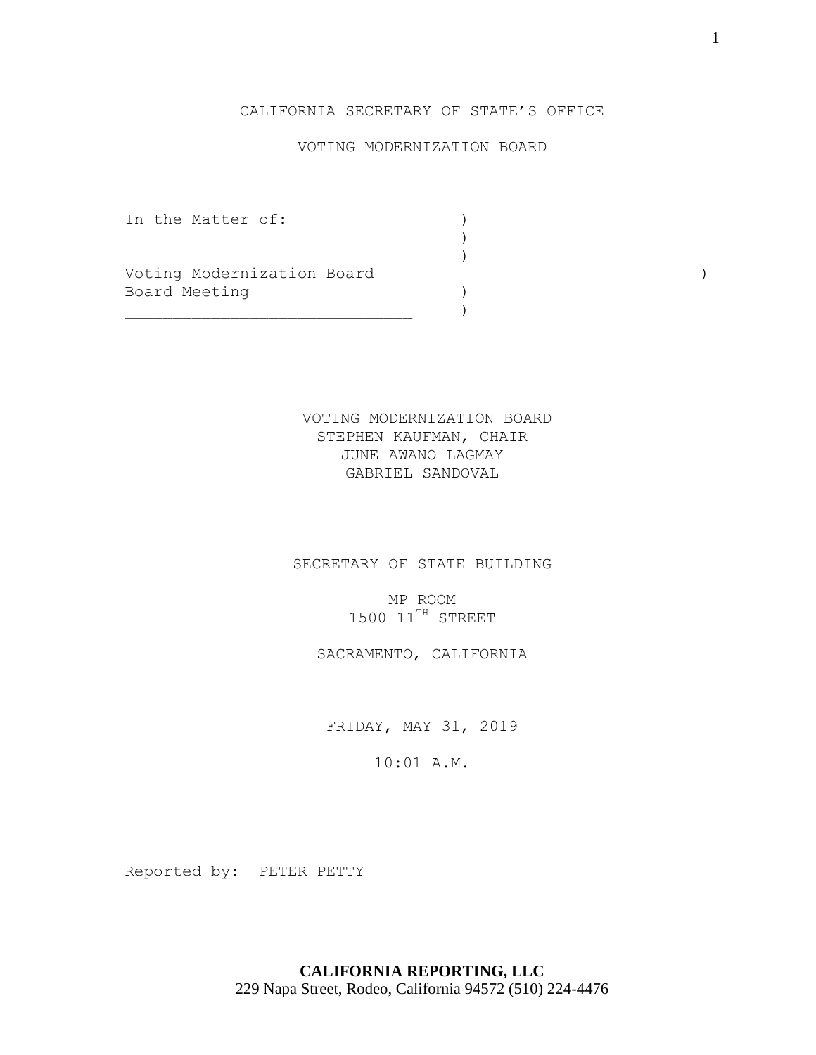CALIFORNIA SECRETARY OF STATE'S OFFICE

VOTING MODERNIZATION BOARD

```
In the Matter of:              )
                               )
                               )
Voting Modernization Board     )
Board Meeting                  )
_______________________________)
```

VOTING MODERNIZATION BOARD
STEPHEN KAUFMAN, CHAIR
JUNE AWANO LAGMAY
GABRIEL SANDOVAL

SECRETARY OF STATE BUILDING

MP ROOM
1500 11TH STREET

SACRAMENTO, CALIFORNIA

FRIDAY, MAY 31, 2019

10:01 A.M.

Reported by: PETER PETTY

**CALIFORNIA REPORTING, LLC**
229 Napa Street, Rodeo, California 94572 (510) 224-4476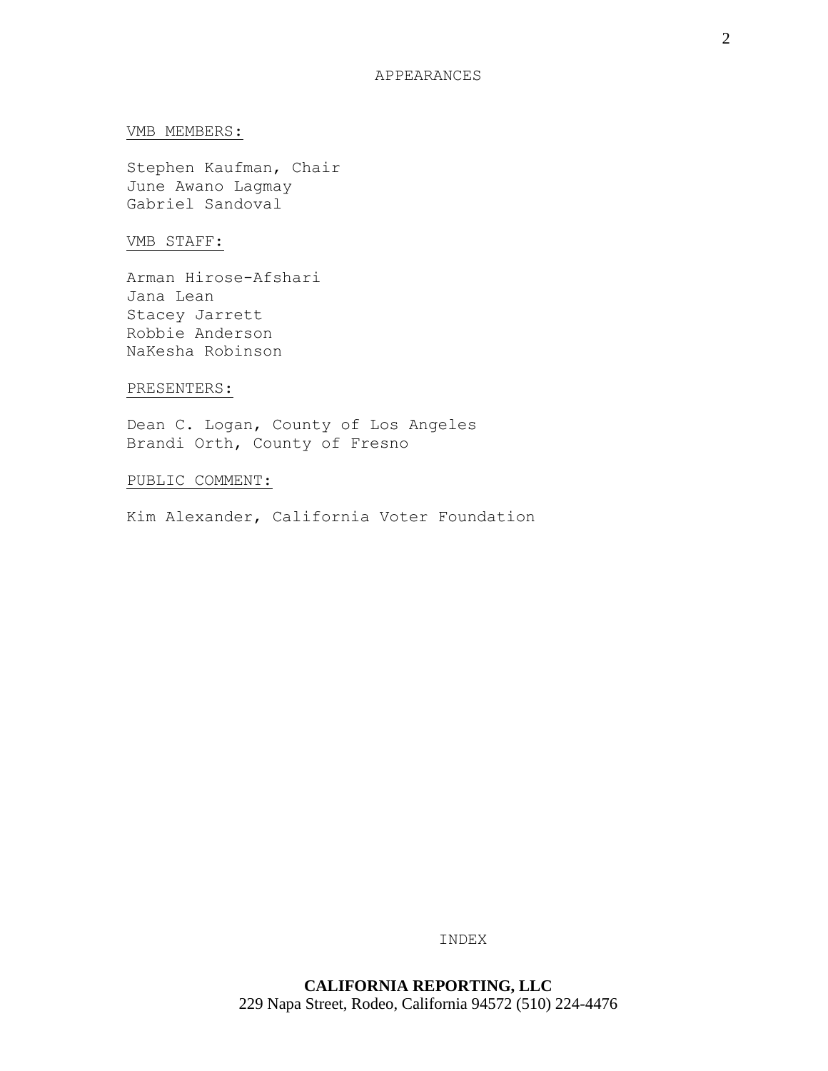# APPEARANCES

VMB MEMBERS:

Stephen Kaufman, Chair
June Awano Lagmay
Gabriel Sandoval

VMB STAFF:

Arman Hirose-Afshari
Jana Lean
Stacey Jarrett
Robbie Anderson
NaKesha Robinson

PRESENTERS:

Dean C. Logan, County of Los Angeles
Brandi Orth, County of Fresno

PUBLIC COMMENT:

Kim Alexander, California Voter Foundation

INDEX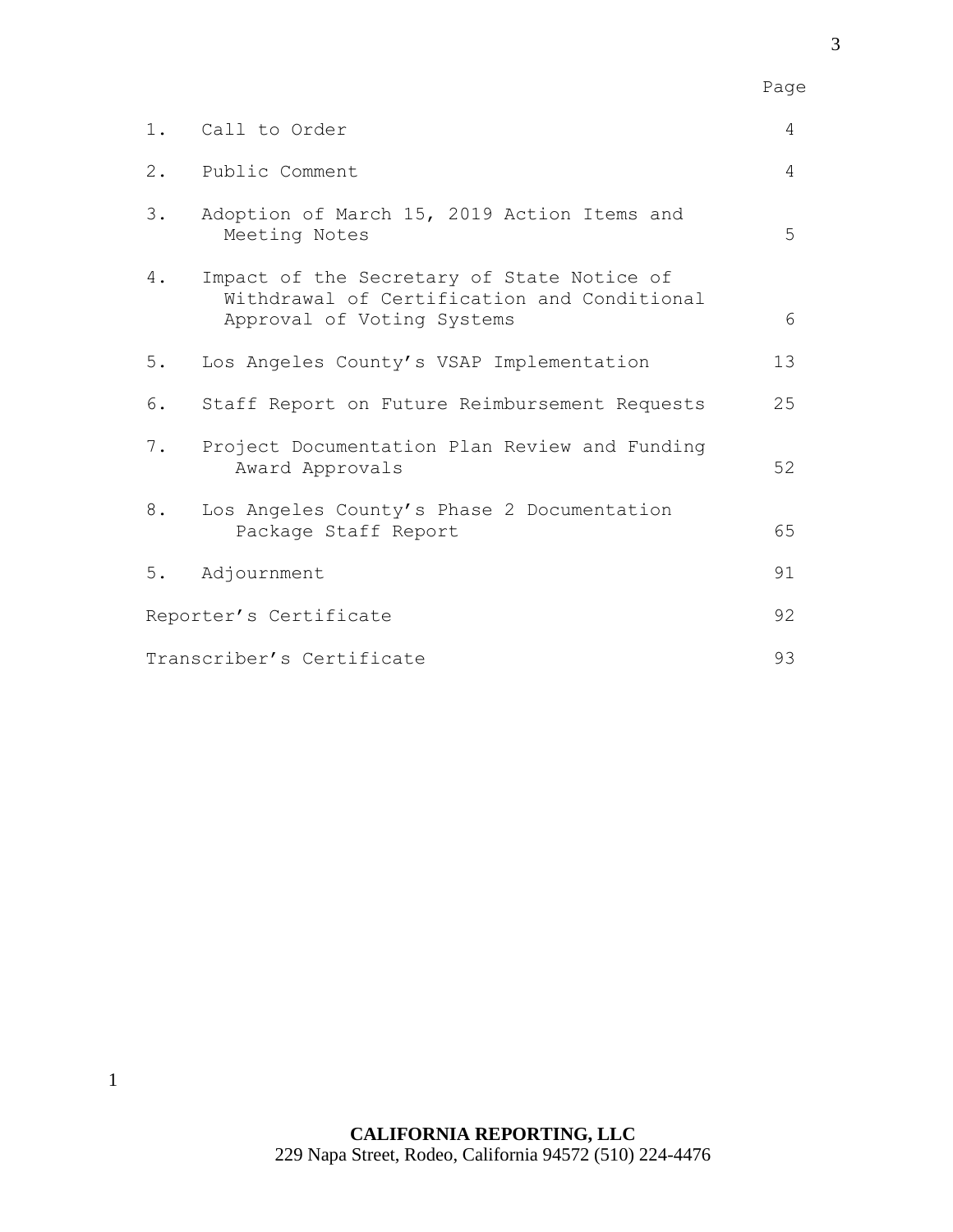| | | Page |
|---|---|---|
| 1. | Call to Order | 4 |
| 2. | Public Comment | 4 |
| 3. | Adoption of March 15, 2019 Action Items and Meeting Notes | 5 |
| 4. | Impact of the Secretary of State Notice of Withdrawal of Certification and Conditional Approval of Voting Systems | 6 |
| 5. | Los Angeles County's VSAP Implementation | 13 |
| 6. | Staff Report on Future Reimbursement Requests | 25 |
| 7. | Project Documentation Plan Review and Funding Award Approvals | 52 |
| 8. | Los Angeles County's Phase 2 Documentation Package Staff Report | 65 |
| 5. | Adjournment | 91 |
| Reporter's Certificate | | 92 |
| Transcriber's Certificate | | 93 |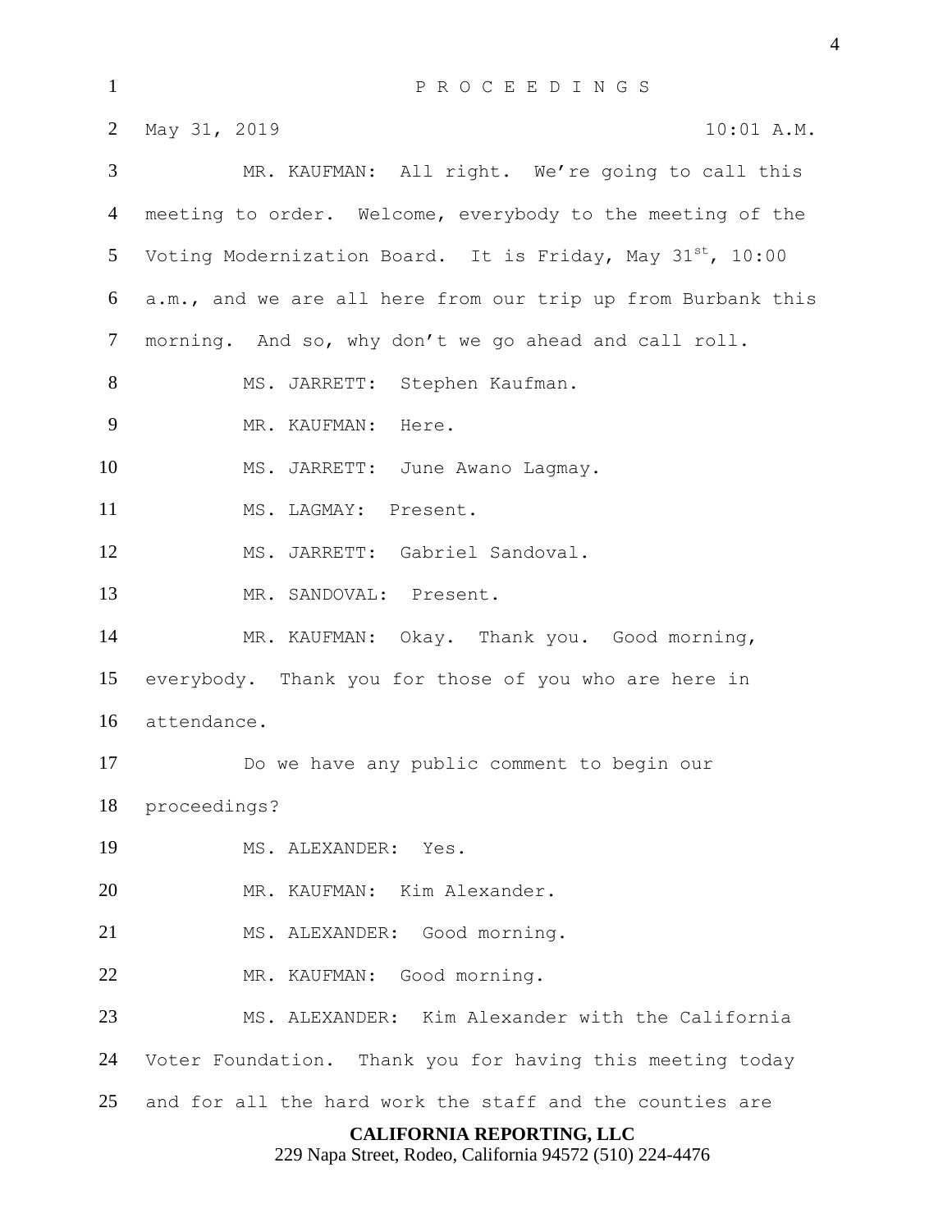P R O C E E D I N G S

May 31, 2019 10:01 A.M.

MR. KAUFMAN: All right. We're going to call this meeting to order. Welcome, everybody to the meeting of the Voting Modernization Board. It is Friday, May 31st, 10:00 a.m., and we are all here from our trip up from Burbank this morning. And so, why don't we go ahead and call roll.

MS. JARRETT: Stephen Kaufman.

MR. KAUFMAN: Here.

MS. JARRETT: June Awano Lagmay.

MS. LAGMAY: Present.

MS. JARRETT: Gabriel Sandoval.

MR. SANDOVAL: Present.

MR. KAUFMAN: Okay. Thank you. Good morning, everybody. Thank you for those of you who are here in attendance.

Do we have any public comment to begin our proceedings?

MS. ALEXANDER: Yes.

MR. KAUFMAN: Kim Alexander.

MS. ALEXANDER: Good morning.

MR. KAUFMAN: Good morning.

MS. ALEXANDER: Kim Alexander with the California Voter Foundation. Thank you for having this meeting today and for all the hard work the staff and the counties are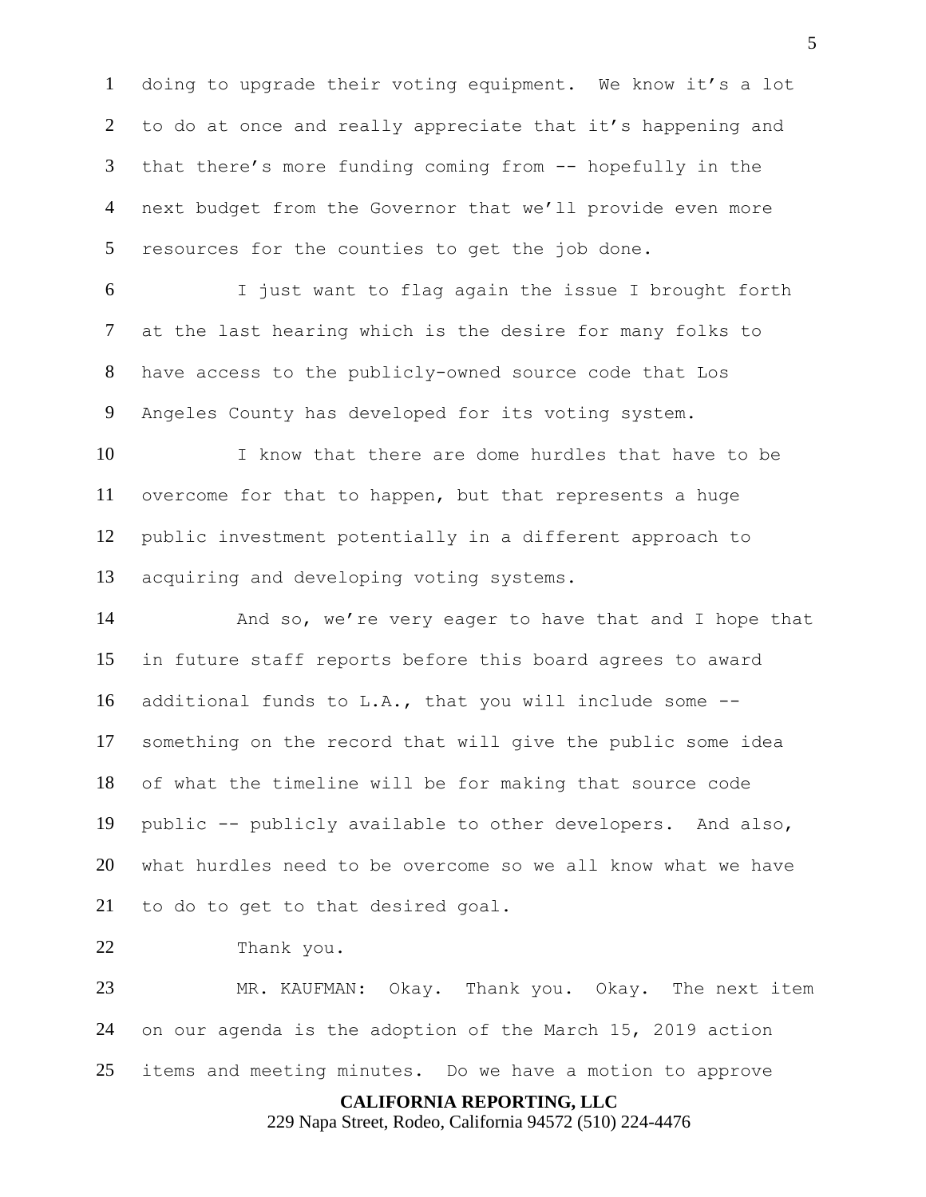doing to upgrade their voting equipment. We know it's a lot to do at once and really appreciate that it's happening and that there's more funding coming from -- hopefully in the next budget from the Governor that we'll provide even more resources for the counties to get the job done.

I just want to flag again the issue I brought forth at the last hearing which is the desire for many folks to have access to the publicly-owned source code that Los Angeles County has developed for its voting system.

I know that there are dome hurdles that have to be overcome for that to happen, but that represents a huge public investment potentially in a different approach to acquiring and developing voting systems.

And so, we're very eager to have that and I hope that in future staff reports before this board agrees to award additional funds to L.A., that you will include some -- something on the record that will give the public some idea of what the timeline will be for making that source code public -- publicly available to other developers. And also, what hurdles need to be overcome so we all know what we have to do to get to that desired goal.

Thank you.

MR. KAUFMAN: Okay. Thank you. Okay. The next item on our agenda is the adoption of the March 15, 2019 action items and meeting minutes. Do we have a motion to approve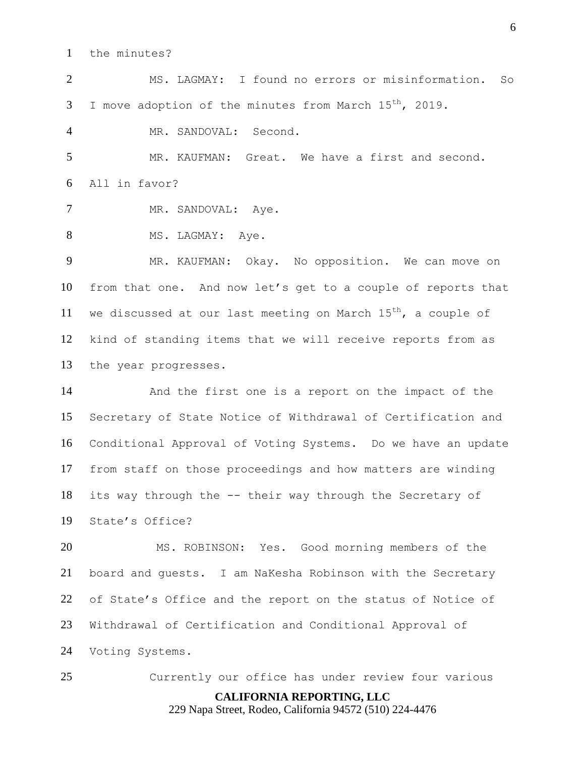the minutes?

MS. LAGMAY: I found no errors or misinformation. So I move adoption of the minutes from March 15th, 2019.

MR. SANDOVAL: Second.

MR. KAUFMAN: Great. We have a first and second. All in favor?

MR. SANDOVAL: Aye.

MS. LAGMAY: Aye.

MR. KAUFMAN: Okay. No opposition. We can move on from that one. And now let's get to a couple of reports that we discussed at our last meeting on March 15th, a couple of kind of standing items that we will receive reports from as the year progresses.

And the first one is a report on the impact of the Secretary of State Notice of Withdrawal of Certification and Conditional Approval of Voting Systems. Do we have an update from staff on those proceedings and how matters are winding its way through the -- their way through the Secretary of State's Office?

MS. ROBINSON: Yes. Good morning members of the board and guests. I am NaKesha Robinson with the Secretary of State's Office and the report on the status of Notice of Withdrawal of Certification and Conditional Approval of Voting Systems.

Currently our office has under review four various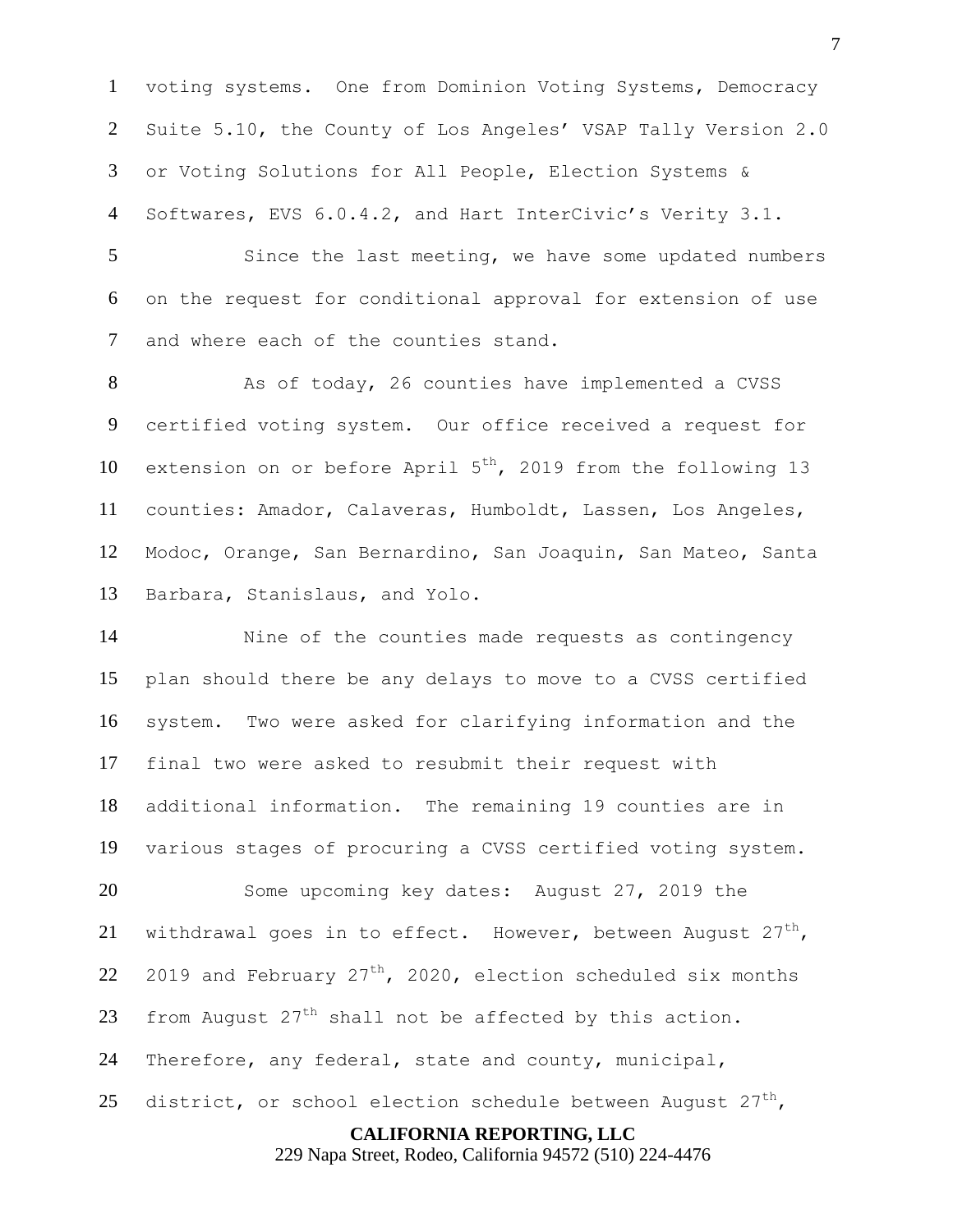voting systems. One from Dominion Voting Systems, Democracy Suite 5.10, the County of Los Angeles' VSAP Tally Version 2.0 or Voting Solutions for All People, Election Systems & Softwares, EVS 6.0.4.2, and Hart InterCivic's Verity 3.1.

Since the last meeting, we have some updated numbers on the request for conditional approval for extension of use and where each of the counties stand.

As of today, 26 counties have implemented a CVSS certified voting system. Our office received a request for extension on or before April 5th, 2019 from the following 13 counties: Amador, Calaveras, Humboldt, Lassen, Los Angeles, Modoc, Orange, San Bernardino, San Joaquin, San Mateo, Santa Barbara, Stanislaus, and Yolo.

Nine of the counties made requests as contingency plan should there be any delays to move to a CVSS certified system. Two were asked for clarifying information and the final two were asked to resubmit their request with additional information. The remaining 19 counties are in various stages of procuring a CVSS certified voting system.

Some upcoming key dates: August 27, 2019 the withdrawal goes in to effect. However, between August 27th, 2019 and February 27th, 2020, election scheduled six months from August 27th shall not be affected by this action. Therefore, any federal, state and county, municipal, district, or school election schedule between August 27th,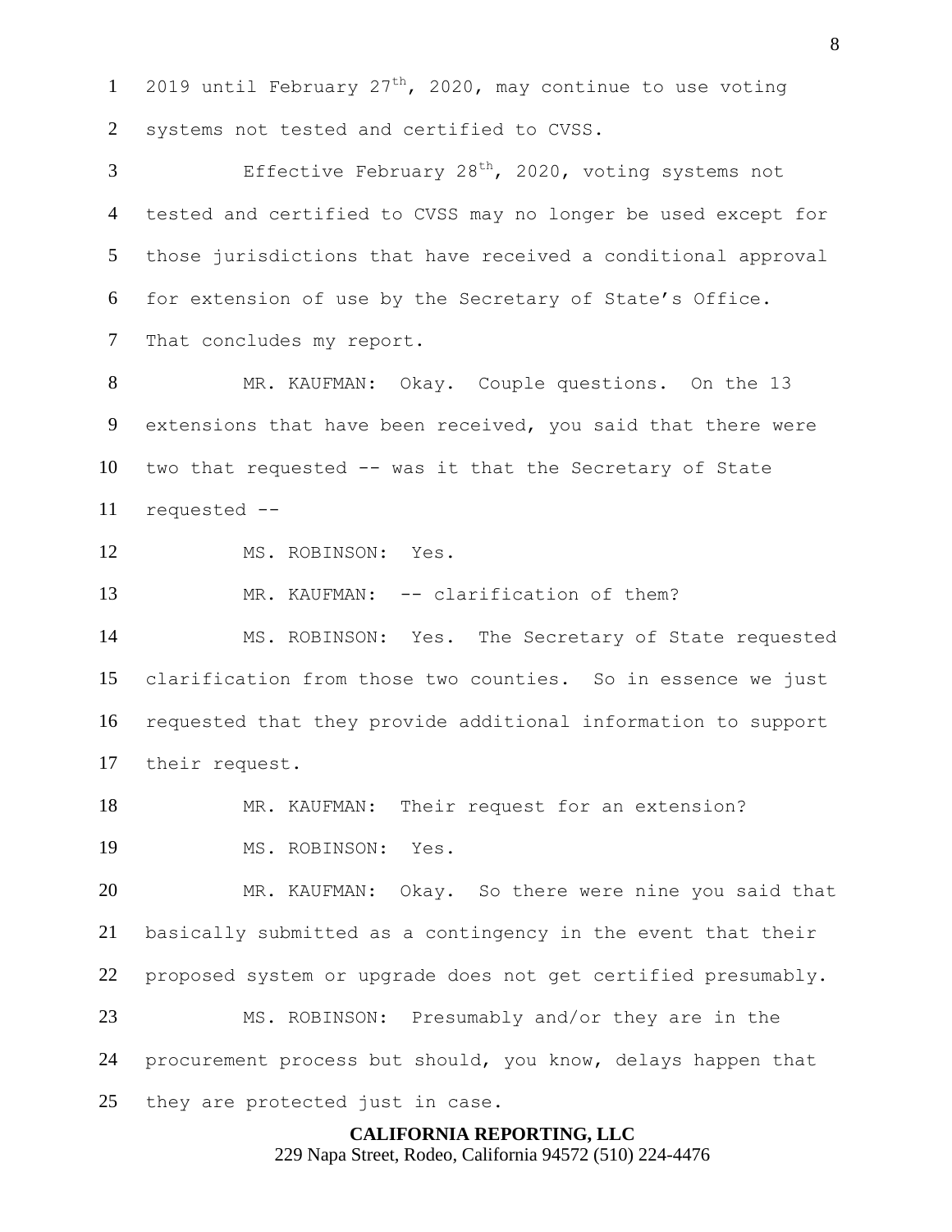2019 until February 27th, 2020, may continue to use voting systems not tested and certified to CVSS.

Effective February 28th, 2020, voting systems not tested and certified to CVSS may no longer be used except for those jurisdictions that have received a conditional approval for extension of use by the Secretary of State's Office. That concludes my report.

MR. KAUFMAN: Okay. Couple questions. On the 13 extensions that have been received, you said that there were two that requested -- was it that the Secretary of State requested --

MS. ROBINSON: Yes.

MR. KAUFMAN: -- clarification of them?

MS. ROBINSON: Yes. The Secretary of State requested clarification from those two counties. So in essence we just requested that they provide additional information to support their request.

MR. KAUFMAN: Their request for an extension?

MS. ROBINSON: Yes.

MR. KAUFMAN: Okay. So there were nine you said that basically submitted as a contingency in the event that their proposed system or upgrade does not get certified presumably.

MS. ROBINSON: Presumably and/or they are in the procurement process but should, you know, delays happen that they are protected just in case.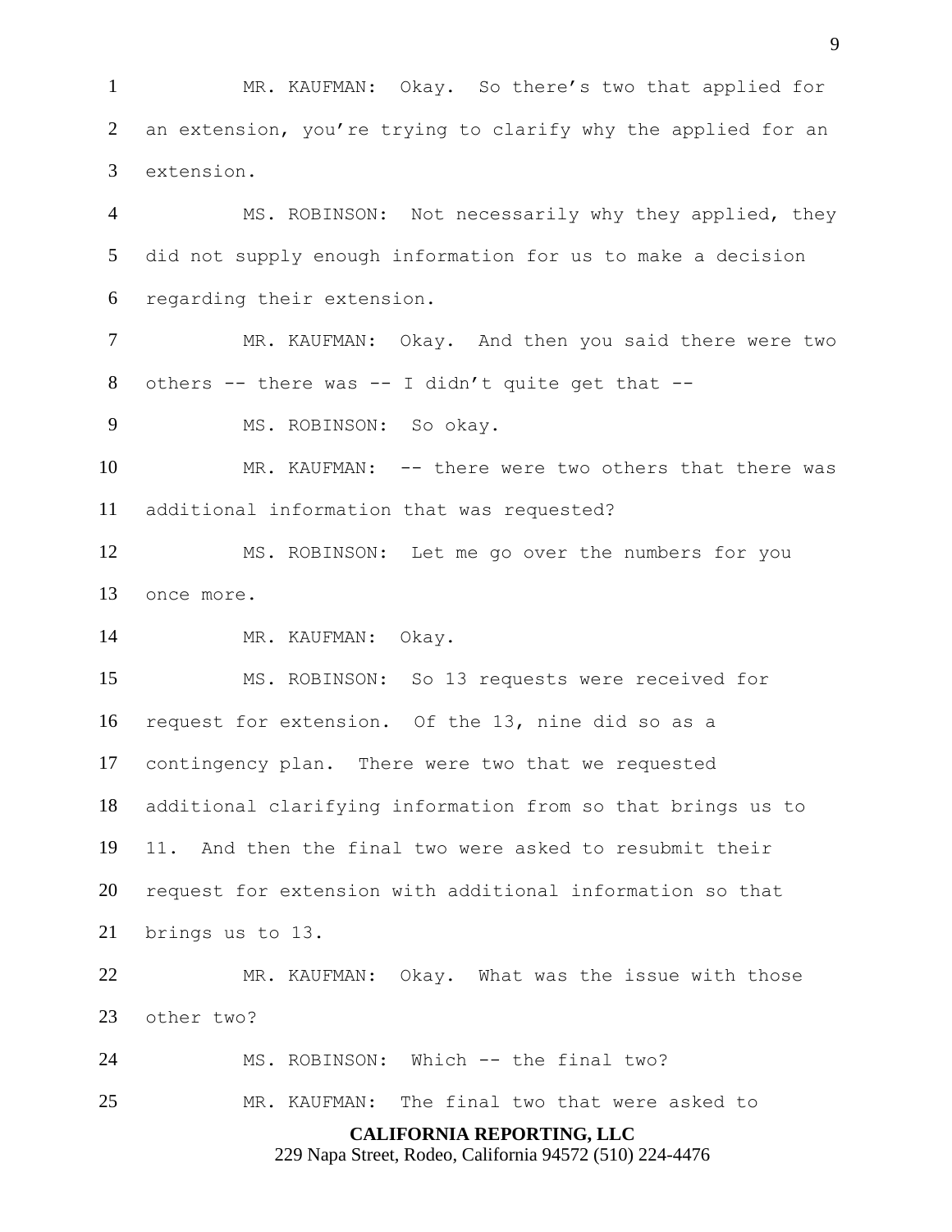MR. KAUFMAN: Okay. So there's two that applied for an extension, you're trying to clarify why the applied for an extension.

MS. ROBINSON: Not necessarily why they applied, they did not supply enough information for us to make a decision regarding their extension.

MR. KAUFMAN: Okay. And then you said there were two others -- there was -- I didn't quite get that --

MS. ROBINSON: So okay.

MR. KAUFMAN: -- there were two others that there was additional information that was requested?

MS. ROBINSON: Let me go over the numbers for you once more.

MR. KAUFMAN: Okay.

MS. ROBINSON: So 13 requests were received for request for extension. Of the 13, nine did so as a contingency plan. There were two that we requested additional clarifying information from so that brings us to 11. And then the final two were asked to resubmit their request for extension with additional information so that brings us to 13.

MR. KAUFMAN: Okay. What was the issue with those other two?

MS. ROBINSON: Which -- the final two?

MR. KAUFMAN: The final two that were asked to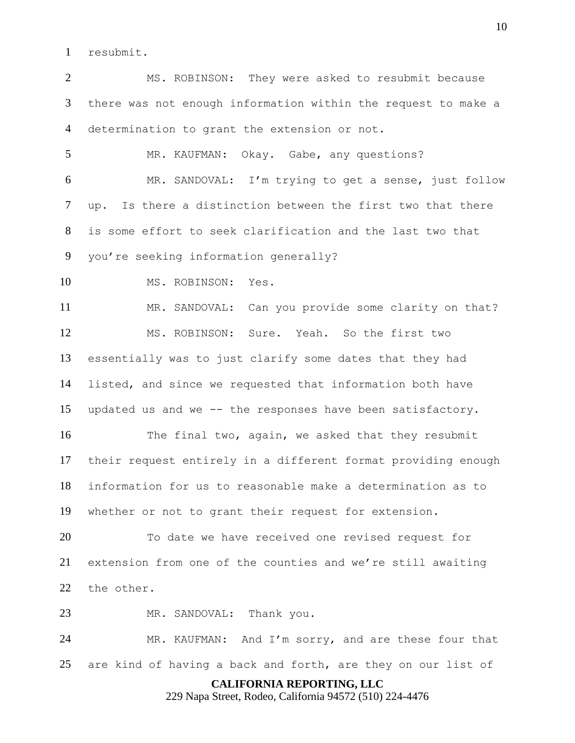resubmit.

MS. ROBINSON: They were asked to resubmit because there was not enough information within the request to make a determination to grant the extension or not.

MR. KAUFMAN: Okay. Gabe, any questions?

MR. SANDOVAL: I'm trying to get a sense, just follow up. Is there a distinction between the first two that there is some effort to seek clarification and the last two that you're seeking information generally?

MS. ROBINSON: Yes.

MR. SANDOVAL: Can you provide some clarity on that?

MS. ROBINSON: Sure. Yeah. So the first two essentially was to just clarify some dates that they had listed, and since we requested that information both have updated us and we -- the responses have been satisfactory.

The final two, again, we asked that they resubmit their request entirely in a different format providing enough information for us to reasonable make a determination as to whether or not to grant their request for extension.

To date we have received one revised request for extension from one of the counties and we're still awaiting the other.

MR. SANDOVAL: Thank you.

MR. KAUFMAN: And I'm sorry, and are these four that are kind of having a back and forth, are they on our list of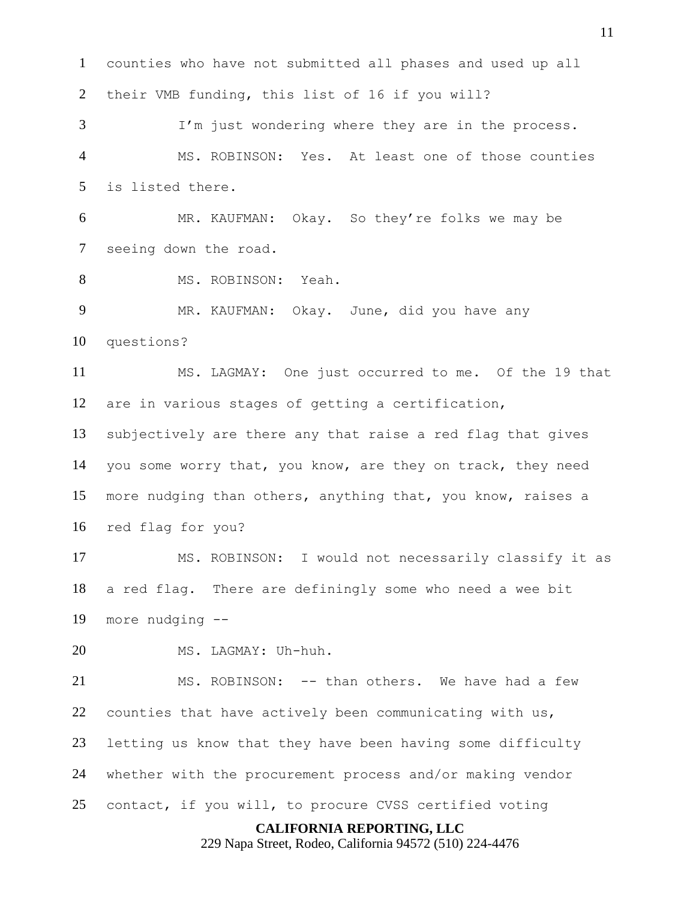counties who have not submitted all phases and used up all their VMB funding, this list of 16 if you will?

I'm just wondering where they are in the process.

MS. ROBINSON: Yes. At least one of those counties is listed there.

MR. KAUFMAN: Okay. So they're folks we may be seeing down the road.

MS. ROBINSON: Yeah.

MR. KAUFMAN: Okay. June, did you have any questions?

MS. LAGMAY: One just occurred to me. Of the 19 that are in various stages of getting a certification, subjectively are there any that raise a red flag that gives you some worry that, you know, are they on track, they need more nudging than others, anything that, you know, raises a red flag for you?

MS. ROBINSON: I would not necessarily classify it as a red flag. There are definingly some who need a wee bit more nudging --

MS. LAGMAY: Uh-huh.

MS. ROBINSON: -- than others. We have had a few counties that have actively been communicating with us, letting us know that they have been having some difficulty whether with the procurement process and/or making vendor contact, if you will, to procure CVSS certified voting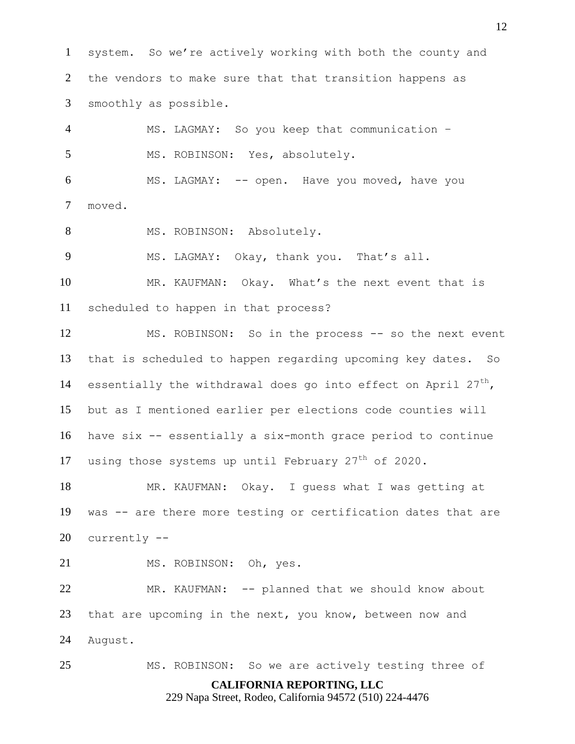system. So we're actively working with both the county and the vendors to make sure that that transition happens as smoothly as possible.

MS. LAGMAY: So you keep that communication –

MS. ROBINSON: Yes, absolutely.

MS. LAGMAY: -- open. Have you moved, have you moved.

MS. ROBINSON: Absolutely.

MS. LAGMAY: Okay, thank you. That's all.

MR. KAUFMAN: Okay. What's the next event that is scheduled to happen in that process?

MS. ROBINSON: So in the process -- so the next event that is scheduled to happen regarding upcoming key dates. So essentially the withdrawal does go into effect on April 27th, but as I mentioned earlier per elections code counties will have six -- essentially a six-month grace period to continue using those systems up until February 27th of 2020.

MR. KAUFMAN: Okay. I guess what I was getting at was -- are there more testing or certification dates that are currently --

MS. ROBINSON: Oh, yes.

MR. KAUFMAN: -- planned that we should know about that are upcoming in the next, you know, between now and August.

MS. ROBINSON: So we are actively testing three of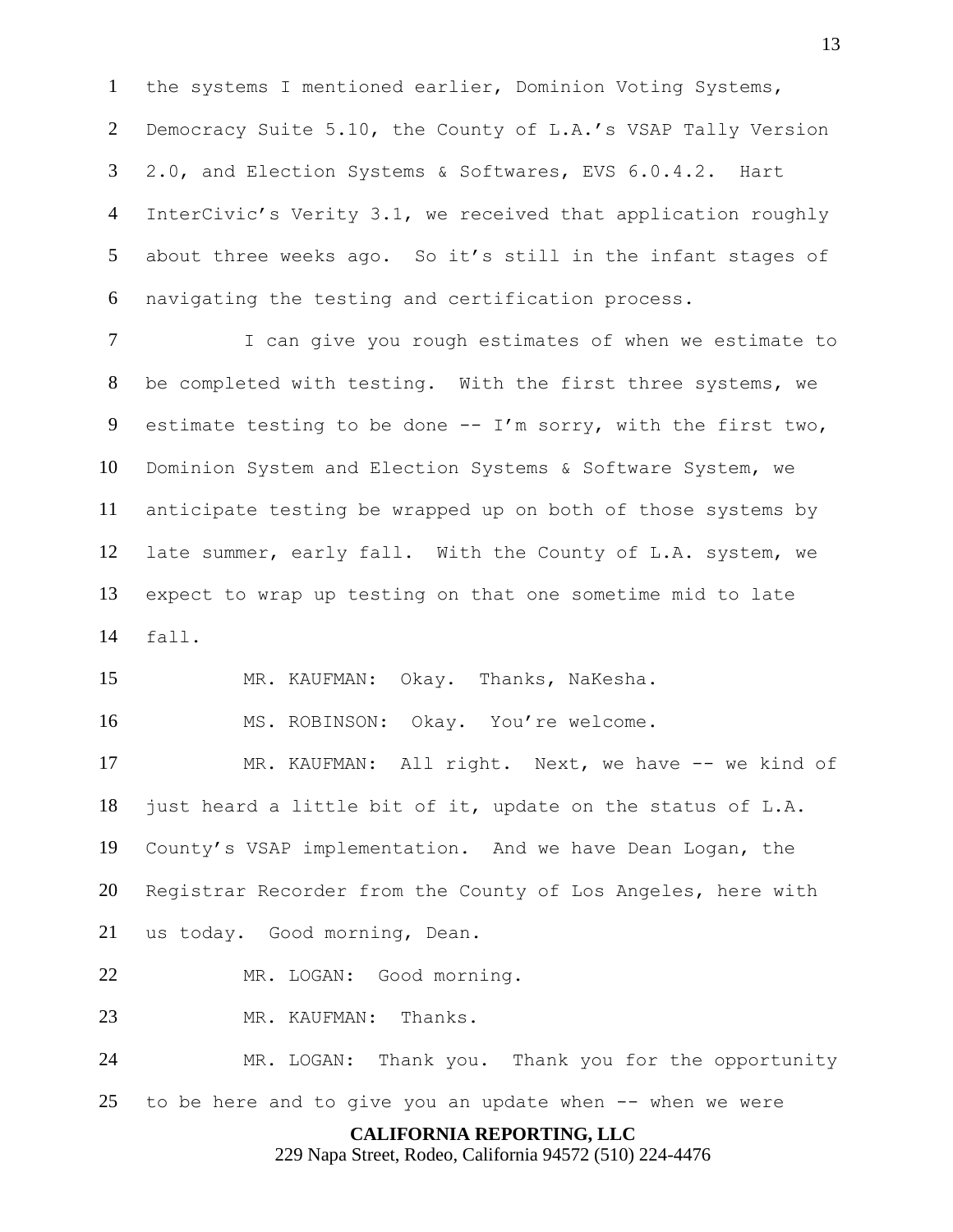the systems I mentioned earlier, Dominion Voting Systems, Democracy Suite 5.10, the County of L.A.'s VSAP Tally Version 2.0, and Election Systems & Softwares, EVS 6.0.4.2. Hart InterCivic's Verity 3.1, we received that application roughly about three weeks ago. So it's still in the infant stages of navigating the testing and certification process.

I can give you rough estimates of when we estimate to be completed with testing. With the first three systems, we estimate testing to be done -- I'm sorry, with the first two, Dominion System and Election Systems & Software System, we anticipate testing be wrapped up on both of those systems by late summer, early fall. With the County of L.A. system, we expect to wrap up testing on that one sometime mid to late fall.

MR. KAUFMAN: Okay. Thanks, NaKesha.

MS. ROBINSON: Okay. You're welcome.

MR. KAUFMAN: All right. Next, we have -- we kind of just heard a little bit of it, update on the status of L.A. County's VSAP implementation. And we have Dean Logan, the Registrar Recorder from the County of Los Angeles, here with us today. Good morning, Dean.

MR. LOGAN: Good morning.

MR. KAUFMAN: Thanks.

MR. LOGAN: Thank you. Thank you for the opportunity to be here and to give you an update when -- when we were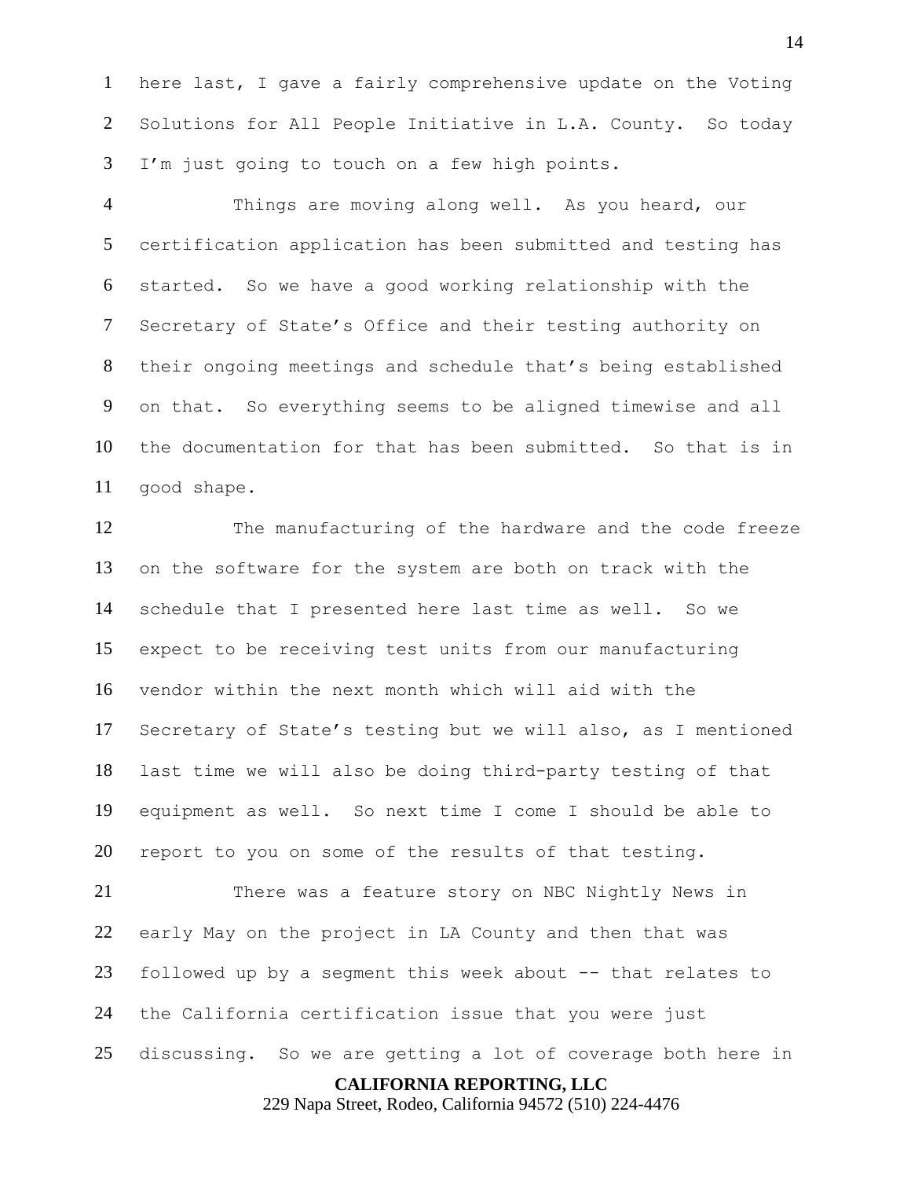here last, I gave a fairly comprehensive update on the Voting Solutions for All People Initiative in L.A. County. So today I'm just going to touch on a few high points.

Things are moving along well. As you heard, our certification application has been submitted and testing has started. So we have a good working relationship with the Secretary of State's Office and their testing authority on their ongoing meetings and schedule that's being established on that. So everything seems to be aligned timewise and all the documentation for that has been submitted. So that is in good shape.

The manufacturing of the hardware and the code freeze on the software for the system are both on track with the schedule that I presented here last time as well. So we expect to be receiving test units from our manufacturing vendor within the next month which will aid with the Secretary of State's testing but we will also, as I mentioned last time we will also be doing third-party testing of that equipment as well. So next time I come I should be able to report to you on some of the results of that testing.

There was a feature story on NBC Nightly News in early May on the project in LA County and then that was followed up by a segment this week about -- that relates to the California certification issue that you were just discussing. So we are getting a lot of coverage both here in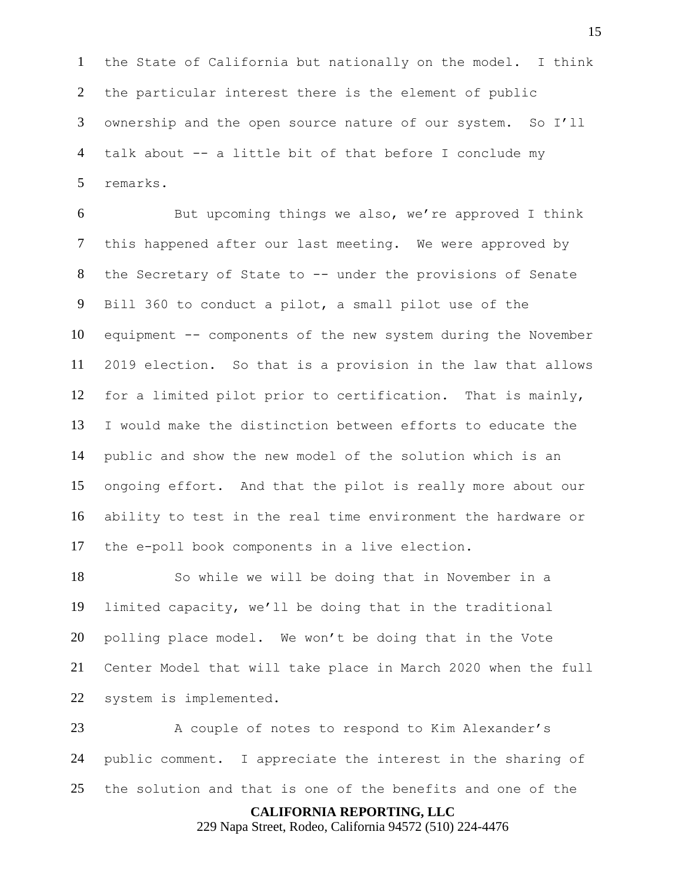the State of California but nationally on the model. I think the particular interest there is the element of public ownership and the open source nature of our system. So I'll talk about -- a little bit of that before I conclude my remarks.

But upcoming things we also, we're approved I think this happened after our last meeting. We were approved by the Secretary of State to -- under the provisions of Senate Bill 360 to conduct a pilot, a small pilot use of the equipment -- components of the new system during the November 2019 election. So that is a provision in the law that allows for a limited pilot prior to certification. That is mainly, I would make the distinction between efforts to educate the public and show the new model of the solution which is an ongoing effort. And that the pilot is really more about our ability to test in the real time environment the hardware or the e-poll book components in a live election.

So while we will be doing that in November in a limited capacity, we'll be doing that in the traditional polling place model. We won't be doing that in the Vote Center Model that will take place in March 2020 when the full system is implemented.

A couple of notes to respond to Kim Alexander's public comment. I appreciate the interest in the sharing of the solution and that is one of the benefits and one of the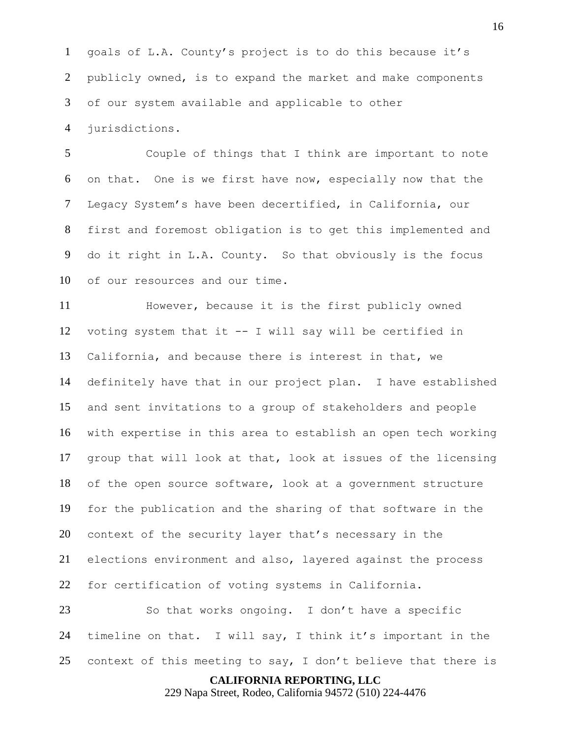goals of L.A. County's project is to do this because it's publicly owned, is to expand the market and make components of our system available and applicable to other jurisdictions.

Couple of things that I think are important to note on that. One is we first have now, especially now that the Legacy System's have been decertified, in California, our first and foremost obligation is to get this implemented and do it right in L.A. County. So that obviously is the focus of our resources and our time.

However, because it is the first publicly owned voting system that it -- I will say will be certified in California, and because there is interest in that, we definitely have that in our project plan. I have established and sent invitations to a group of stakeholders and people with expertise in this area to establish an open tech working group that will look at that, look at issues of the licensing of the open source software, look at a government structure for the publication and the sharing of that software in the context of the security layer that's necessary in the elections environment and also, layered against the process for certification of voting systems in California.

So that works ongoing. I don't have a specific timeline on that. I will say, I think it's important in the context of this meeting to say, I don't believe that there is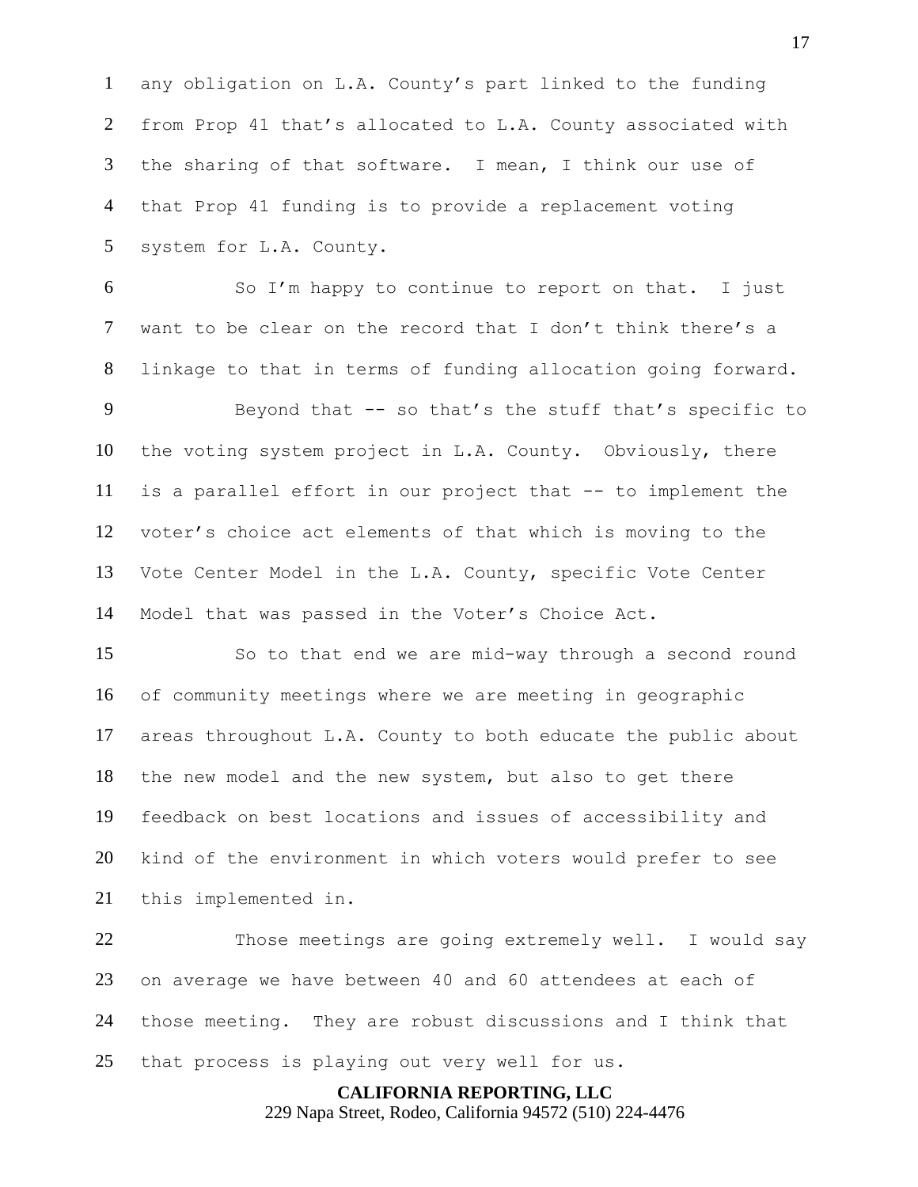any obligation on L.A. County's part linked to the funding from Prop 41 that's allocated to L.A. County associated with the sharing of that software. I mean, I think our use of that Prop 41 funding is to provide a replacement voting system for L.A. County.

So I'm happy to continue to report on that. I just want to be clear on the record that I don't think there's a linkage to that in terms of funding allocation going forward.

Beyond that -- so that's the stuff that's specific to the voting system project in L.A. County. Obviously, there is a parallel effort in our project that -- to implement the voter's choice act elements of that which is moving to the Vote Center Model in the L.A. County, specific Vote Center Model that was passed in the Voter's Choice Act.

So to that end we are mid-way through a second round of community meetings where we are meeting in geographic areas throughout L.A. County to both educate the public about the new model and the new system, but also to get there feedback on best locations and issues of accessibility and kind of the environment in which voters would prefer to see this implemented in.

Those meetings are going extremely well. I would say on average we have between 40 and 60 attendees at each of those meeting. They are robust discussions and I think that that process is playing out very well for us.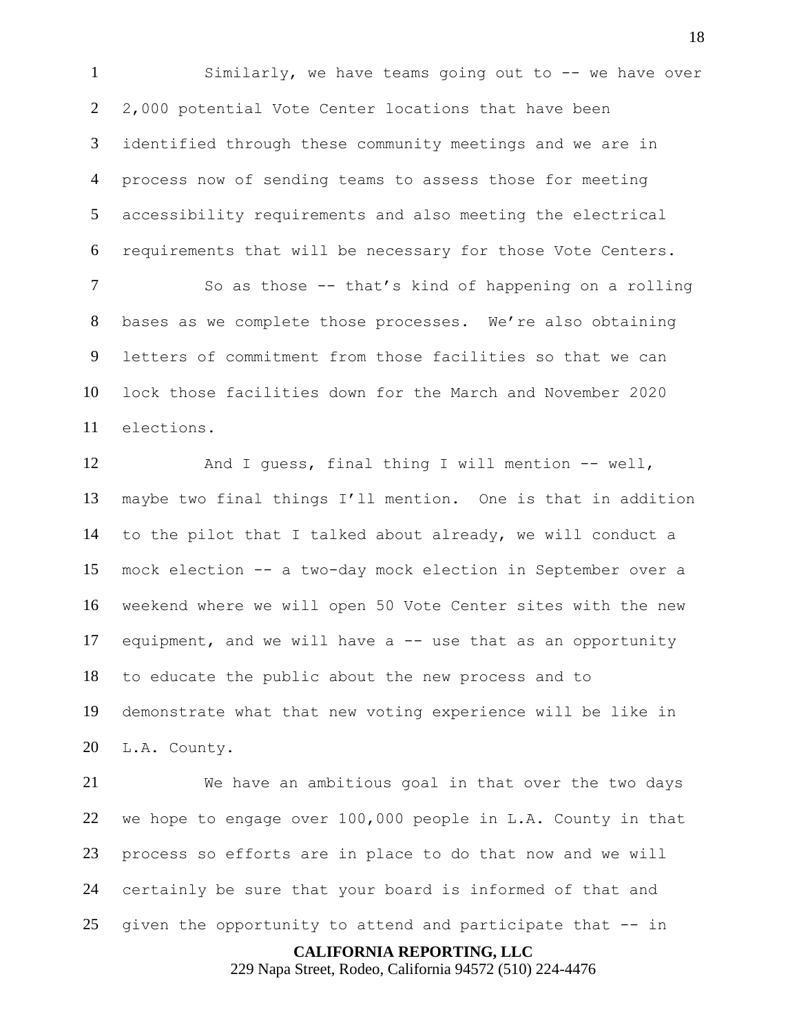Similarly, we have teams going out to -- we have over 2,000 potential Vote Center locations that have been identified through these community meetings and we are in process now of sending teams to assess those for meeting accessibility requirements and also meeting the electrical requirements that will be necessary for those Vote Centers.

So as those -- that's kind of happening on a rolling bases as we complete those processes. We're also obtaining letters of commitment from those facilities so that we can lock those facilities down for the March and November 2020 elections.

And I guess, final thing I will mention -- well, maybe two final things I'll mention. One is that in addition to the pilot that I talked about already, we will conduct a mock election -- a two-day mock election in September over a weekend where we will open 50 Vote Center sites with the new equipment, and we will have a -- use that as an opportunity to educate the public about the new process and to demonstrate what that new voting experience will be like in L.A. County.

We have an ambitious goal in that over the two days we hope to engage over 100,000 people in L.A. County in that process so efforts are in place to do that now and we will certainly be sure that your board is informed of that and given the opportunity to attend and participate that -- in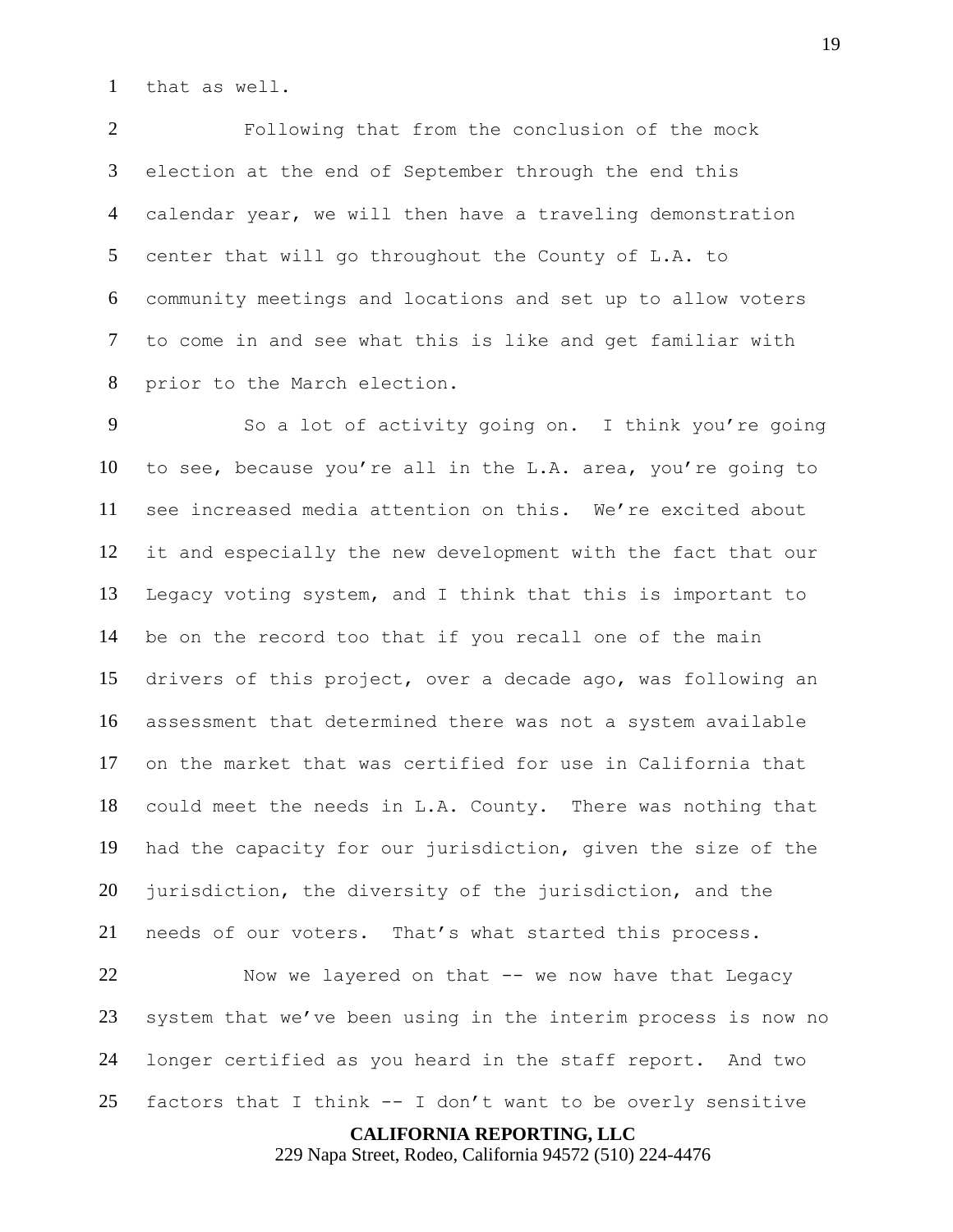that as well.

Following that from the conclusion of the mock election at the end of September through the end this calendar year, we will then have a traveling demonstration center that will go throughout the County of L.A. to community meetings and locations and set up to allow voters to come in and see what this is like and get familiar with prior to the March election.

So a lot of activity going on. I think you're going to see, because you're all in the L.A. area, you're going to see increased media attention on this. We're excited about it and especially the new development with the fact that our Legacy voting system, and I think that this is important to be on the record too that if you recall one of the main drivers of this project, over a decade ago, was following an assessment that determined there was not a system available on the market that was certified for use in California that could meet the needs in L.A. County. There was nothing that had the capacity for our jurisdiction, given the size of the jurisdiction, the diversity of the jurisdiction, and the needs of our voters. That's what started this process.

Now we layered on that -- we now have that Legacy system that we've been using in the interim process is now no longer certified as you heard in the staff report. And two factors that I think -- I don't want to be overly sensitive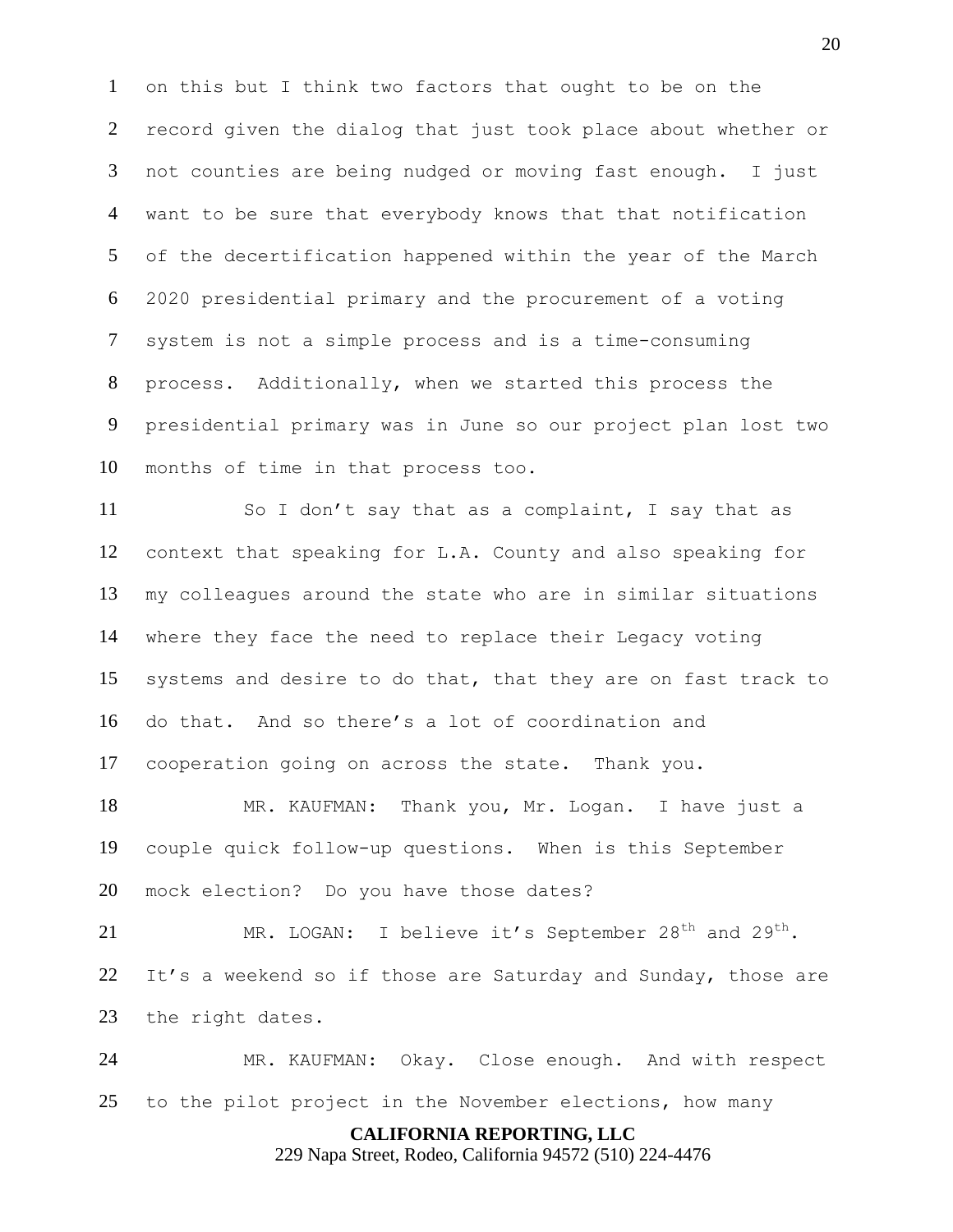on this but I think two factors that ought to be on the record given the dialog that just took place about whether or not counties are being nudged or moving fast enough. I just want to be sure that everybody knows that that notification of the decertification happened within the year of the March 2020 presidential primary and the procurement of a voting system is not a simple process and is a time-consuming process. Additionally, when we started this process the presidential primary was in June so our project plan lost two months of time in that process too.

So I don't say that as a complaint, I say that as context that speaking for L.A. County and also speaking for my colleagues around the state who are in similar situations where they face the need to replace their Legacy voting systems and desire to do that, that they are on fast track to do that. And so there's a lot of coordination and cooperation going on across the state. Thank you.

MR. KAUFMAN: Thank you, Mr. Logan. I have just a couple quick follow-up questions. When is this September mock election? Do you have those dates?

MR. LOGAN: I believe it's September 28th and 29th. It's a weekend so if those are Saturday and Sunday, those are the right dates.

MR. KAUFMAN: Okay. Close enough. And with respect to the pilot project in the November elections, how many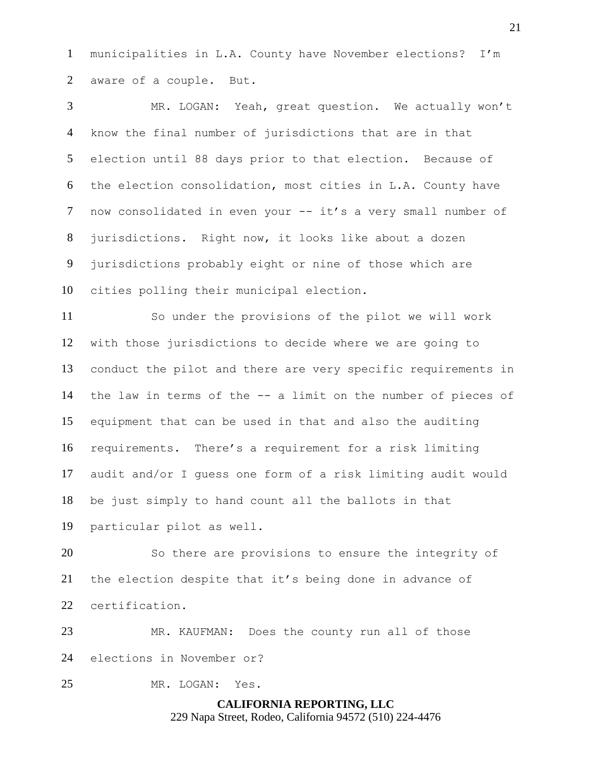municipalities in L.A. County have November elections? I'm aware of a couple. But.

MR. LOGAN: Yeah, great question. We actually won't know the final number of jurisdictions that are in that election until 88 days prior to that election. Because of the election consolidation, most cities in L.A. County have now consolidated in even your -- it's a very small number of jurisdictions. Right now, it looks like about a dozen jurisdictions probably eight or nine of those which are cities polling their municipal election.

So under the provisions of the pilot we will work with those jurisdictions to decide where we are going to conduct the pilot and there are very specific requirements in the law in terms of the -- a limit on the number of pieces of equipment that can be used in that and also the auditing requirements. There's a requirement for a risk limiting audit and/or I guess one form of a risk limiting audit would be just simply to hand count all the ballots in that particular pilot as well.

So there are provisions to ensure the integrity of the election despite that it's being done in advance of certification.

MR. KAUFMAN: Does the county run all of those elections in November or?

MR. LOGAN: Yes.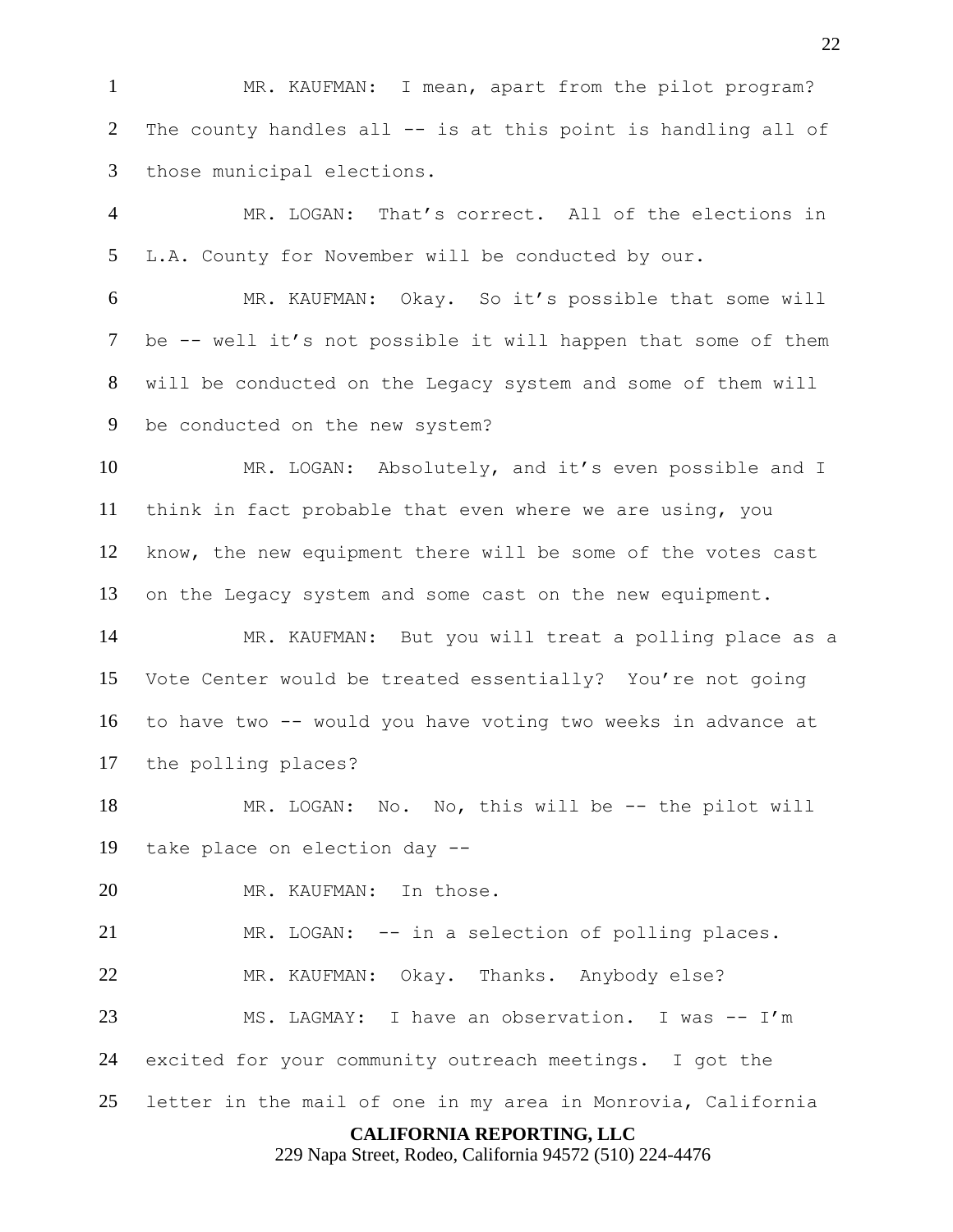MR. KAUFMAN: I mean, apart from the pilot program? The county handles all -- is at this point is handling all of those municipal elections.

MR. LOGAN: That's correct. All of the elections in L.A. County for November will be conducted by our.

MR. KAUFMAN: Okay. So it's possible that some will be -- well it's not possible it will happen that some of them will be conducted on the Legacy system and some of them will be conducted on the new system?

MR. LOGAN: Absolutely, and it's even possible and I think in fact probable that even where we are using, you know, the new equipment there will be some of the votes cast on the Legacy system and some cast on the new equipment.

MR. KAUFMAN: But you will treat a polling place as a Vote Center would be treated essentially? You're not going to have two -- would you have voting two weeks in advance at the polling places?

MR. LOGAN: No. No, this will be -- the pilot will take place on election day --

MR. KAUFMAN: In those.

MR. LOGAN: -- in a selection of polling places.

MR. KAUFMAN: Okay. Thanks. Anybody else?

MS. LAGMAY: I have an observation. I was -- I'm excited for your community outreach meetings. I got the letter in the mail of one in my area in Monrovia, California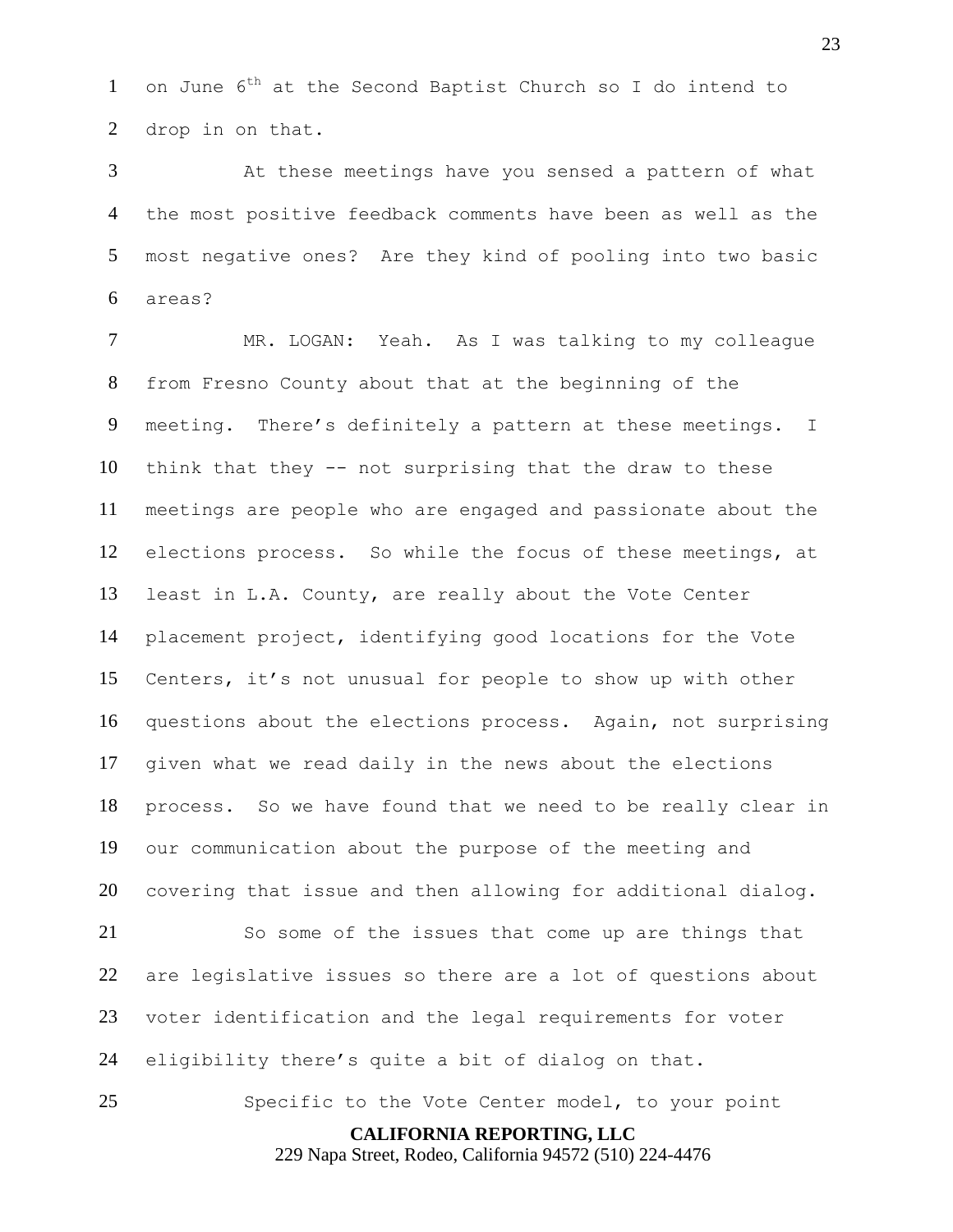on June 6th at the Second Baptist Church so I do intend to drop in on that.

At these meetings have you sensed a pattern of what the most positive feedback comments have been as well as the most negative ones? Are they kind of pooling into two basic areas?

MR. LOGAN: Yeah. As I was talking to my colleague from Fresno County about that at the beginning of the meeting. There's definitely a pattern at these meetings. I think that they -- not surprising that the draw to these meetings are people who are engaged and passionate about the elections process. So while the focus of these meetings, at least in L.A. County, are really about the Vote Center placement project, identifying good locations for the Vote Centers, it's not unusual for people to show up with other questions about the elections process. Again, not surprising given what we read daily in the news about the elections process. So we have found that we need to be really clear in our communication about the purpose of the meeting and covering that issue and then allowing for additional dialog.

So some of the issues that come up are things that are legislative issues so there are a lot of questions about voter identification and the legal requirements for voter eligibility there's quite a bit of dialog on that.

Specific to the Vote Center model, to your point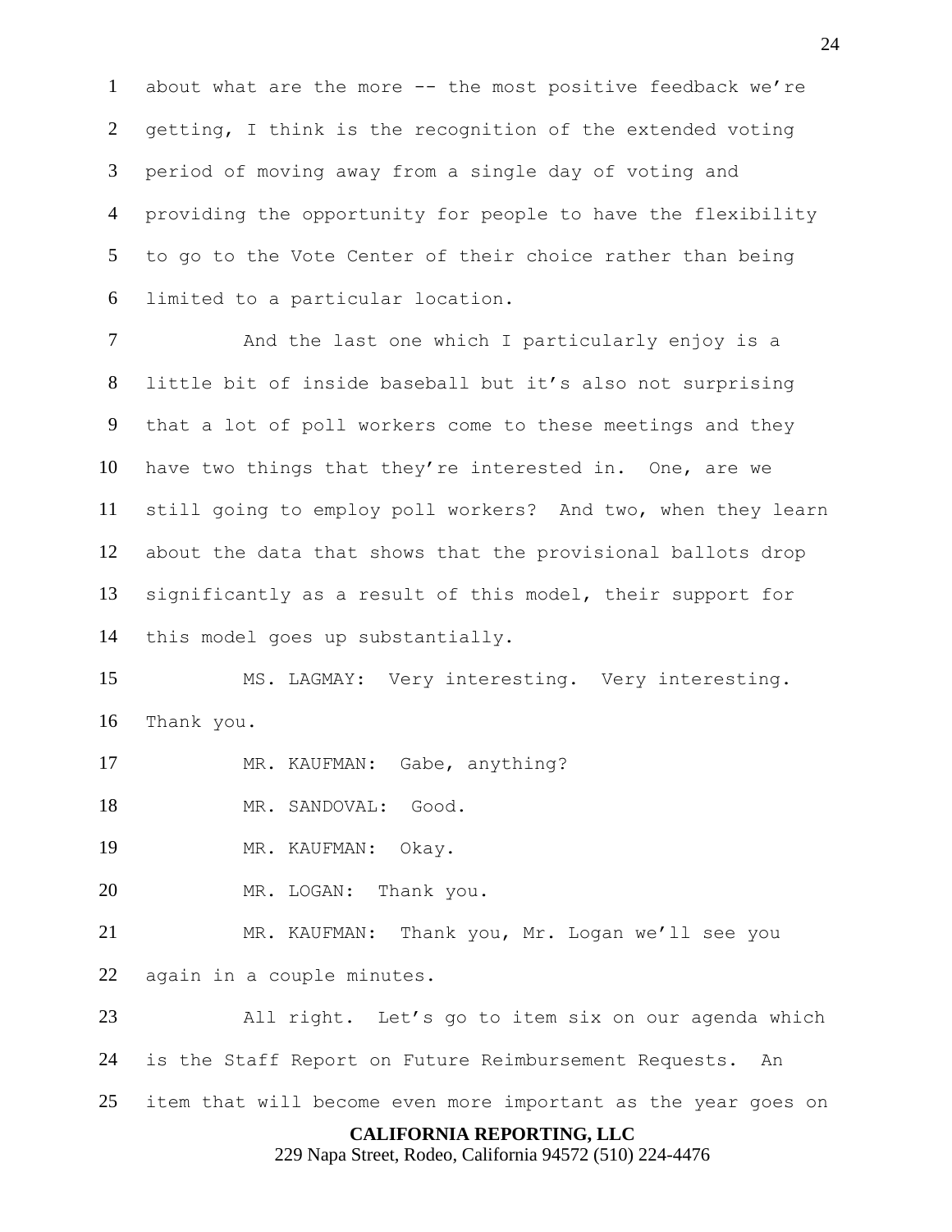about what are the more -- the most positive feedback we're getting, I think is the recognition of the extended voting period of moving away from a single day of voting and providing the opportunity for people to have the flexibility to go to the Vote Center of their choice rather than being limited to a particular location.

And the last one which I particularly enjoy is a little bit of inside baseball but it's also not surprising that a lot of poll workers come to these meetings and they have two things that they're interested in. One, are we still going to employ poll workers? And two, when they learn about the data that shows that the provisional ballots drop significantly as a result of this model, their support for this model goes up substantially.

MS. LAGMAY: Very interesting. Very interesting. Thank you.

MR. KAUFMAN: Gabe, anything?

MR. SANDOVAL: Good.

MR. KAUFMAN: Okay.

MR. LOGAN: Thank you.

MR. KAUFMAN: Thank you, Mr. Logan we'll see you again in a couple minutes.

All right. Let's go to item six on our agenda which is the Staff Report on Future Reimbursement Requests. An item that will become even more important as the year goes on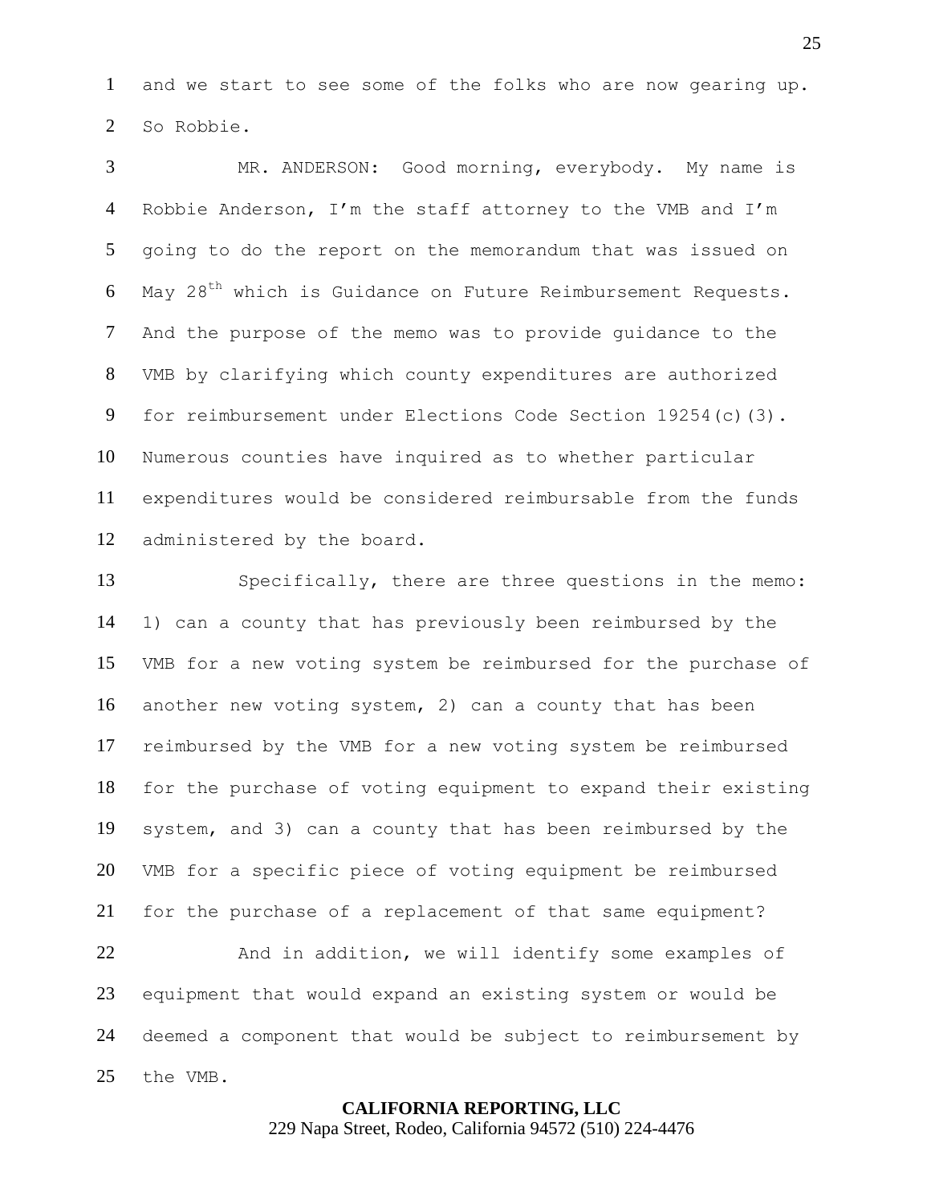and we start to see some of the folks who are now gearing up. So Robbie.

MR. ANDERSON: Good morning, everybody. My name is Robbie Anderson, I'm the staff attorney to the VMB and I'm going to do the report on the memorandum that was issued on May 28th which is Guidance on Future Reimbursement Requests. And the purpose of the memo was to provide guidance to the VMB by clarifying which county expenditures are authorized for reimbursement under Elections Code Section 19254(c)(3). Numerous counties have inquired as to whether particular expenditures would be considered reimbursable from the funds administered by the board.

Specifically, there are three questions in the memo: 1) can a county that has previously been reimbursed by the VMB for a new voting system be reimbursed for the purchase of another new voting system, 2) can a county that has been reimbursed by the VMB for a new voting system be reimbursed for the purchase of voting equipment to expand their existing system, and 3) can a county that has been reimbursed by the VMB for a specific piece of voting equipment be reimbursed for the purchase of a replacement of that same equipment?

And in addition, we will identify some examples of equipment that would expand an existing system or would be deemed a component that would be subject to reimbursement by the VMB.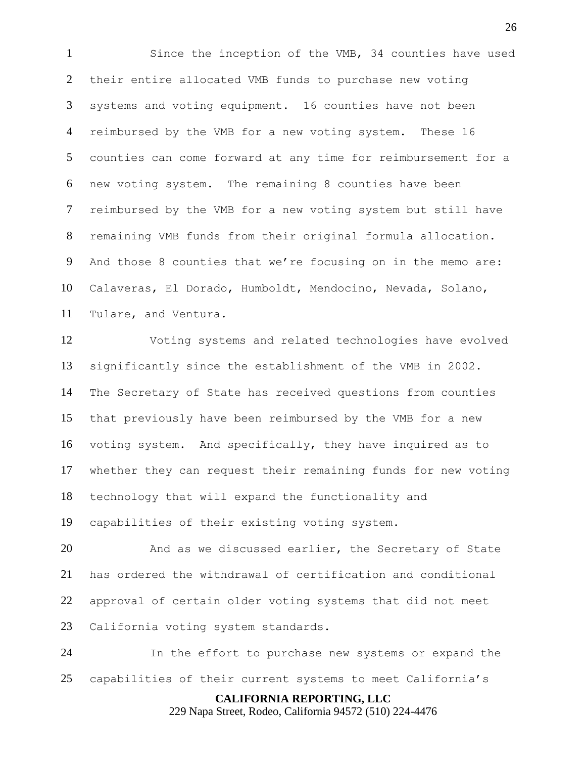Since the inception of the VMB, 34 counties have used their entire allocated VMB funds to purchase new voting systems and voting equipment. 16 counties have not been reimbursed by the VMB for a new voting system. These 16 counties can come forward at any time for reimbursement for a new voting system. The remaining 8 counties have been reimbursed by the VMB for a new voting system but still have remaining VMB funds from their original formula allocation. And those 8 counties that we're focusing on in the memo are: Calaveras, El Dorado, Humboldt, Mendocino, Nevada, Solano, Tulare, and Ventura.

Voting systems and related technologies have evolved significantly since the establishment of the VMB in 2002. The Secretary of State has received questions from counties that previously have been reimbursed by the VMB for a new voting system. And specifically, they have inquired as to whether they can request their remaining funds for new voting technology that will expand the functionality and capabilities of their existing voting system.

And as we discussed earlier, the Secretary of State has ordered the withdrawal of certification and conditional approval of certain older voting systems that did not meet California voting system standards.

In the effort to purchase new systems or expand the capabilities of their current systems to meet California's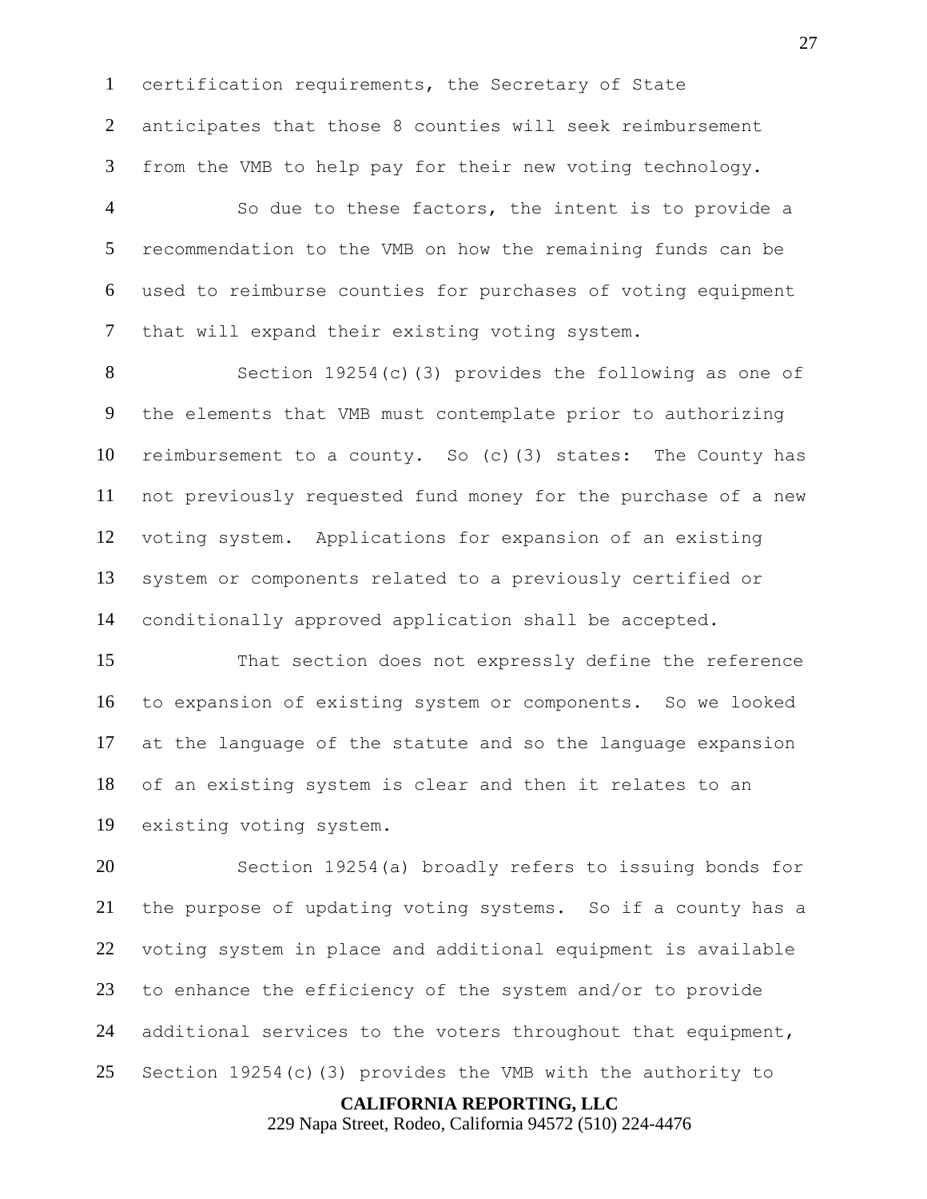certification requirements, the Secretary of State anticipates that those 8 counties will seek reimbursement from the VMB to help pay for their new voting technology.

So due to these factors, the intent is to provide a recommendation to the VMB on how the remaining funds can be used to reimburse counties for purchases of voting equipment that will expand their existing voting system.

Section 19254(c)(3) provides the following as one of the elements that VMB must contemplate prior to authorizing reimbursement to a county. So (c)(3) states: The County has not previously requested fund money for the purchase of a new voting system. Applications for expansion of an existing system or components related to a previously certified or conditionally approved application shall be accepted.

That section does not expressly define the reference to expansion of existing system or components. So we looked at the language of the statute and so the language expansion of an existing system is clear and then it relates to an existing voting system.

Section 19254(a) broadly refers to issuing bonds for the purpose of updating voting systems. So if a county has a voting system in place and additional equipment is available to enhance the efficiency of the system and/or to provide additional services to the voters throughout that equipment, Section 19254(c)(3) provides the VMB with the authority to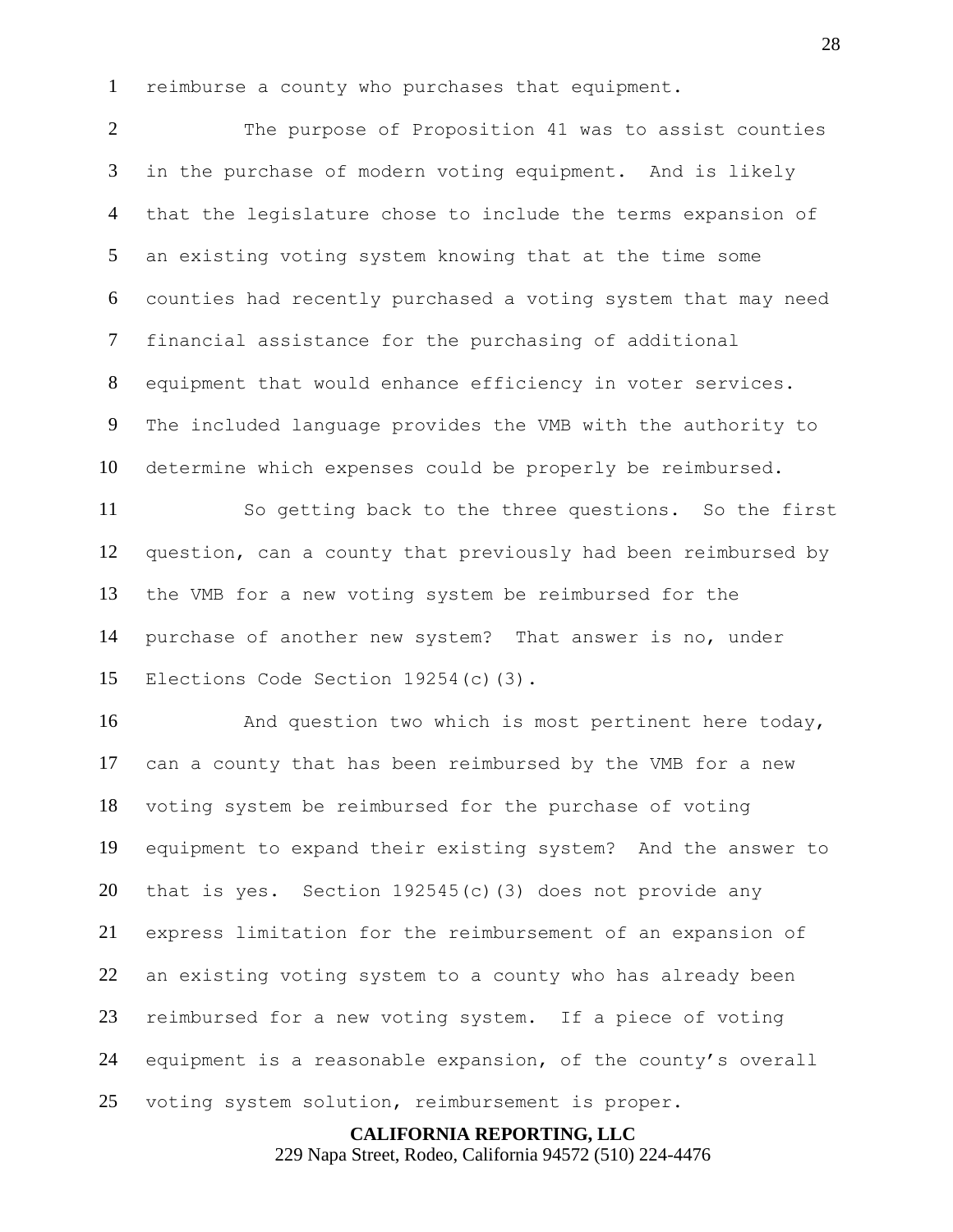reimburse a county who purchases that equipment.

The purpose of Proposition 41 was to assist counties in the purchase of modern voting equipment. And is likely that the legislature chose to include the terms expansion of an existing voting system knowing that at the time some counties had recently purchased a voting system that may need financial assistance for the purchasing of additional equipment that would enhance efficiency in voter services. The included language provides the VMB with the authority to determine which expenses could be properly be reimbursed.

So getting back to the three questions. So the first question, can a county that previously had been reimbursed by the VMB for a new voting system be reimbursed for the purchase of another new system? That answer is no, under Elections Code Section 19254(c)(3).

And question two which is most pertinent here today, can a county that has been reimbursed by the VMB for a new voting system be reimbursed for the purchase of voting equipment to expand their existing system? And the answer to that is yes. Section 192545(c)(3) does not provide any express limitation for the reimbursement of an expansion of an existing voting system to a county who has already been reimbursed for a new voting system. If a piece of voting equipment is a reasonable expansion, of the county's overall voting system solution, reimbursement is proper.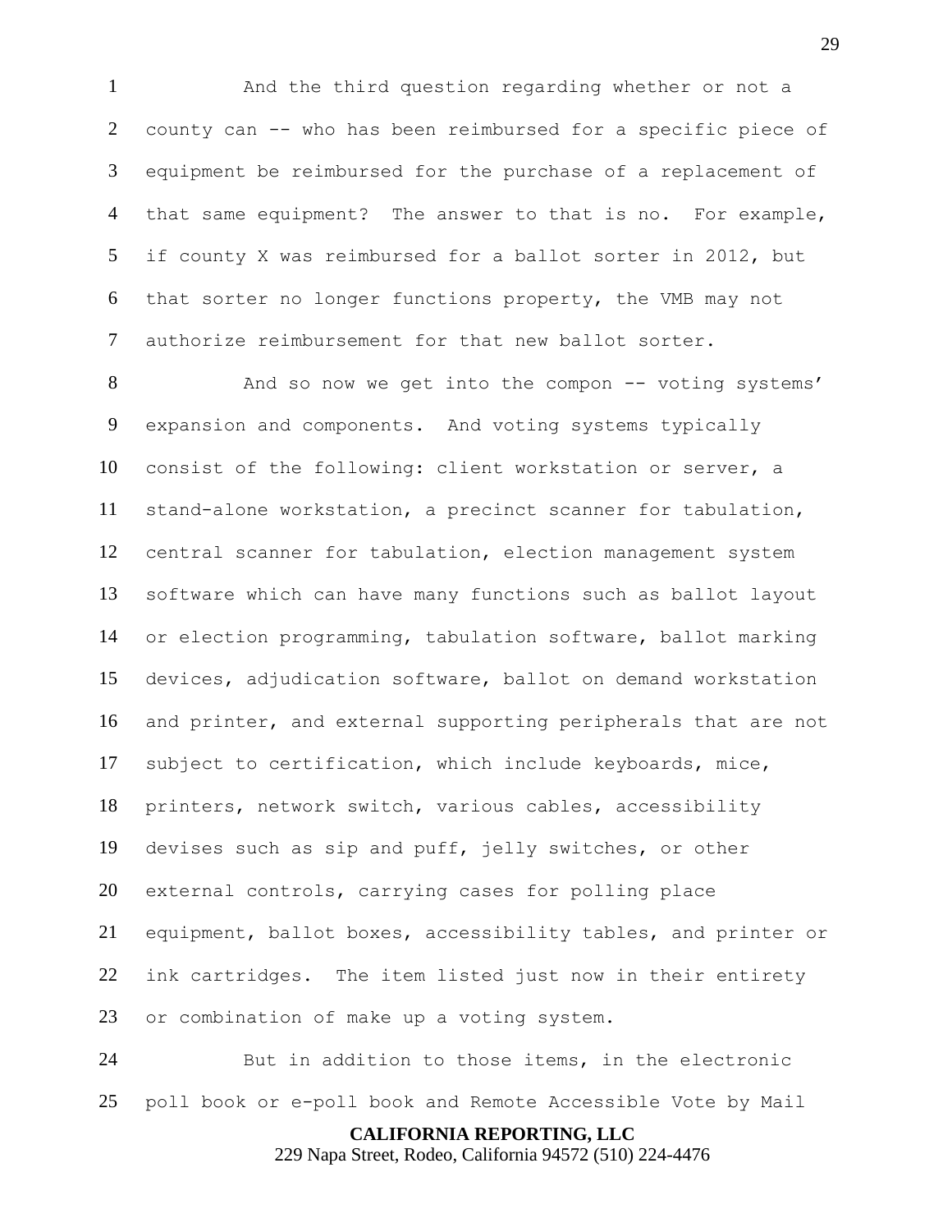And the third question regarding whether or not a county can -- who has been reimbursed for a specific piece of equipment be reimbursed for the purchase of a replacement of that same equipment? The answer to that is no. For example, if county X was reimbursed for a ballot sorter in 2012, but that sorter no longer functions property, the VMB may not authorize reimbursement for that new ballot sorter.

And so now we get into the compon -- voting systems' expansion and components. And voting systems typically consist of the following: client workstation or server, a stand-alone workstation, a precinct scanner for tabulation, central scanner for tabulation, election management system software which can have many functions such as ballot layout or election programming, tabulation software, ballot marking devices, adjudication software, ballot on demand workstation and printer, and external supporting peripherals that are not subject to certification, which include keyboards, mice, printers, network switch, various cables, accessibility devises such as sip and puff, jelly switches, or other external controls, carrying cases for polling place equipment, ballot boxes, accessibility tables, and printer or ink cartridges. The item listed just now in their entirety or combination of make up a voting system.

But in addition to those items, in the electronic poll book or e-poll book and Remote Accessible Vote by Mail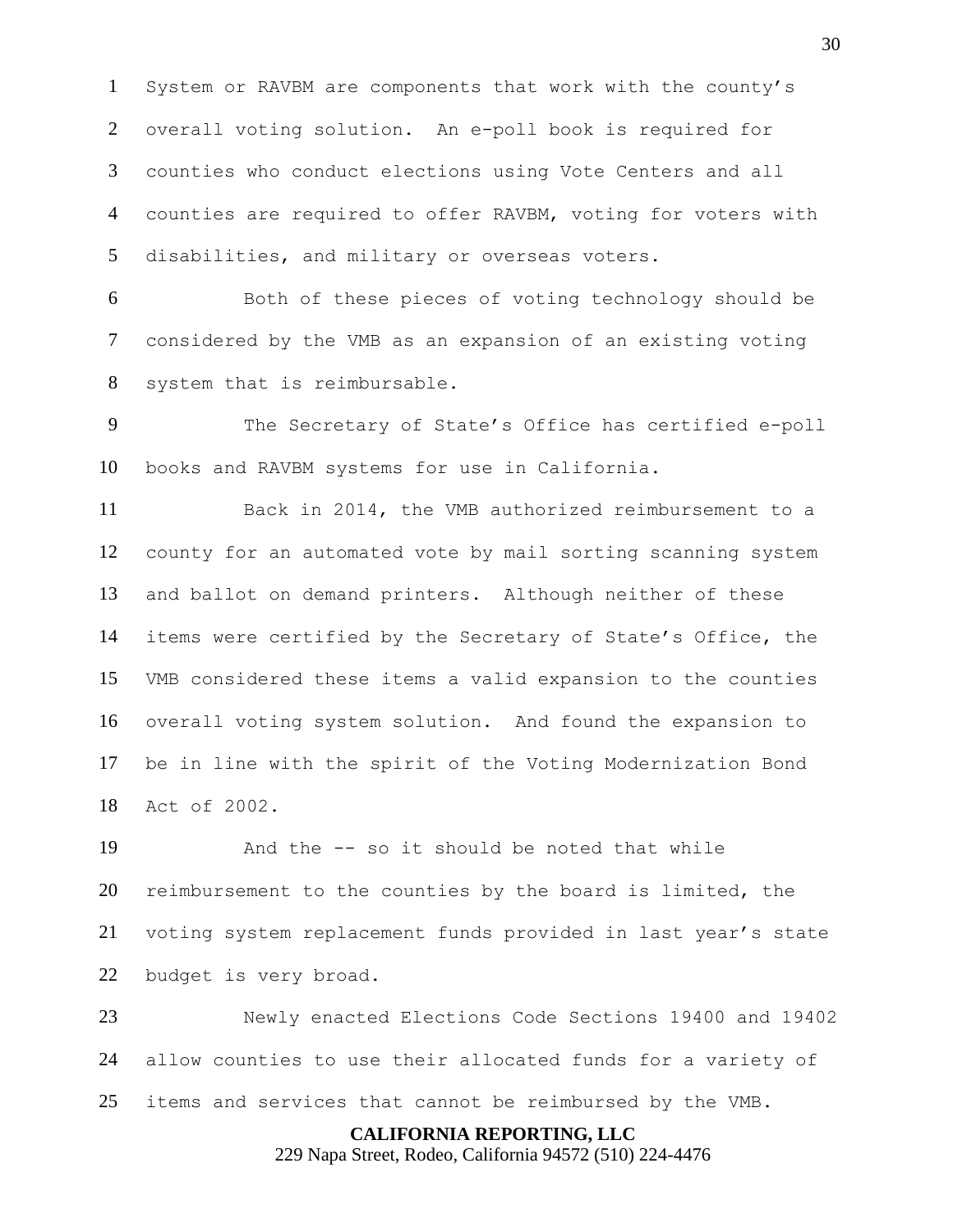System or RAVBM are components that work with the county's overall voting solution. An e-poll book is required for counties who conduct elections using Vote Centers and all counties are required to offer RAVBM, voting for voters with disabilities, and military or overseas voters.

Both of these pieces of voting technology should be considered by the VMB as an expansion of an existing voting system that is reimbursable.

The Secretary of State's Office has certified e-poll books and RAVBM systems for use in California.

Back in 2014, the VMB authorized reimbursement to a county for an automated vote by mail sorting scanning system and ballot on demand printers. Although neither of these items were certified by the Secretary of State's Office, the VMB considered these items a valid expansion to the counties overall voting system solution. And found the expansion to be in line with the spirit of the Voting Modernization Bond Act of 2002.

And the -- so it should be noted that while reimbursement to the counties by the board is limited, the voting system replacement funds provided in last year's state budget is very broad.

Newly enacted Elections Code Sections 19400 and 19402 allow counties to use their allocated funds for a variety of items and services that cannot be reimbursed by the VMB.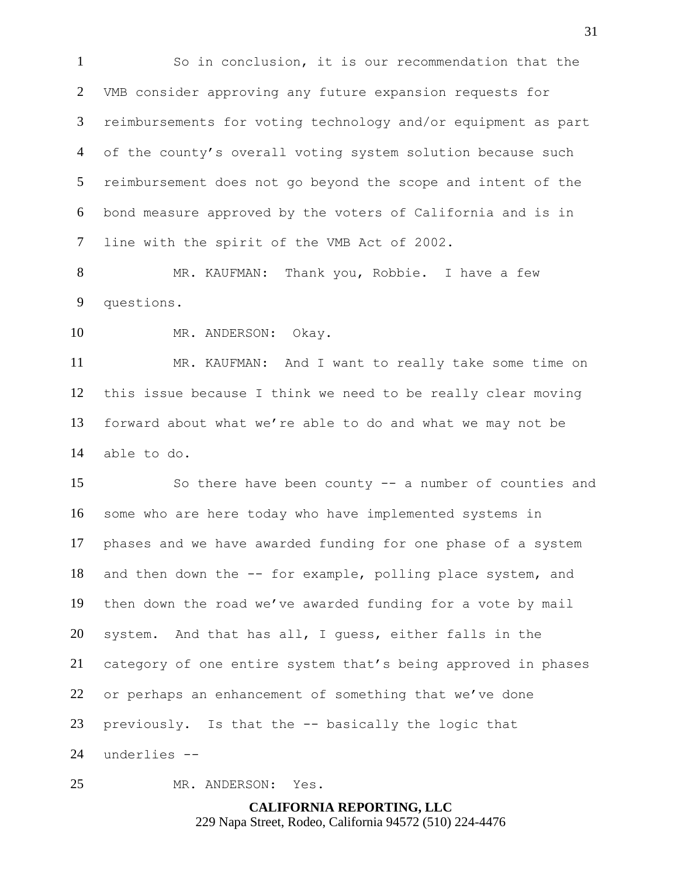So in conclusion, it is our recommendation that the VMB consider approving any future expansion requests for reimbursements for voting technology and/or equipment as part of the county's overall voting system solution because such reimbursement does not go beyond the scope and intent of the bond measure approved by the voters of California and is in line with the spirit of the VMB Act of 2002.

MR. KAUFMAN: Thank you, Robbie. I have a few questions.

MR. ANDERSON: Okay.

MR. KAUFMAN: And I want to really take some time on this issue because I think we need to be really clear moving forward about what we're able to do and what we may not be able to do.

So there have been county -- a number of counties and some who are here today who have implemented systems in phases and we have awarded funding for one phase of a system and then down the -- for example, polling place system, and then down the road we've awarded funding for a vote by mail system. And that has all, I guess, either falls in the category of one entire system that's being approved in phases or perhaps an enhancement of something that we've done previously. Is that the -- basically the logic that underlies --

MR. ANDERSON: Yes.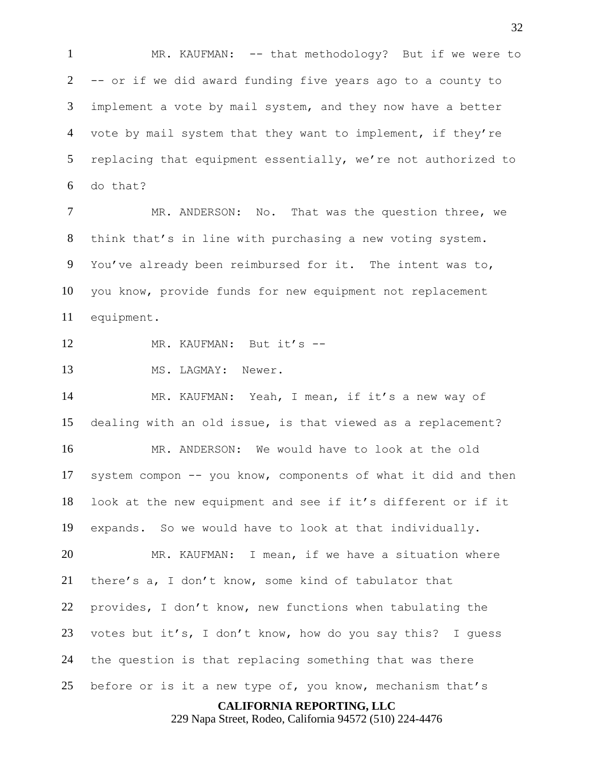MR. KAUFMAN: -- that methodology? But if we were to -- or if we did award funding five years ago to a county to implement a vote by mail system, and they now have a better vote by mail system that they want to implement, if they're replacing that equipment essentially, we're not authorized to do that?

MR. ANDERSON: No. That was the question three, we think that's in line with purchasing a new voting system. You've already been reimbursed for it. The intent was to, you know, provide funds for new equipment not replacement equipment.

MR. KAUFMAN: But it's --

MS. LAGMAY: Newer.

MR. KAUFMAN: Yeah, I mean, if it's a new way of dealing with an old issue, is that viewed as a replacement?

MR. ANDERSON: We would have to look at the old system compon -- you know, components of what it did and then look at the new equipment and see if it's different or if it expands. So we would have to look at that individually.

MR. KAUFMAN: I mean, if we have a situation where there's a, I don't know, some kind of tabulator that provides, I don't know, new functions when tabulating the votes but it's, I don't know, how do you say this? I guess the question is that replacing something that was there before or is it a new type of, you know, mechanism that's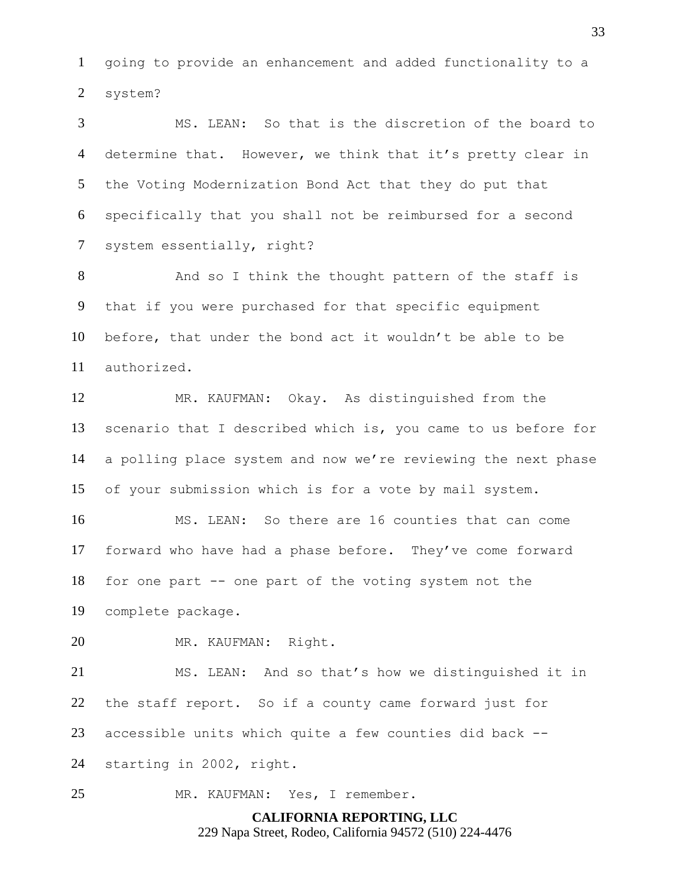going to provide an enhancement and added functionality to a system?

MS. LEAN: So that is the discretion of the board to determine that. However, we think that it's pretty clear in the Voting Modernization Bond Act that they do put that specifically that you shall not be reimbursed for a second system essentially, right?

And so I think the thought pattern of the staff is that if you were purchased for that specific equipment before, that under the bond act it wouldn't be able to be authorized.

MR. KAUFMAN: Okay. As distinguished from the scenario that I described which is, you came to us before for a polling place system and now we're reviewing the next phase of your submission which is for a vote by mail system.

MS. LEAN: So there are 16 counties that can come forward who have had a phase before. They've come forward for one part -- one part of the voting system not the complete package.

MR. KAUFMAN: Right.

MS. LEAN: And so that's how we distinguished it in the staff report. So if a county came forward just for accessible units which quite a few counties did back -- starting in 2002, right.

MR. KAUFMAN: Yes, I remember.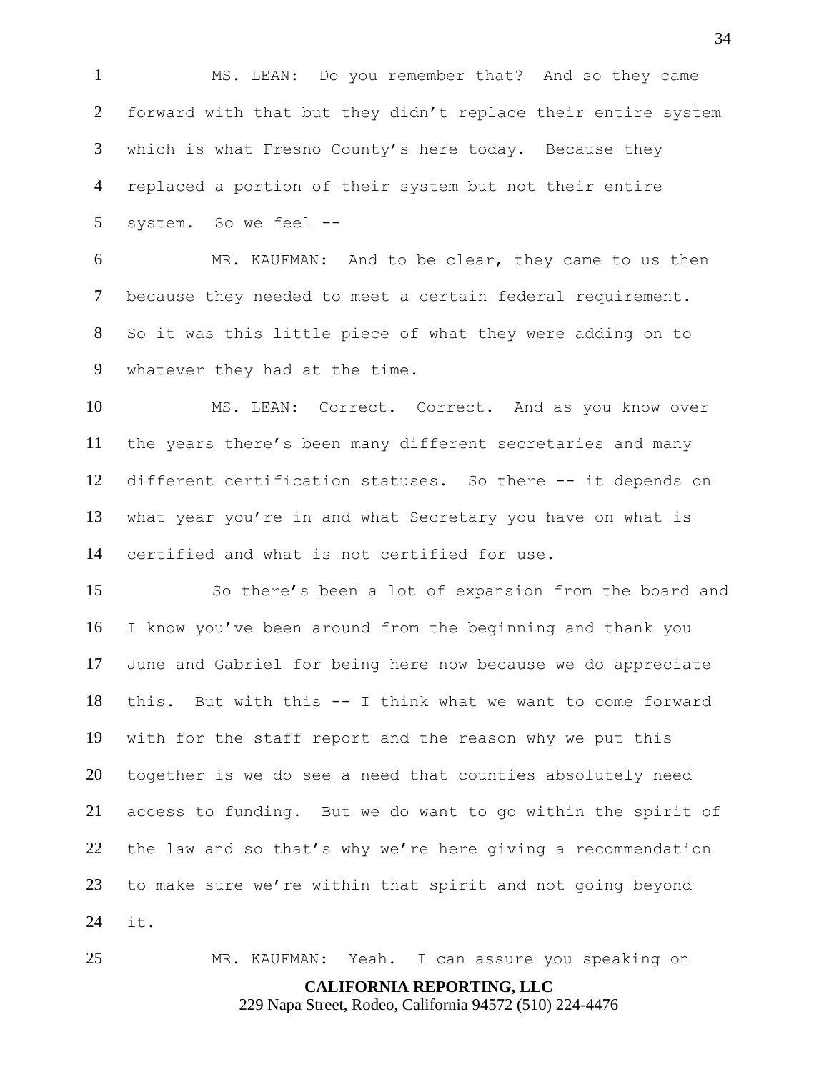MS. LEAN: Do you remember that? And so they came forward with that but they didn't replace their entire system which is what Fresno County's here today. Because they replaced a portion of their system but not their entire system. So we feel --

MR. KAUFMAN: And to be clear, they came to us then because they needed to meet a certain federal requirement. So it was this little piece of what they were adding on to whatever they had at the time.

MS. LEAN: Correct. Correct. And as you know over the years there's been many different secretaries and many different certification statuses. So there -- it depends on what year you're in and what Secretary you have on what is certified and what is not certified for use.

So there's been a lot of expansion from the board and I know you've been around from the beginning and thank you June and Gabriel for being here now because we do appreciate this. But with this -- I think what we want to come forward with for the staff report and the reason why we put this together is we do see a need that counties absolutely need access to funding. But we do want to go within the spirit of the law and so that's why we're here giving a recommendation to make sure we're within that spirit and not going beyond it.

MR. KAUFMAN: Yeah. I can assure you speaking on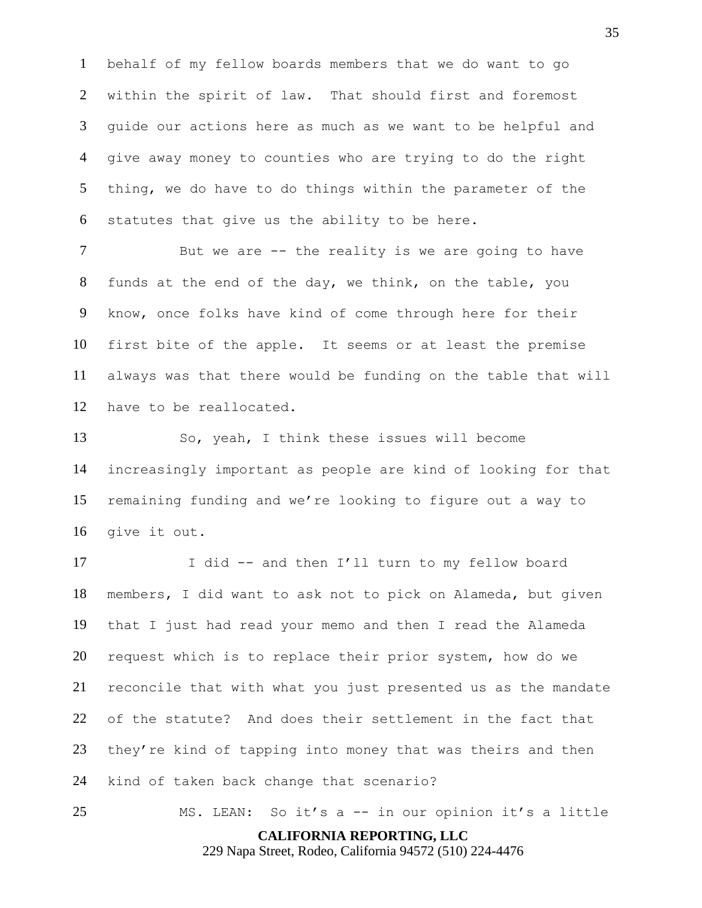behalf of my fellow boards members that we do want to go within the spirit of law. That should first and foremost guide our actions here as much as we want to be helpful and give away money to counties who are trying to do the right thing, we do have to do things within the parameter of the statutes that give us the ability to be here.

But we are -- the reality is we are going to have funds at the end of the day, we think, on the table, you know, once folks have kind of come through here for their first bite of the apple. It seems or at least the premise always was that there would be funding on the table that will have to be reallocated.

So, yeah, I think these issues will become increasingly important as people are kind of looking for that remaining funding and we're looking to figure out a way to give it out.

I did -- and then I'll turn to my fellow board members, I did want to ask not to pick on Alameda, but given that I just had read your memo and then I read the Alameda request which is to replace their prior system, how do we reconcile that with what you just presented us as the mandate of the statute? And does their settlement in the fact that they're kind of tapping into money that was theirs and then kind of taken back change that scenario?

MS. LEAN: So it's a -- in our opinion it's a little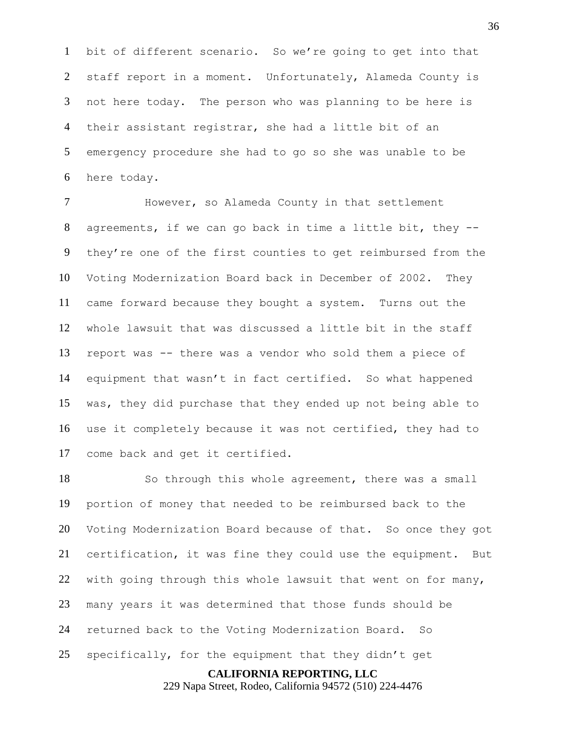bit of different scenario. So we're going to get into that staff report in a moment. Unfortunately, Alameda County is not here today. The person who was planning to be here is their assistant registrar, she had a little bit of an emergency procedure she had to go so she was unable to be here today.

However, so Alameda County in that settlement agreements, if we can go back in time a little bit, they -- they're one of the first counties to get reimbursed from the Voting Modernization Board back in December of 2002. They came forward because they bought a system. Turns out the whole lawsuit that was discussed a little bit in the staff report was -- there was a vendor who sold them a piece of equipment that wasn't in fact certified. So what happened was, they did purchase that they ended up not being able to use it completely because it was not certified, they had to come back and get it certified.

So through this whole agreement, there was a small portion of money that needed to be reimbursed back to the Voting Modernization Board because of that. So once they got certification, it was fine they could use the equipment. But with going through this whole lawsuit that went on for many, many years it was determined that those funds should be returned back to the Voting Modernization Board. So specifically, for the equipment that they didn't get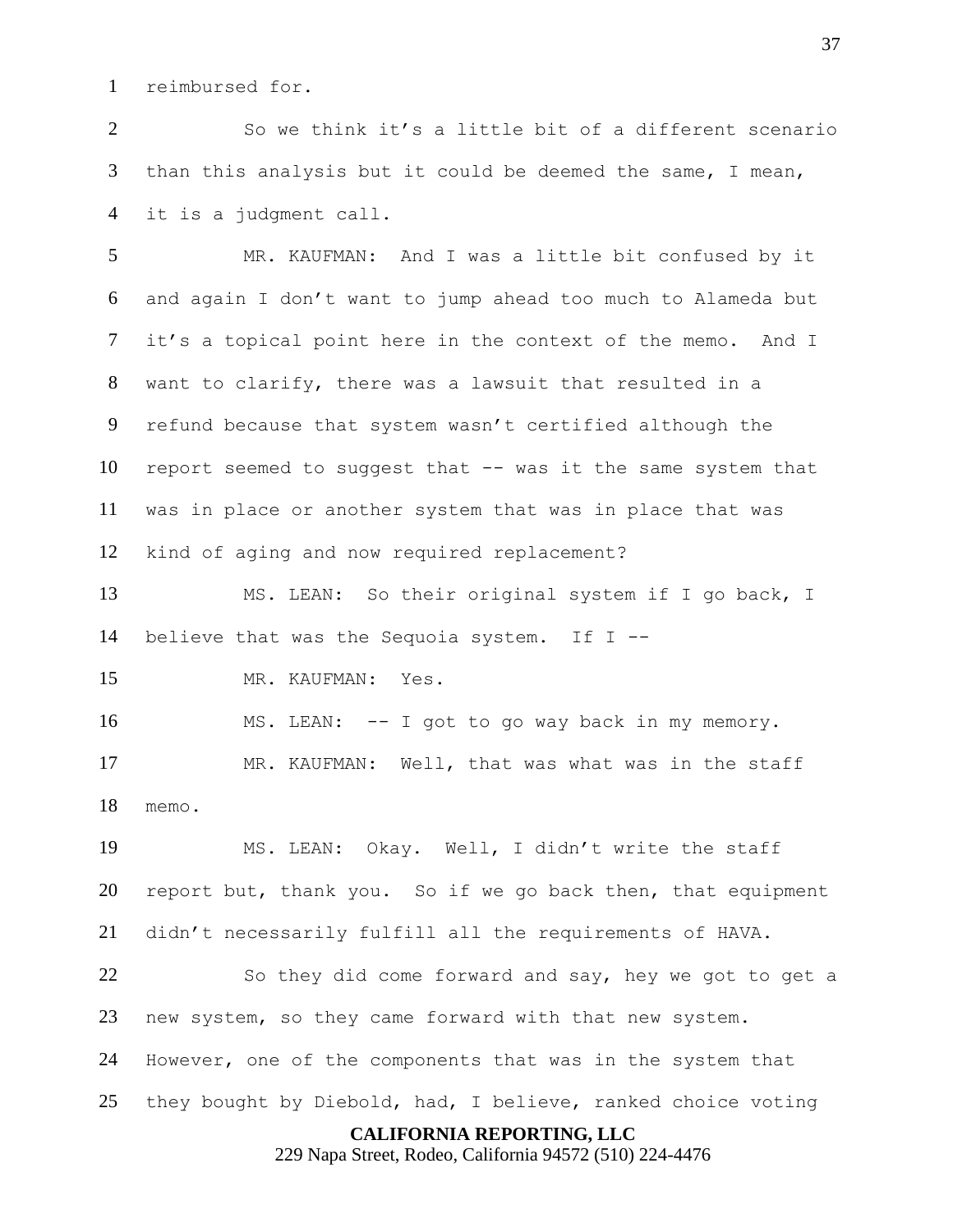reimbursed for.

So we think it's a little bit of a different scenario than this analysis but it could be deemed the same, I mean, it is a judgment call.

MR. KAUFMAN: And I was a little bit confused by it and again I don't want to jump ahead too much to Alameda but it's a topical point here in the context of the memo. And I want to clarify, there was a lawsuit that resulted in a refund because that system wasn't certified although the report seemed to suggest that -- was it the same system that was in place or another system that was in place that was kind of aging and now required replacement?

MS. LEAN: So their original system if I go back, I believe that was the Sequoia system. If I --

MR. KAUFMAN: Yes.

MS. LEAN: -- I got to go way back in my memory.

MR. KAUFMAN: Well, that was what was in the staff memo.

MS. LEAN: Okay. Well, I didn't write the staff report but, thank you. So if we go back then, that equipment didn't necessarily fulfill all the requirements of HAVA.

So they did come forward and say, hey we got to get a new system, so they came forward with that new system. However, one of the components that was in the system that they bought by Diebold, had, I believe, ranked choice voting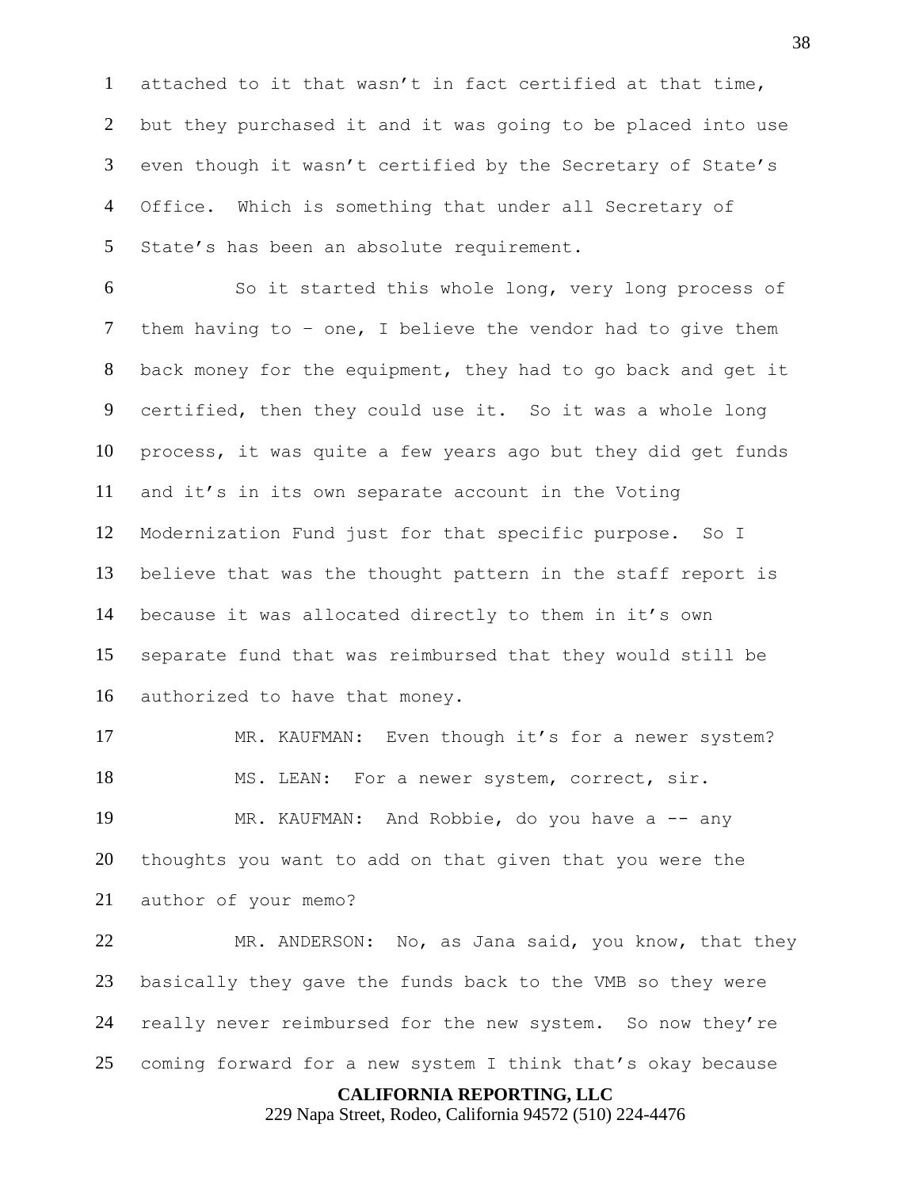attached to it that wasn't in fact certified at that time, but they purchased it and it was going to be placed into use even though it wasn't certified by the Secretary of State's Office. Which is something that under all Secretary of State's has been an absolute requirement.

So it started this whole long, very long process of them having to – one, I believe the vendor had to give them back money for the equipment, they had to go back and get it certified, then they could use it. So it was a whole long process, it was quite a few years ago but they did get funds and it's in its own separate account in the Voting Modernization Fund just for that specific purpose. So I believe that was the thought pattern in the staff report is because it was allocated directly to them in it's own separate fund that was reimbursed that they would still be authorized to have that money.

MR. KAUFMAN: Even though it's for a newer system?

MS. LEAN: For a newer system, correct, sir.

MR. KAUFMAN: And Robbie, do you have a -- any thoughts you want to add on that given that you were the author of your memo?

MR. ANDERSON: No, as Jana said, you know, that they basically they gave the funds back to the VMB so they were really never reimbursed for the new system. So now they're coming forward for a new system I think that's okay because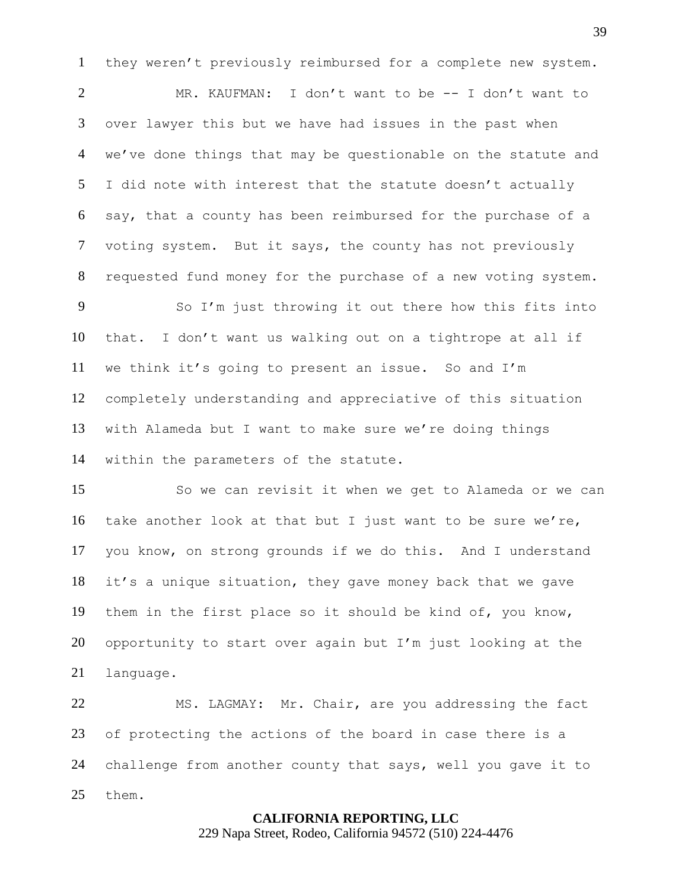they weren't previously reimbursed for a complete new system.

MR. KAUFMAN: I don't want to be -- I don't want to over lawyer this but we have had issues in the past when we've done things that may be questionable on the statute and I did note with interest that the statute doesn't actually say, that a county has been reimbursed for the purchase of a voting system. But it says, the county has not previously requested fund money for the purchase of a new voting system.

So I'm just throwing it out there how this fits into that. I don't want us walking out on a tightrope at all if we think it's going to present an issue. So and I'm completely understanding and appreciative of this situation with Alameda but I want to make sure we're doing things within the parameters of the statute.

So we can revisit it when we get to Alameda or we can take another look at that but I just want to be sure we're, you know, on strong grounds if we do this. And I understand it's a unique situation, they gave money back that we gave them in the first place so it should be kind of, you know, opportunity to start over again but I'm just looking at the language.

MS. LAGMAY: Mr. Chair, are you addressing the fact of protecting the actions of the board in case there is a challenge from another county that says, well you gave it to them.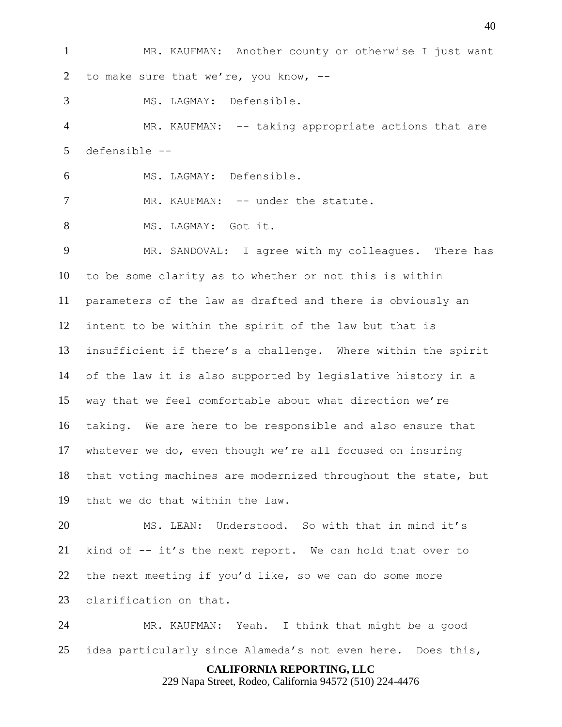MR. KAUFMAN: Another county or otherwise I just want to make sure that we're, you know, --

MS. LAGMAY: Defensible.

MR. KAUFMAN: -- taking appropriate actions that are defensible --

MS. LAGMAY: Defensible.

MR. KAUFMAN: -- under the statute.

MS. LAGMAY: Got it.

MR. SANDOVAL: I agree with my colleagues. There has to be some clarity as to whether or not this is within parameters of the law as drafted and there is obviously an intent to be within the spirit of the law but that is insufficient if there's a challenge. Where within the spirit of the law it is also supported by legislative history in a way that we feel comfortable about what direction we're taking. We are here to be responsible and also ensure that whatever we do, even though we're all focused on insuring that voting machines are modernized throughout the state, but that we do that within the law.

MS. LEAN: Understood. So with that in mind it's kind of -- it's the next report. We can hold that over to the next meeting if you'd like, so we can do some more clarification on that.

MR. KAUFMAN: Yeah. I think that might be a good idea particularly since Alameda's not even here. Does this,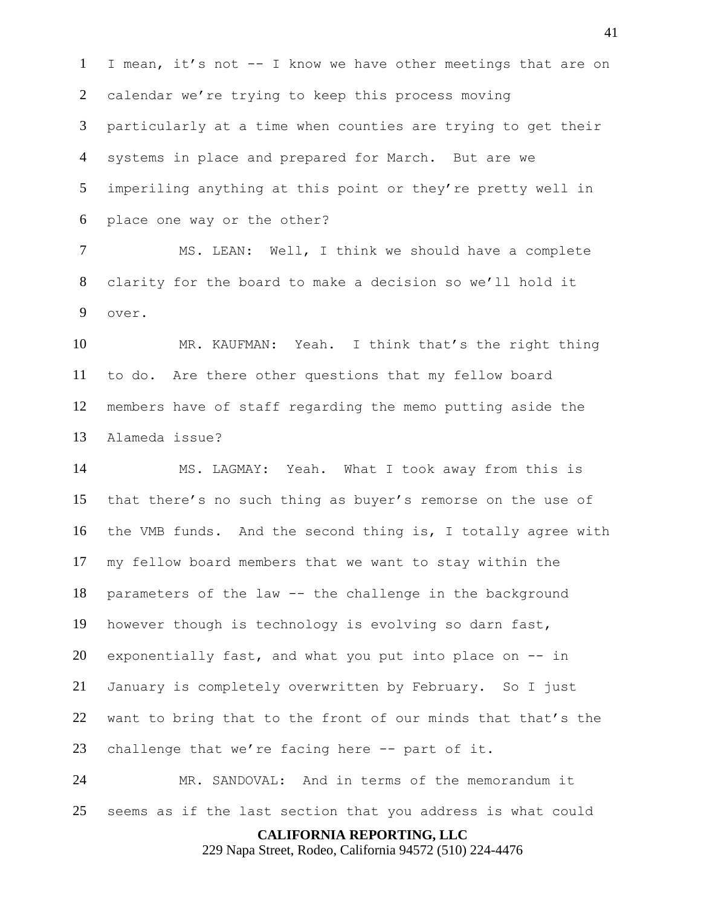I mean, it's not -- I know we have other meetings that are on calendar we're trying to keep this process moving particularly at a time when counties are trying to get their systems in place and prepared for March. But are we imperiling anything at this point or they're pretty well in place one way or the other?

MS. LEAN: Well, I think we should have a complete clarity for the board to make a decision so we'll hold it over.

MR. KAUFMAN: Yeah. I think that's the right thing to do. Are there other questions that my fellow board members have of staff regarding the memo putting aside the Alameda issue?

MS. LAGMAY: Yeah. What I took away from this is that there's no such thing as buyer's remorse on the use of the VMB funds. And the second thing is, I totally agree with my fellow board members that we want to stay within the parameters of the law -- the challenge in the background however though is technology is evolving so darn fast, exponentially fast, and what you put into place on -- in January is completely overwritten by February. So I just want to bring that to the front of our minds that that's the challenge that we're facing here -- part of it.

MR. SANDOVAL: And in terms of the memorandum it seems as if the last section that you address is what could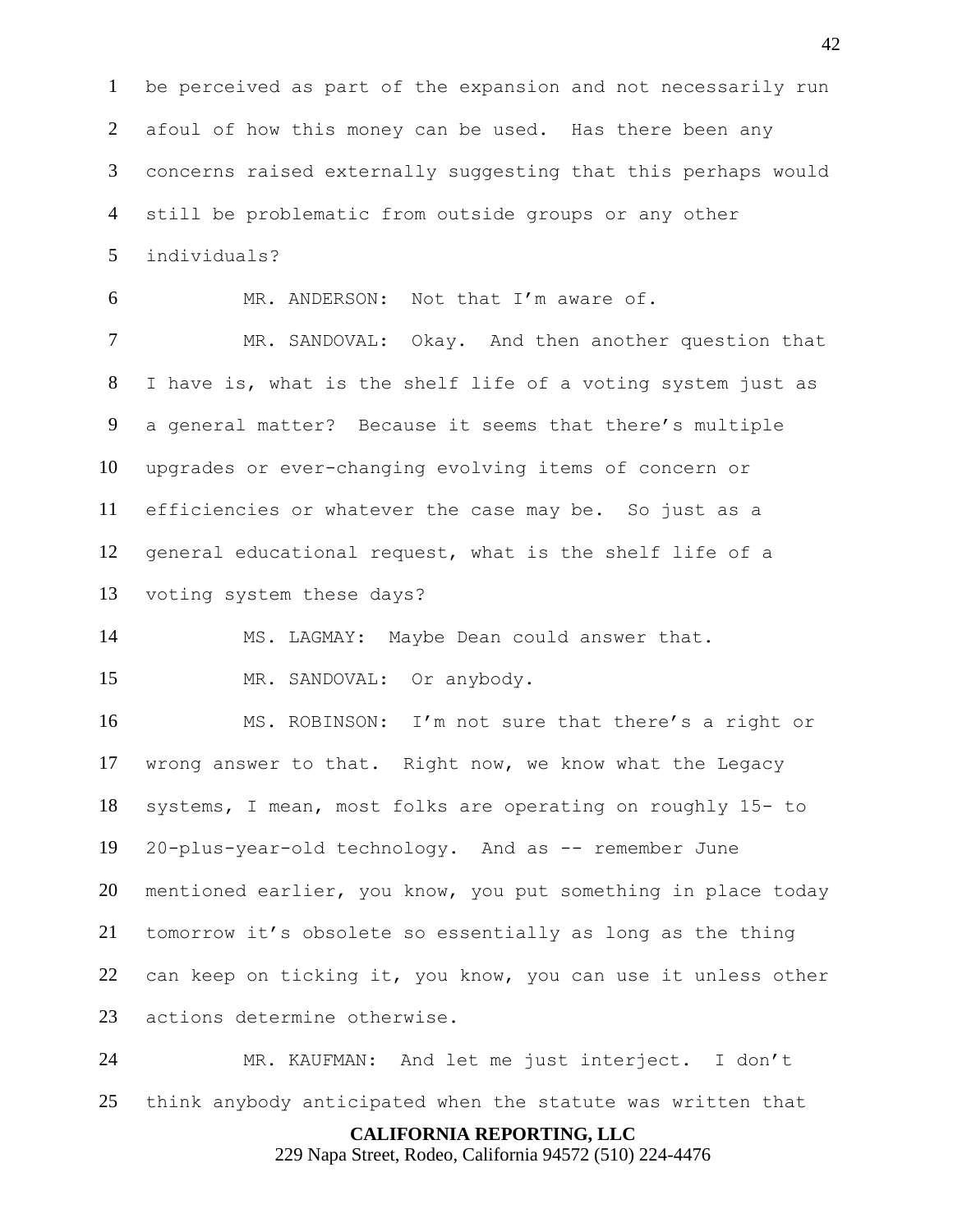be perceived as part of the expansion and not necessarily run afoul of how this money can be used. Has there been any concerns raised externally suggesting that this perhaps would still be problematic from outside groups or any other individuals?

MR. ANDERSON: Not that I'm aware of.

MR. SANDOVAL: Okay. And then another question that I have is, what is the shelf life of a voting system just as a general matter? Because it seems that there's multiple upgrades or ever-changing evolving items of concern or efficiencies or whatever the case may be. So just as a general educational request, what is the shelf life of a voting system these days?

MS. LAGMAY: Maybe Dean could answer that.

MR. SANDOVAL: Or anybody.

MS. ROBINSON: I'm not sure that there's a right or wrong answer to that. Right now, we know what the Legacy systems, I mean, most folks are operating on roughly 15- to 20-plus-year-old technology. And as -- remember June mentioned earlier, you know, you put something in place today tomorrow it's obsolete so essentially as long as the thing can keep on ticking it, you know, you can use it unless other actions determine otherwise.

MR. KAUFMAN: And let me just interject. I don't think anybody anticipated when the statute was written that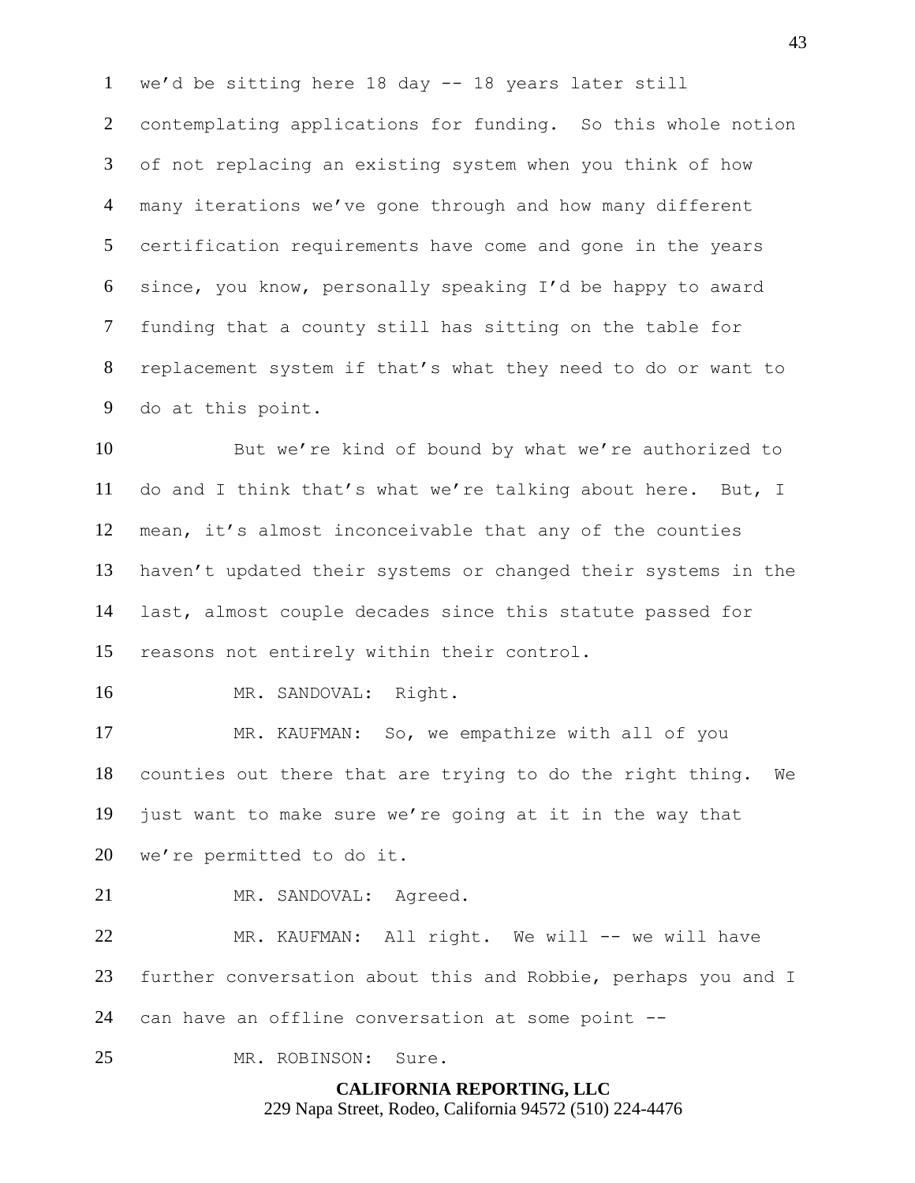we'd be sitting here 18 day -- 18 years later still contemplating applications for funding. So this whole notion of not replacing an existing system when you think of how many iterations we've gone through and how many different certification requirements have come and gone in the years since, you know, personally speaking I'd be happy to award funding that a county still has sitting on the table for replacement system if that's what they need to do or want to do at this point.

But we're kind of bound by what we're authorized to do and I think that's what we're talking about here. But, I mean, it's almost inconceivable that any of the counties haven't updated their systems or changed their systems in the last, almost couple decades since this statute passed for reasons not entirely within their control.

MR. SANDOVAL: Right.

MR. KAUFMAN: So, we empathize with all of you counties out there that are trying to do the right thing. We just want to make sure we're going at it in the way that we're permitted to do it.

MR. SANDOVAL: Agreed.

MR. KAUFMAN: All right. We will -- we will have further conversation about this and Robbie, perhaps you and I can have an offline conversation at some point --

MR. ROBINSON: Sure.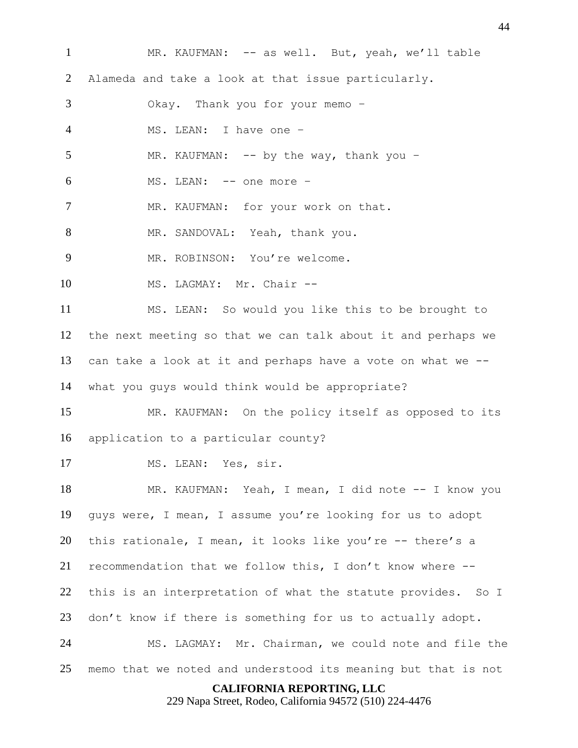MR. KAUFMAN: -- as well. But, yeah, we'll table Alameda and take a look at that issue particularly.

Okay. Thank you for your memo –

MS. LEAN: I have one –

MR. KAUFMAN: -- by the way, thank you –

MS. LEAN: -- one more –

MR. KAUFMAN: for your work on that.

MR. SANDOVAL: Yeah, thank you.

MR. ROBINSON: You're welcome.

MS. LAGMAY: Mr. Chair --

MS. LEAN: So would you like this to be brought to the next meeting so that we can talk about it and perhaps we can take a look at it and perhaps have a vote on what we -- what you guys would think would be appropriate?

MR. KAUFMAN: On the policy itself as opposed to its application to a particular county?

MS. LEAN: Yes, sir.

MR. KAUFMAN: Yeah, I mean, I did note -- I know you guys were, I mean, I assume you're looking for us to adopt this rationale, I mean, it looks like you're -- there's a recommendation that we follow this, I don't know where -- this is an interpretation of what the statute provides. So I don't know if there is something for us to actually adopt.

MS. LAGMAY: Mr. Chairman, we could note and file the memo that we noted and understood its meaning but that is not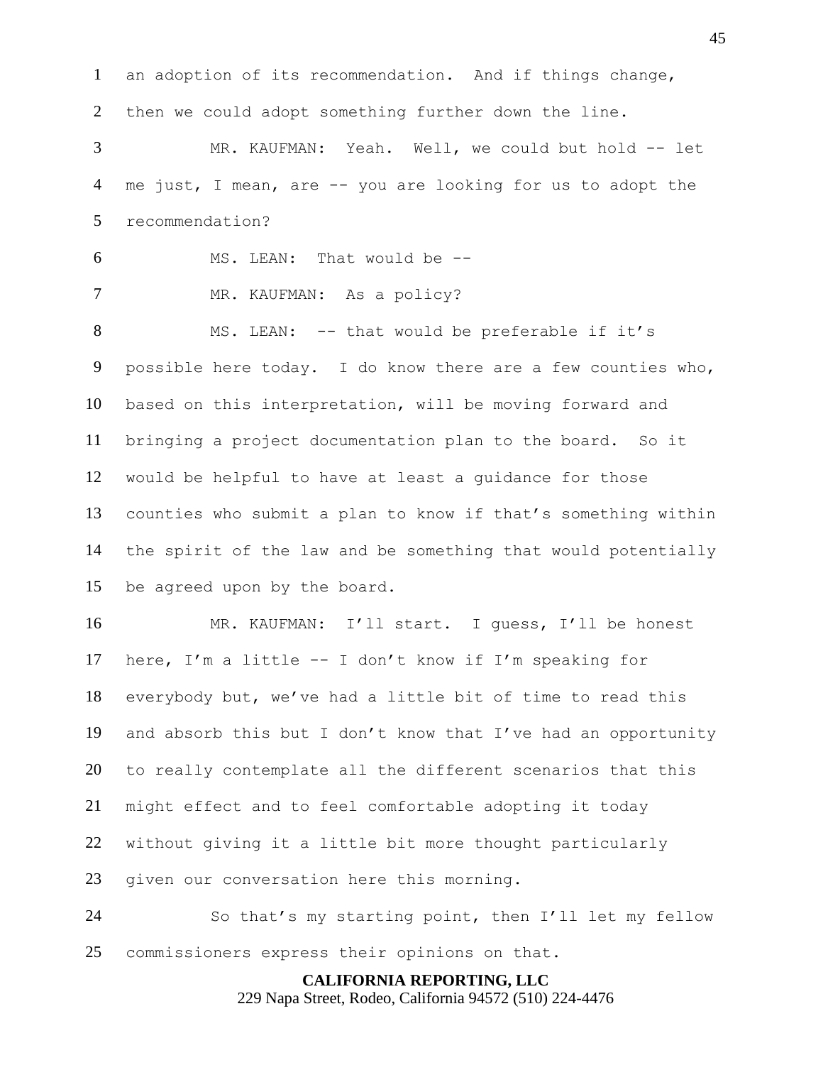an adoption of its recommendation. And if things change, then we could adopt something further down the line.

MR. KAUFMAN: Yeah. Well, we could but hold -- let me just, I mean, are -- you are looking for us to adopt the recommendation?

MS. LEAN: That would be --

MR. KAUFMAN: As a policy?

MS. LEAN: -- that would be preferable if it's possible here today. I do know there are a few counties who, based on this interpretation, will be moving forward and bringing a project documentation plan to the board. So it would be helpful to have at least a guidance for those counties who submit a plan to know if that's something within the spirit of the law and be something that would potentially be agreed upon by the board.

MR. KAUFMAN: I'll start. I guess, I'll be honest here, I'm a little -- I don't know if I'm speaking for everybody but, we've had a little bit of time to read this and absorb this but I don't know that I've had an opportunity to really contemplate all the different scenarios that this might effect and to feel comfortable adopting it today without giving it a little bit more thought particularly given our conversation here this morning.

So that's my starting point, then I'll let my fellow commissioners express their opinions on that.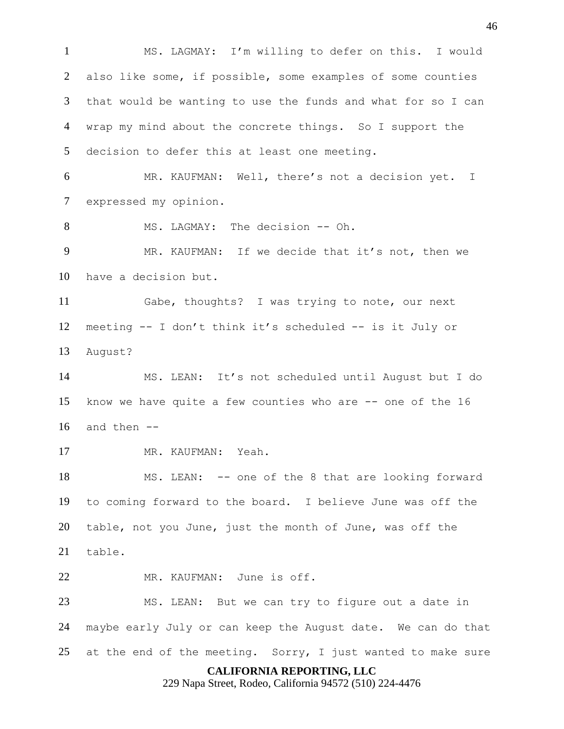MS. LAGMAY: I'm willing to defer on this. I would also like some, if possible, some examples of some counties that would be wanting to use the funds and what for so I can wrap my mind about the concrete things. So I support the decision to defer this at least one meeting.

MR. KAUFMAN: Well, there's not a decision yet. I expressed my opinion.

MS. LAGMAY: The decision -- Oh.

MR. KAUFMAN: If we decide that it's not, then we have a decision but.

Gabe, thoughts? I was trying to note, our next meeting -- I don't think it's scheduled -- is it July or August?

MS. LEAN: It's not scheduled until August but I do know we have quite a few counties who are -- one of the 16 and then --

MR. KAUFMAN: Yeah.

MS. LEAN: -- one of the 8 that are looking forward to coming forward to the board. I believe June was off the table, not you June, just the month of June, was off the table.

MR. KAUFMAN: June is off.

MS. LEAN: But we can try to figure out a date in maybe early July or can keep the August date. We can do that at the end of the meeting. Sorry, I just wanted to make sure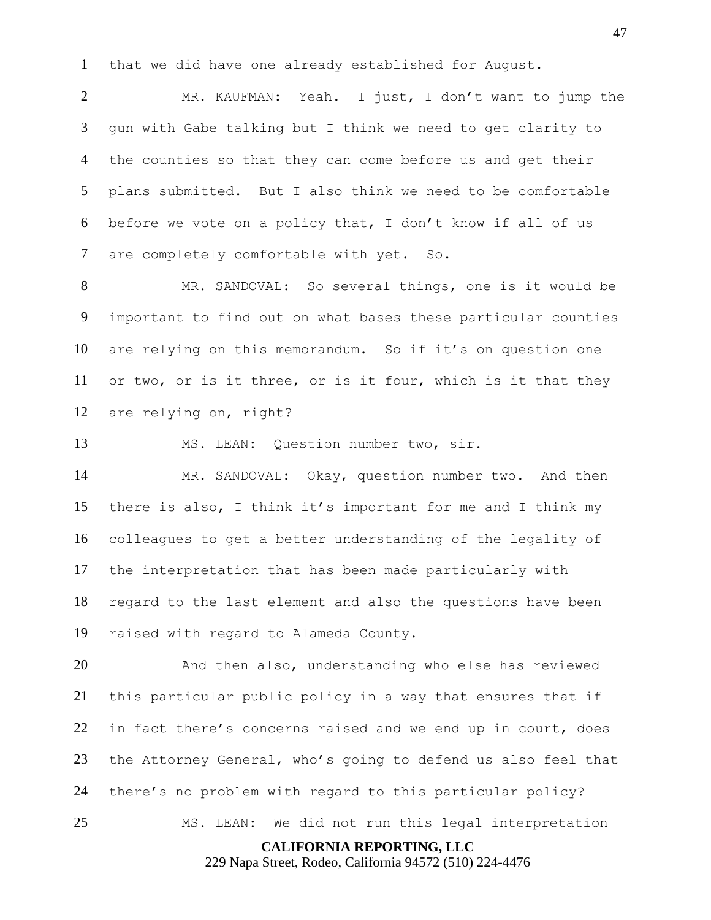that we did have one already established for August.

MR. KAUFMAN: Yeah. I just, I don’t want to jump the gun with Gabe talking but I think we need to get clarity to the counties so that they can come before us and get their plans submitted. But I also think we need to be comfortable before we vote on a policy that, I don’t know if all of us are completely comfortable with yet. So.

MR. SANDOVAL: So several things, one is it would be important to find out on what bases these particular counties are relying on this memorandum. So if it’s on question one or two, or is it three, or is it four, which is it that they are relying on, right?

MS. LEAN: Question number two, sir.

MR. SANDOVAL: Okay, question number two. And then there is also, I think it’s important for me and I think my colleagues to get a better understanding of the legality of the interpretation that has been made particularly with regard to the last element and also the questions have been raised with regard to Alameda County.

And then also, understanding who else has reviewed this particular public policy in a way that ensures that if in fact there’s concerns raised and we end up in court, does the Attorney General, who’s going to defend us also feel that there’s no problem with regard to this particular policy?

MS. LEAN: We did not run this legal interpretation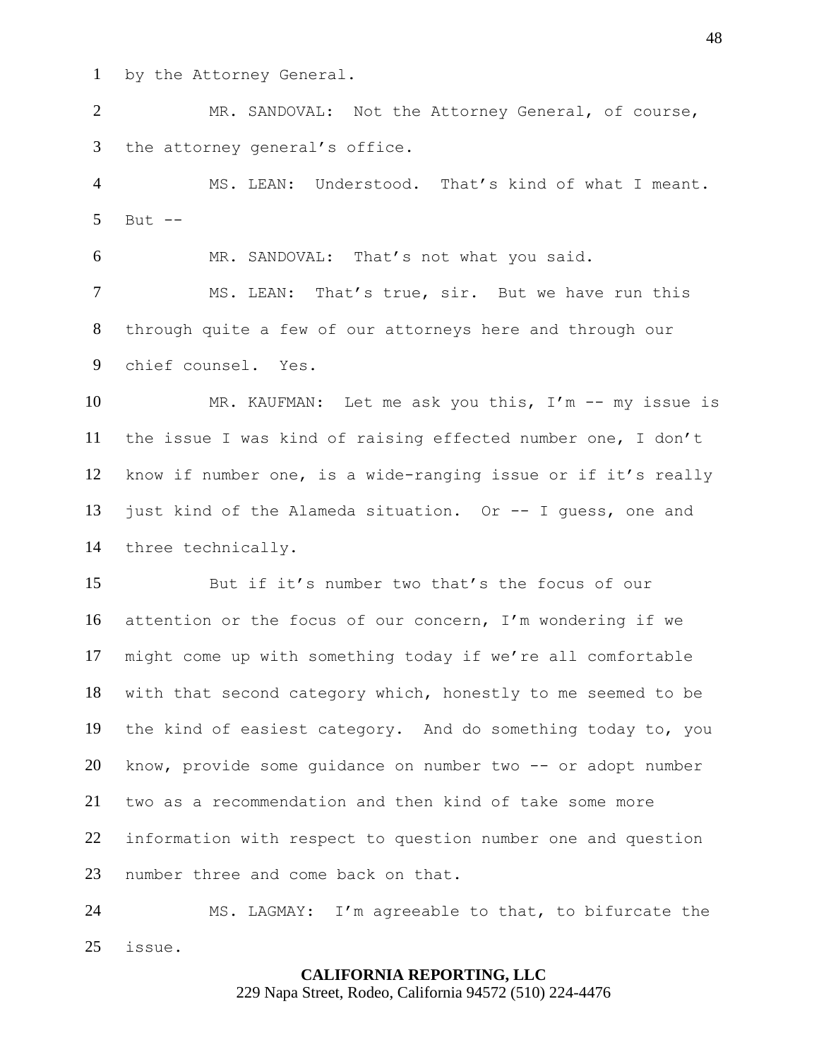by the Attorney General.

MR. SANDOVAL: Not the Attorney General, of course, the attorney general's office.

MS. LEAN: Understood. That's kind of what I meant. But --

MR. SANDOVAL: That's not what you said.

MS. LEAN: That's true, sir. But we have run this through quite a few of our attorneys here and through our chief counsel. Yes.

MR. KAUFMAN: Let me ask you this, I'm -- my issue is the issue I was kind of raising effected number one, I don't know if number one, is a wide-ranging issue or if it's really just kind of the Alameda situation. Or -- I guess, one and three technically.

But if it's number two that's the focus of our attention or the focus of our concern, I'm wondering if we might come up with something today if we're all comfortable with that second category which, honestly to me seemed to be the kind of easiest category. And do something today to, you know, provide some guidance on number two -- or adopt number two as a recommendation and then kind of take some more information with respect to question number one and question number three and come back on that.

MS. LAGMAY: I'm agreeable to that, to bifurcate the issue.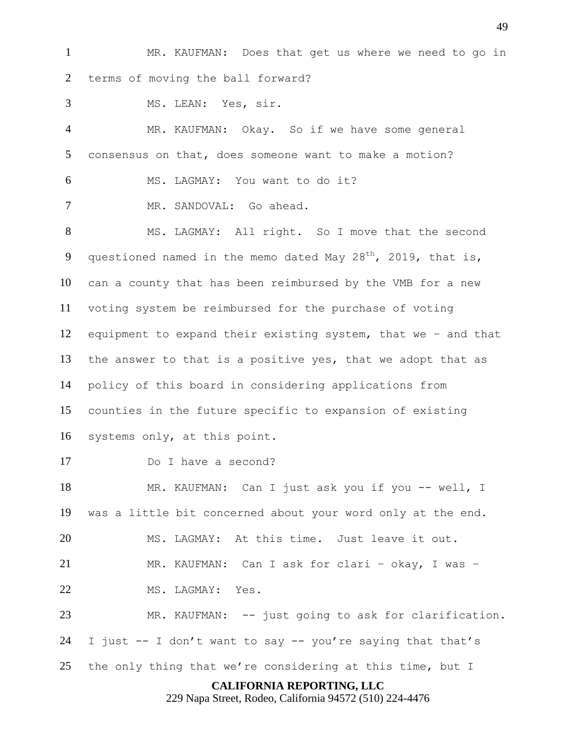MR. KAUFMAN: Does that get us where we need to go in terms of moving the ball forward?

MS. LEAN: Yes, sir.

MR. KAUFMAN: Okay. So if we have some general consensus on that, does someone want to make a motion?

MS. LAGMAY: You want to do it?

MR. SANDOVAL: Go ahead.

MS. LAGMAY: All right. So I move that the second questioned named in the memo dated May 28th, 2019, that is, can a county that has been reimbursed by the VMB for a new voting system be reimbursed for the purchase of voting equipment to expand their existing system, that we – and that the answer to that is a positive yes, that we adopt that as policy of this board in considering applications from counties in the future specific to expansion of existing systems only, at this point.

Do I have a second?

MR. KAUFMAN: Can I just ask you if you -- well, I was a little bit concerned about your word only at the end.

MS. LAGMAY: At this time. Just leave it out.

MR. KAUFMAN: Can I ask for clari – okay, I was –

MS. LAGMAY: Yes.

MR. KAUFMAN: -- just going to ask for clarification. I just -- I don't want to say -- you're saying that that's the only thing that we're considering at this time, but I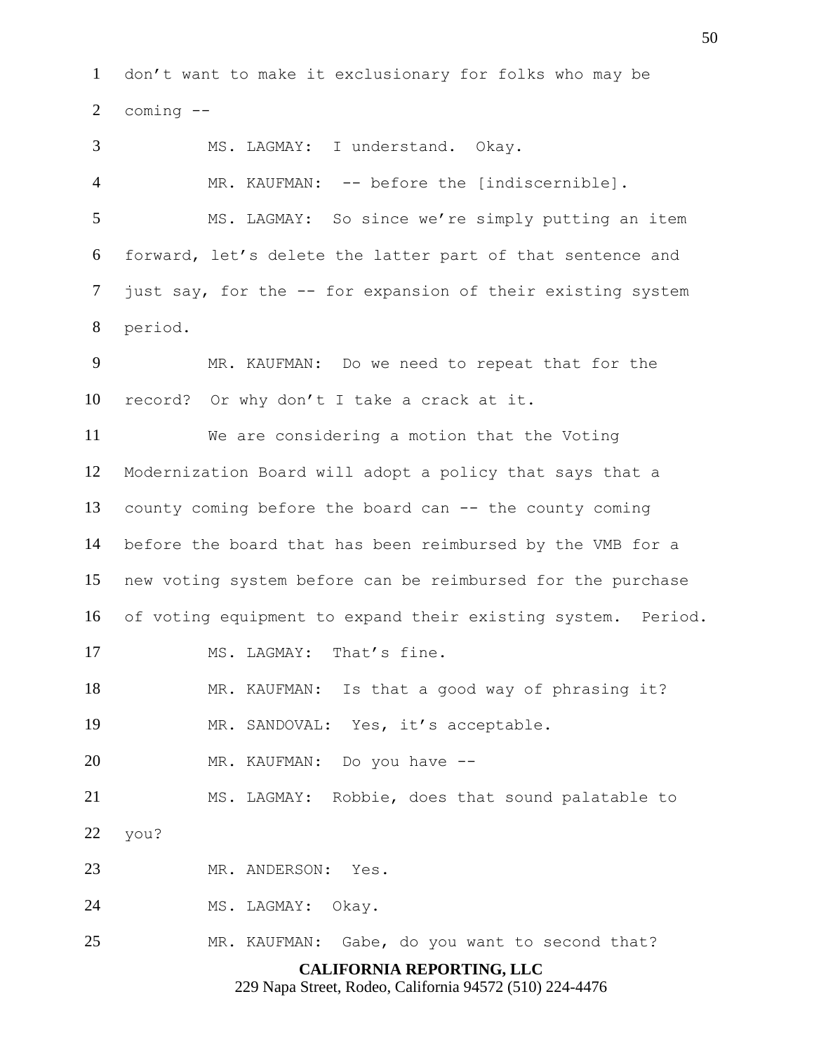don't want to make it exclusionary for folks who may be coming --

MS. LAGMAY: I understand. Okay.

MR. KAUFMAN: -- before the [indiscernible].

MS. LAGMAY: So since we're simply putting an item forward, let's delete the latter part of that sentence and just say, for the -- for expansion of their existing system period.

MR. KAUFMAN: Do we need to repeat that for the record? Or why don't I take a crack at it.

We are considering a motion that the Voting Modernization Board will adopt a policy that says that a county coming before the board can -- the county coming before the board that has been reimbursed by the VMB for a new voting system before can be reimbursed for the purchase of voting equipment to expand their existing system. Period.

MS. LAGMAY: That's fine.

MR. KAUFMAN: Is that a good way of phrasing it?

MR. SANDOVAL: Yes, it's acceptable.

MR. KAUFMAN: Do you have --

MS. LAGMAY: Robbie, does that sound palatable to you?

MR. ANDERSON: Yes.

MS. LAGMAY: Okay.

MR. KAUFMAN: Gabe, do you want to second that?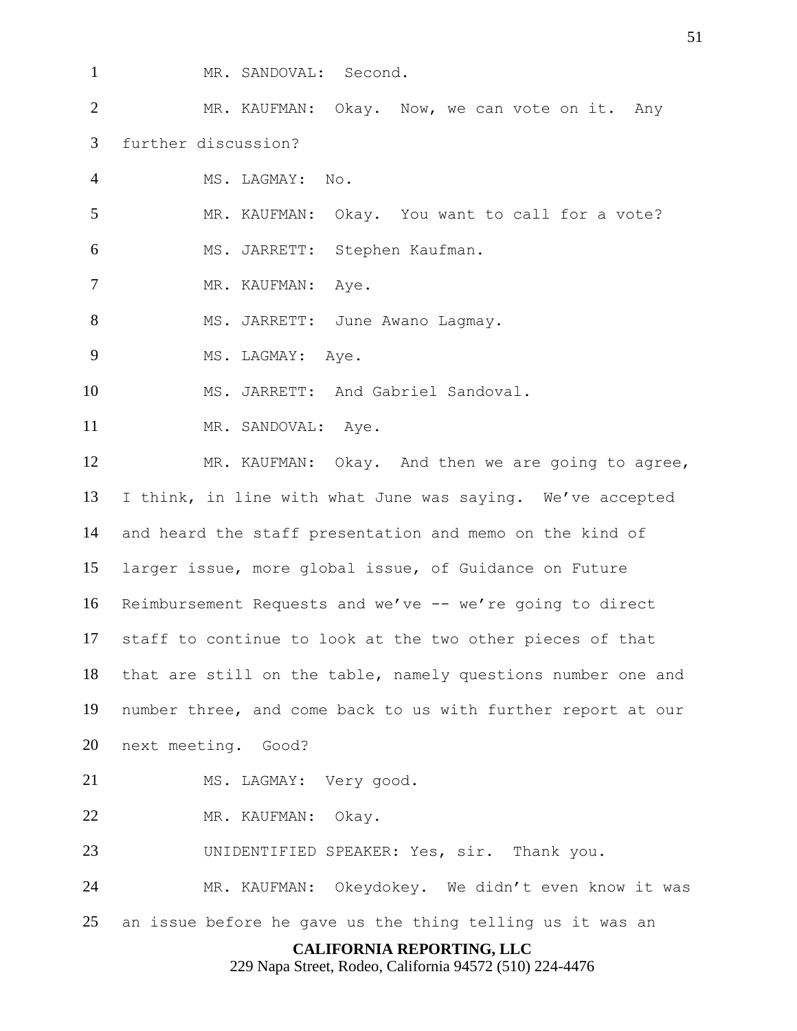MR. SANDOVAL: Second.

MR. KAUFMAN: Okay. Now, we can vote on it. Any further discussion?

MS. LAGMAY: No.

MR. KAUFMAN: Okay. You want to call for a vote?

MS. JARRETT: Stephen Kaufman.

MR. KAUFMAN: Aye.

MS. JARRETT: June Awano Lagmay.

MS. LAGMAY: Aye.

MS. JARRETT: And Gabriel Sandoval.

MR. SANDOVAL: Aye.

MR. KAUFMAN: Okay. And then we are going to agree, I think, in line with what June was saying. We've accepted and heard the staff presentation and memo on the kind of larger issue, more global issue, of Guidance on Future Reimbursement Requests and we've -- we're going to direct staff to continue to look at the two other pieces of that that are still on the table, namely questions number one and number three, and come back to us with further report at our next meeting. Good?

MS. LAGMAY: Very good.

MR. KAUFMAN: Okay.

UNIDENTIFIED SPEAKER: Yes, sir. Thank you.

MR. KAUFMAN: Okeydokey. We didn't even know it was an issue before he gave us the thing telling us it was an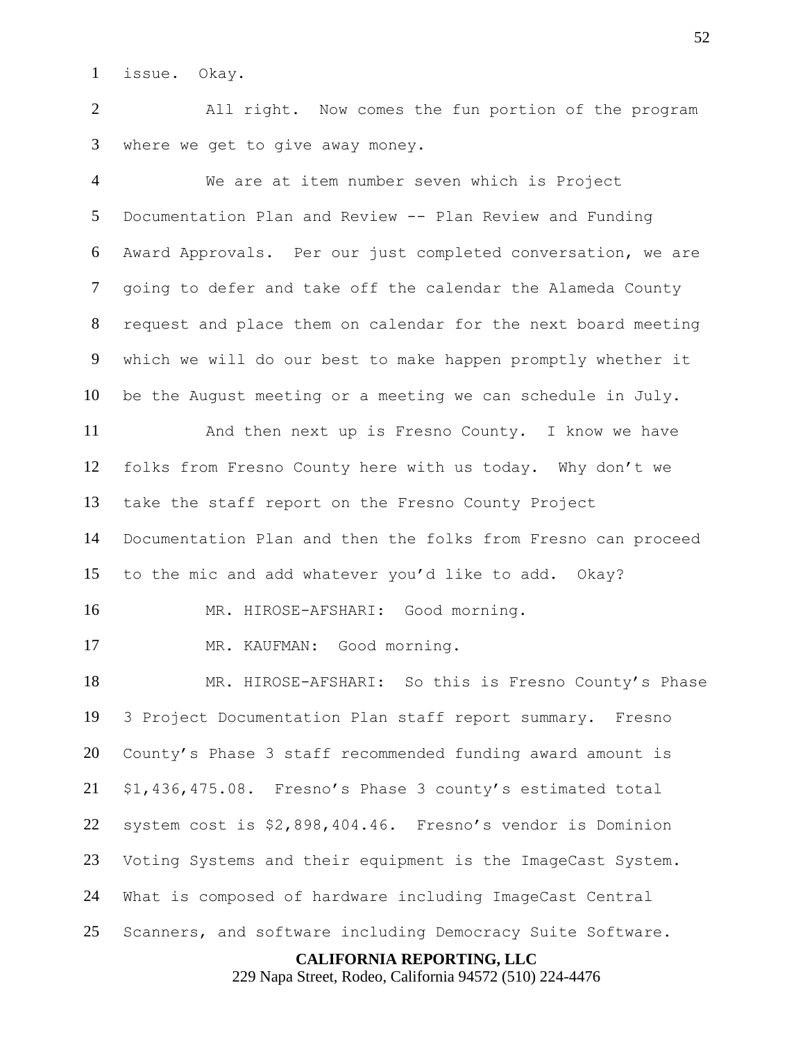issue. Okay.

All right. Now comes the fun portion of the program where we get to give away money.

We are at item number seven which is Project Documentation Plan and Review -- Plan Review and Funding Award Approvals. Per our just completed conversation, we are going to defer and take off the calendar the Alameda County request and place them on calendar for the next board meeting which we will do our best to make happen promptly whether it be the August meeting or a meeting we can schedule in July.

And then next up is Fresno County. I know we have folks from Fresno County here with us today. Why don't we take the staff report on the Fresno County Project Documentation Plan and then the folks from Fresno can proceed to the mic and add whatever you'd like to add. Okay?

MR. HIROSE-AFSHARI: Good morning.

MR. KAUFMAN: Good morning.

MR. HIROSE-AFSHARI: So this is Fresno County's Phase 3 Project Documentation Plan staff report summary. Fresno County's Phase 3 staff recommended funding award amount is $1,436,475.08. Fresno's Phase 3 county's estimated total system cost is $2,898,404.46. Fresno's vendor is Dominion Voting Systems and their equipment is the ImageCast System. What is composed of hardware including ImageCast Central Scanners, and software including Democracy Suite Software.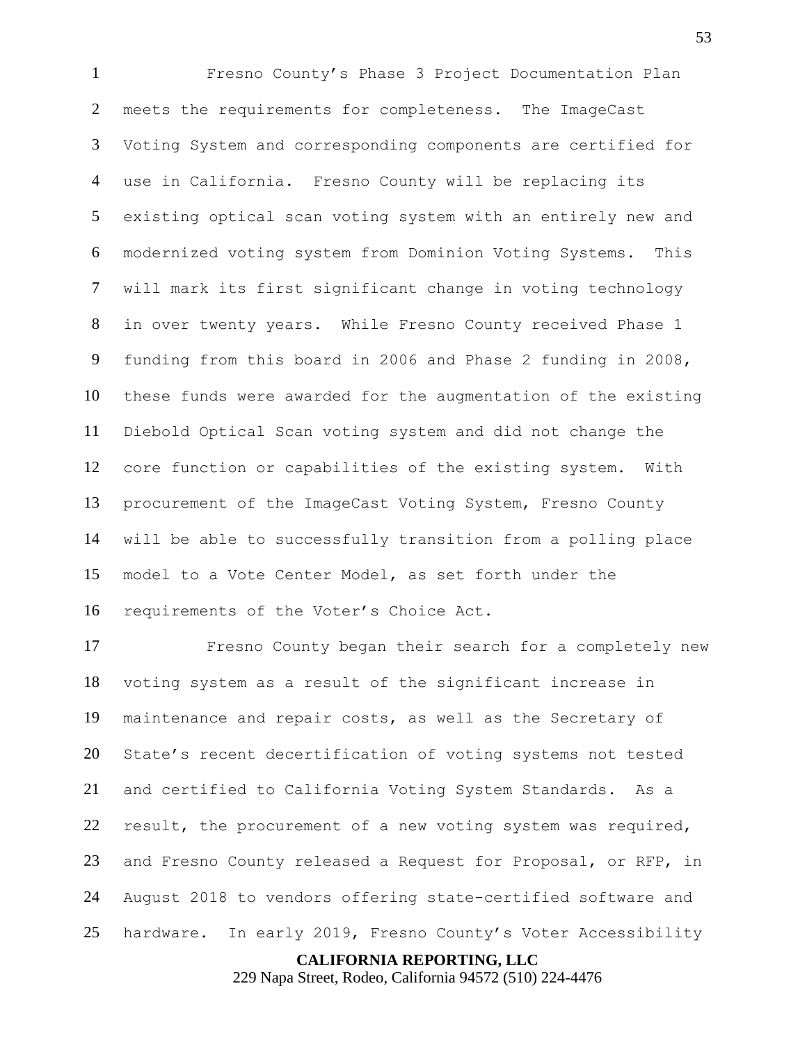Fresno County's Phase 3 Project Documentation Plan meets the requirements for completeness. The ImageCast Voting System and corresponding components are certified for use in California. Fresno County will be replacing its existing optical scan voting system with an entirely new and modernized voting system from Dominion Voting Systems. This will mark its first significant change in voting technology in over twenty years. While Fresno County received Phase 1 funding from this board in 2006 and Phase 2 funding in 2008, these funds were awarded for the augmentation of the existing Diebold Optical Scan voting system and did not change the core function or capabilities of the existing system. With procurement of the ImageCast Voting System, Fresno County will be able to successfully transition from a polling place model to a Vote Center Model, as set forth under the requirements of the Voter's Choice Act.

Fresno County began their search for a completely new voting system as a result of the significant increase in maintenance and repair costs, as well as the Secretary of State's recent decertification of voting systems not tested and certified to California Voting System Standards. As a result, the procurement of a new voting system was required, and Fresno County released a Request for Proposal, or RFP, in August 2018 to vendors offering state-certified software and hardware. In early 2019, Fresno County's Voter Accessibility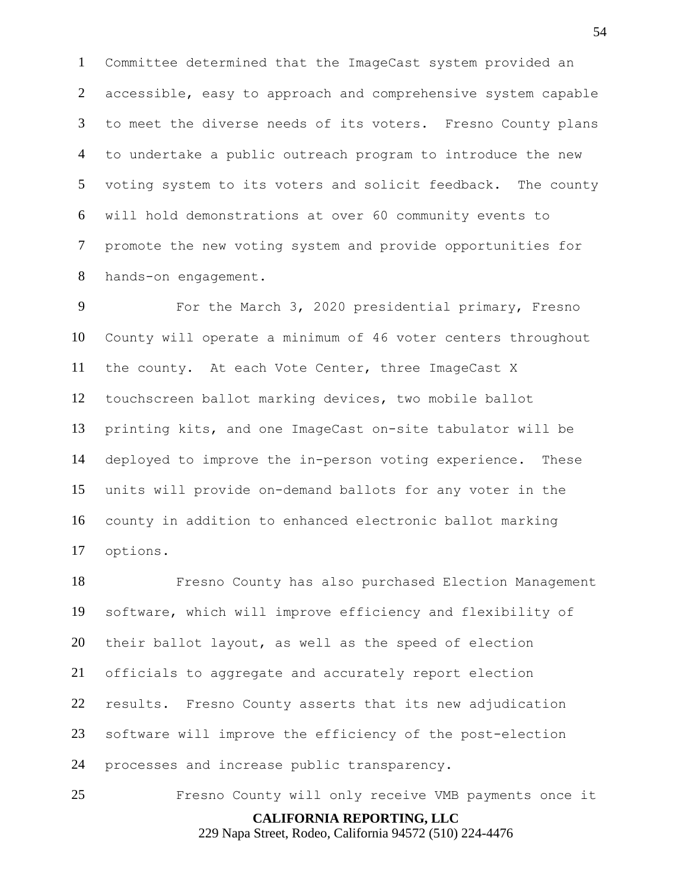Committee determined that the ImageCast system provided an accessible, easy to approach and comprehensive system capable to meet the diverse needs of its voters. Fresno County plans to undertake a public outreach program to introduce the new voting system to its voters and solicit feedback. The county will hold demonstrations at over 60 community events to promote the new voting system and provide opportunities for hands-on engagement.

For the March 3, 2020 presidential primary, Fresno County will operate a minimum of 46 voter centers throughout the county. At each Vote Center, three ImageCast X touchscreen ballot marking devices, two mobile ballot printing kits, and one ImageCast on-site tabulator will be deployed to improve the in-person voting experience. These units will provide on-demand ballots for any voter in the county in addition to enhanced electronic ballot marking options.

Fresno County has also purchased Election Management software, which will improve efficiency and flexibility of their ballot layout, as well as the speed of election officials to aggregate and accurately report election results. Fresno County asserts that its new adjudication software will improve the efficiency of the post-election processes and increase public transparency.

Fresno County will only receive VMB payments once it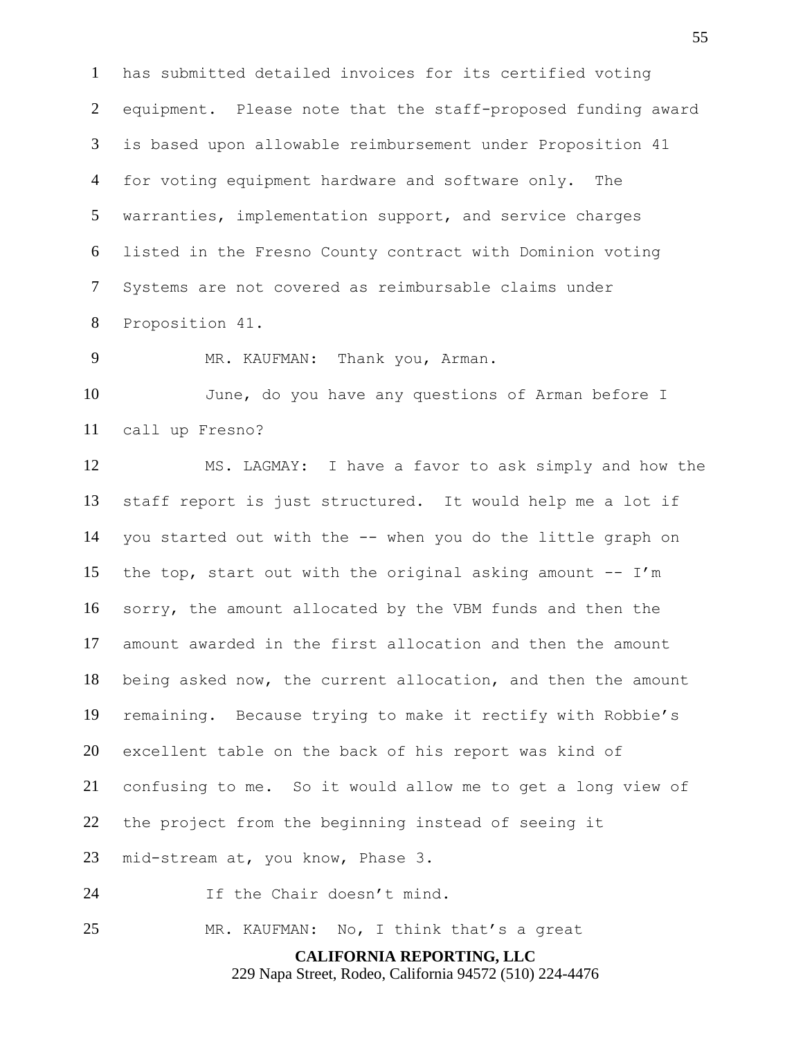has submitted detailed invoices for its certified voting equipment. Please note that the staff-proposed funding award is based upon allowable reimbursement under Proposition 41 for voting equipment hardware and software only. The warranties, implementation support, and service charges listed in the Fresno County contract with Dominion voting Systems are not covered as reimbursable claims under Proposition 41.

MR. KAUFMAN: Thank you, Arman.

June, do you have any questions of Arman before I call up Fresno?

MS. LAGMAY: I have a favor to ask simply and how the staff report is just structured. It would help me a lot if you started out with the -- when you do the little graph on the top, start out with the original asking amount -- I'm sorry, the amount allocated by the VBM funds and then the amount awarded in the first allocation and then the amount being asked now, the current allocation, and then the amount remaining. Because trying to make it rectify with Robbie's excellent table on the back of his report was kind of confusing to me. So it would allow me to get a long view of the project from the beginning instead of seeing it mid-stream at, you know, Phase 3.

If the Chair doesn't mind.

MR. KAUFMAN: No, I think that's a great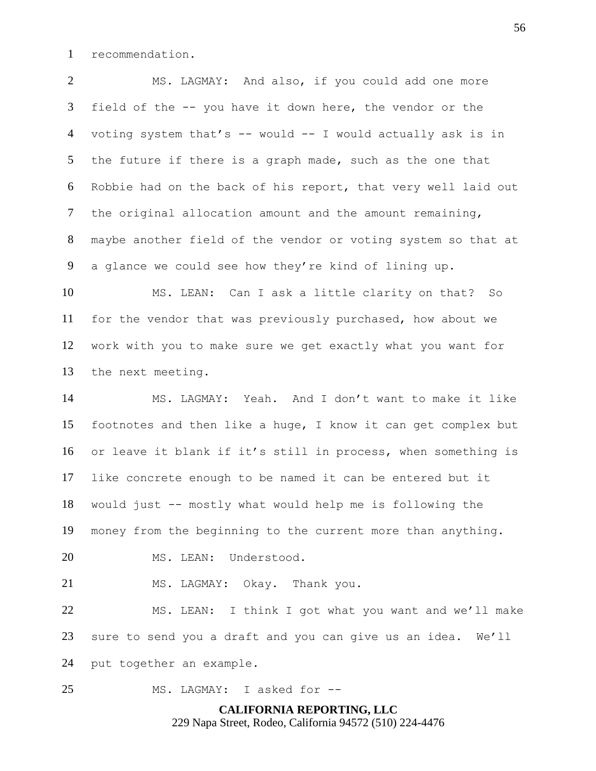recommendation.

MS. LAGMAY: And also, if you could add one more field of the -- you have it down here, the vendor or the voting system that's -- would -- I would actually ask is in the future if there is a graph made, such as the one that Robbie had on the back of his report, that very well laid out the original allocation amount and the amount remaining, maybe another field of the vendor or voting system so that at a glance we could see how they're kind of lining up.

MS. LEAN: Can I ask a little clarity on that? So for the vendor that was previously purchased, how about we work with you to make sure we get exactly what you want for the next meeting.

MS. LAGMAY: Yeah. And I don't want to make it like footnotes and then like a huge, I know it can get complex but or leave it blank if it's still in process, when something is like concrete enough to be named it can be entered but it would just -- mostly what would help me is following the money from the beginning to the current more than anything.

MS. LEAN: Understood.

MS. LAGMAY: Okay. Thank you.

MS. LEAN: I think I got what you want and we'll make sure to send you a draft and you can give us an idea. We'll put together an example.

MS. LAGMAY: I asked for --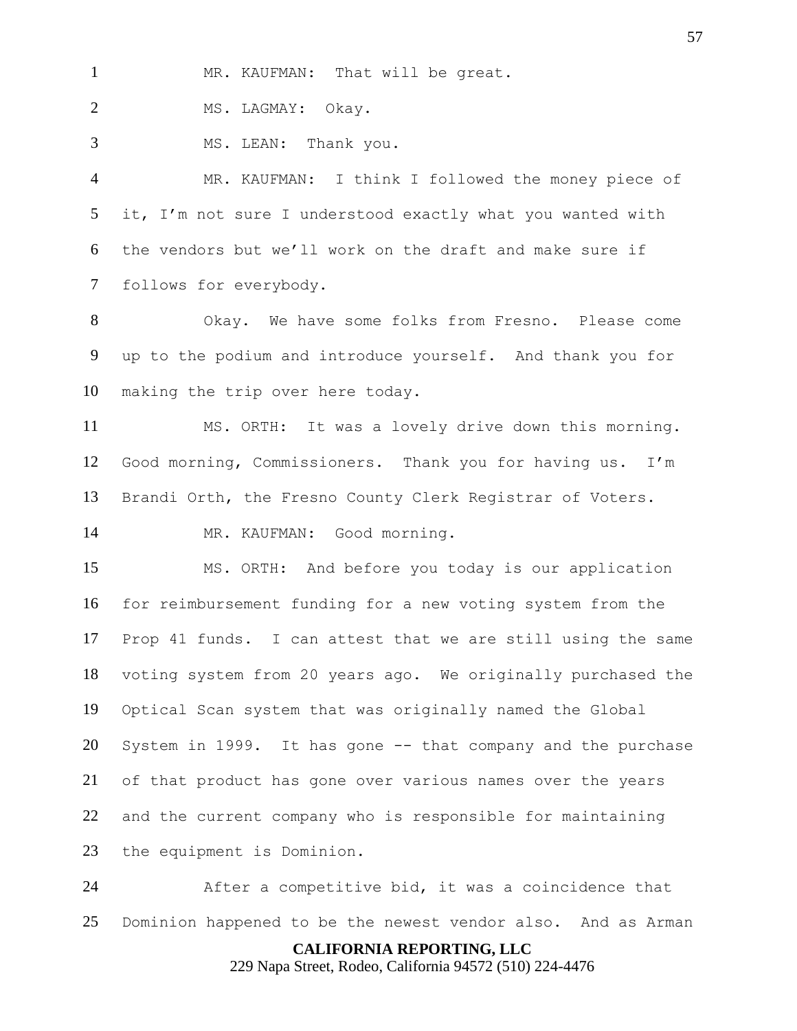MR. KAUFMAN: That will be great.

MS. LAGMAY: Okay.

MS. LEAN: Thank you.

MR. KAUFMAN: I think I followed the money piece of it, I'm not sure I understood exactly what you wanted with the vendors but we'll work on the draft and make sure if follows for everybody.

Okay. We have some folks from Fresno. Please come up to the podium and introduce yourself. And thank you for making the trip over here today.

MS. ORTH: It was a lovely drive down this morning. Good morning, Commissioners. Thank you for having us. I'm Brandi Orth, the Fresno County Clerk Registrar of Voters.

MR. KAUFMAN: Good morning.

MS. ORTH: And before you today is our application for reimbursement funding for a new voting system from the Prop 41 funds. I can attest that we are still using the same voting system from 20 years ago. We originally purchased the Optical Scan system that was originally named the Global System in 1999. It has gone -- that company and the purchase of that product has gone over various names over the years and the current company who is responsible for maintaining the equipment is Dominion.

After a competitive bid, it was a coincidence that Dominion happened to be the newest vendor also. And as Arman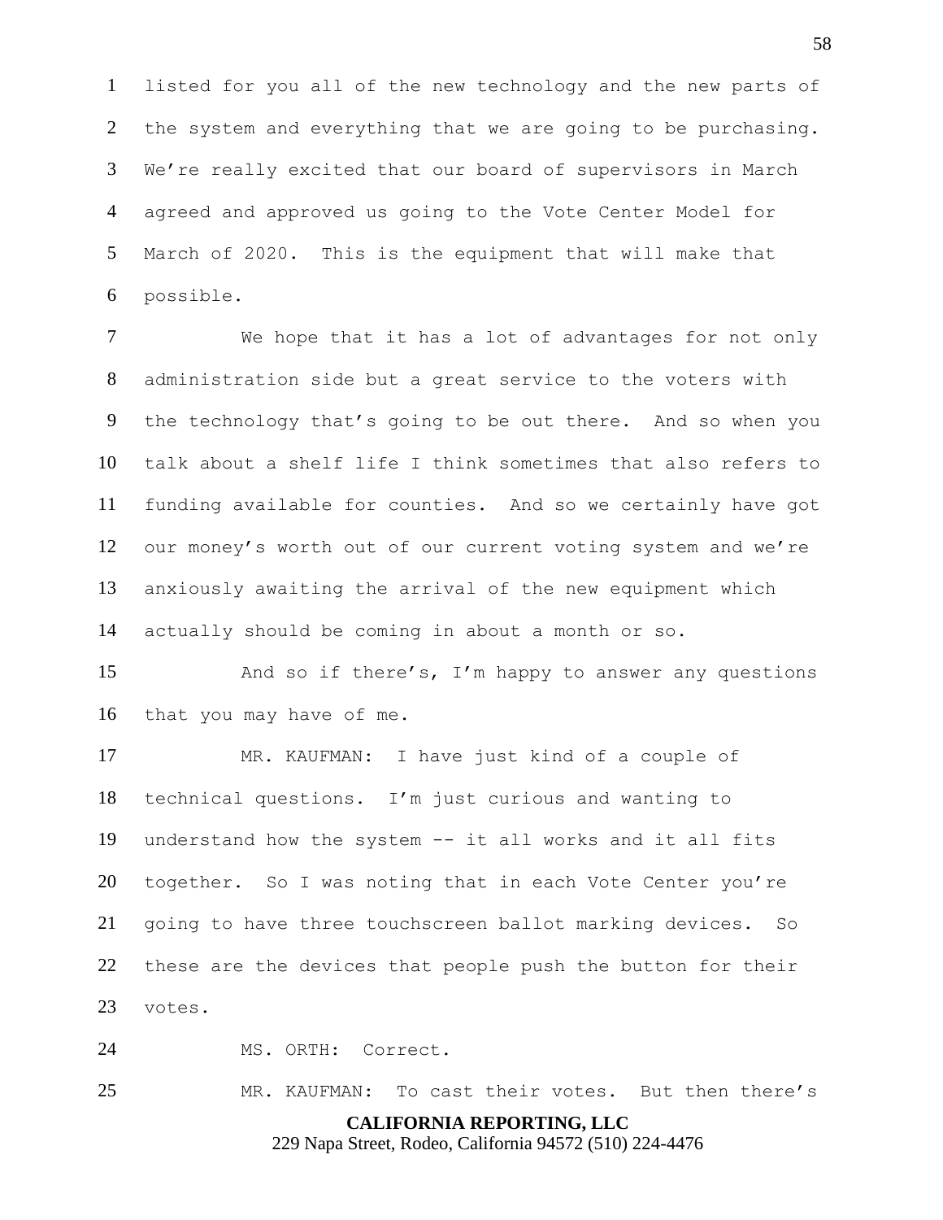listed for you all of the new technology and the new parts of the system and everything that we are going to be purchasing. We're really excited that our board of supervisors in March agreed and approved us going to the Vote Center Model for March of 2020. This is the equipment that will make that possible.

We hope that it has a lot of advantages for not only administration side but a great service to the voters with the technology that's going to be out there. And so when you talk about a shelf life I think sometimes that also refers to funding available for counties. And so we certainly have got our money's worth out of our current voting system and we're anxiously awaiting the arrival of the new equipment which actually should be coming in about a month or so.

And so if there's, I'm happy to answer any questions that you may have of me.

MR. KAUFMAN: I have just kind of a couple of technical questions. I'm just curious and wanting to understand how the system -- it all works and it all fits together. So I was noting that in each Vote Center you're going to have three touchscreen ballot marking devices. So these are the devices that people push the button for their votes.

MS. ORTH: Correct.

MR. KAUFMAN: To cast their votes. But then there's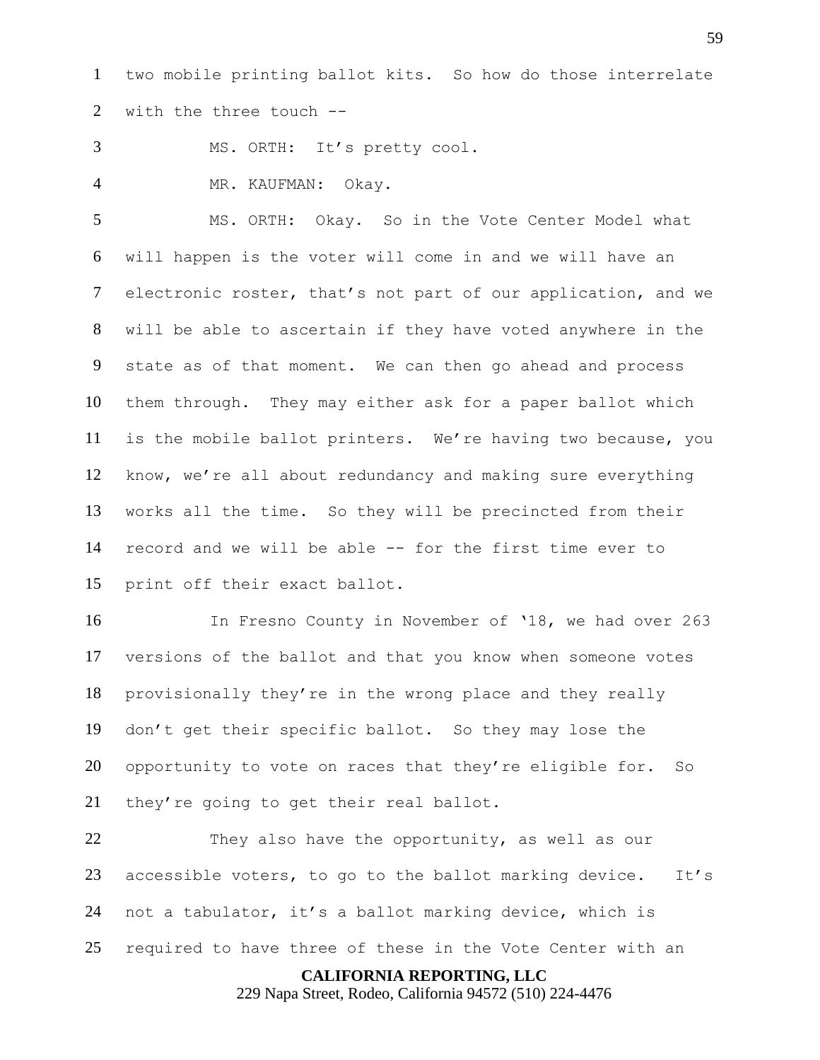two mobile printing ballot kits. So how do those interrelate with the three touch --

MS. ORTH: It's pretty cool.

MR. KAUFMAN: Okay.

MS. ORTH: Okay. So in the Vote Center Model what will happen is the voter will come in and we will have an electronic roster, that's not part of our application, and we will be able to ascertain if they have voted anywhere in the state as of that moment. We can then go ahead and process them through. They may either ask for a paper ballot which is the mobile ballot printers. We're having two because, you know, we're all about redundancy and making sure everything works all the time. So they will be precincted from their record and we will be able -- for the first time ever to print off their exact ballot.

In Fresno County in November of '18, we had over 263 versions of the ballot and that you know when someone votes provisionally they're in the wrong place and they really don't get their specific ballot. So they may lose the opportunity to vote on races that they're eligible for. So they're going to get their real ballot.

They also have the opportunity, as well as our accessible voters, to go to the ballot marking device. It's not a tabulator, it's a ballot marking device, which is required to have three of these in the Vote Center with an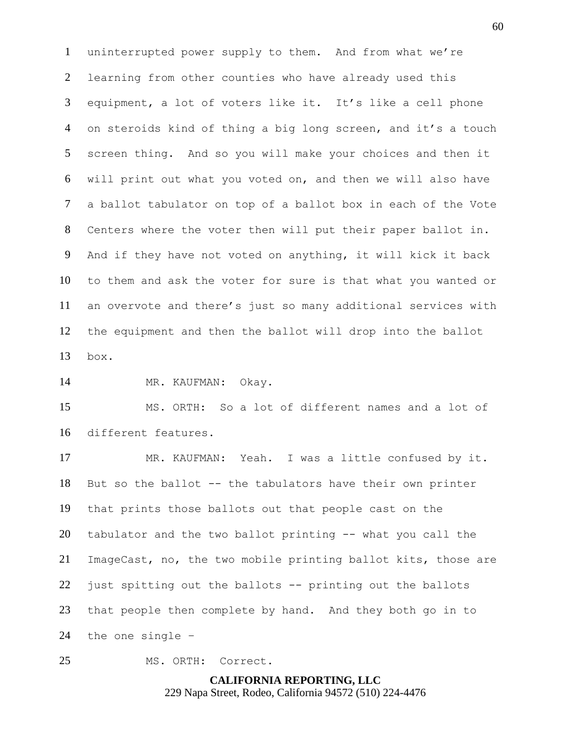uninterrupted power supply to them. And from what we're learning from other counties who have already used this equipment, a lot of voters like it. It's like a cell phone on steroids kind of thing a big long screen, and it's a touch screen thing. And so you will make your choices and then it will print out what you voted on, and then we will also have a ballot tabulator on top of a ballot box in each of the Vote Centers where the voter then will put their paper ballot in. And if they have not voted on anything, it will kick it back to them and ask the voter for sure is that what you wanted or an overvote and there's just so many additional services with the equipment and then the ballot will drop into the ballot box.

MR. KAUFMAN: Okay.

MS. ORTH: So a lot of different names and a lot of different features.

MR. KAUFMAN: Yeah. I was a little confused by it. But so the ballot -- the tabulators have their own printer that prints those ballots out that people cast on the tabulator and the two ballot printing -- what you call the ImageCast, no, the two mobile printing ballot kits, those are just spitting out the ballots -- printing out the ballots that people then complete by hand. And they both go in to the one single –

MS. ORTH: Correct.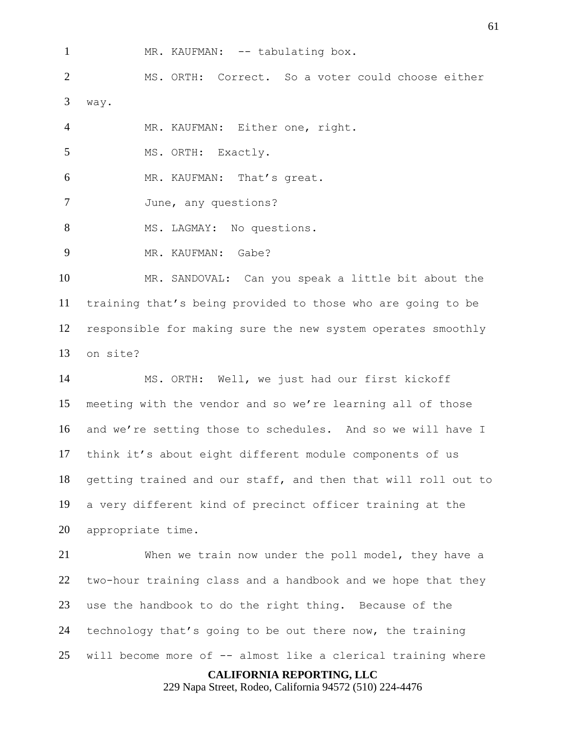MR. KAUFMAN: -- tabulating box.

MS. ORTH: Correct. So a voter could choose either way.

MR. KAUFMAN: Either one, right.

MS. ORTH: Exactly.

MR. KAUFMAN: That's great.

June, any questions?

MS. LAGMAY: No questions.

MR. KAUFMAN: Gabe?

MR. SANDOVAL: Can you speak a little bit about the training that's being provided to those who are going to be responsible for making sure the new system operates smoothly on site?

MS. ORTH: Well, we just had our first kickoff meeting with the vendor and so we're learning all of those and we're setting those to schedules. And so we will have I think it's about eight different module components of us getting trained and our staff, and then that will roll out to a very different kind of precinct officer training at the appropriate time.

When we train now under the poll model, they have a two-hour training class and a handbook and we hope that they use the handbook to do the right thing. Because of the technology that's going to be out there now, the training will become more of -- almost like a clerical training where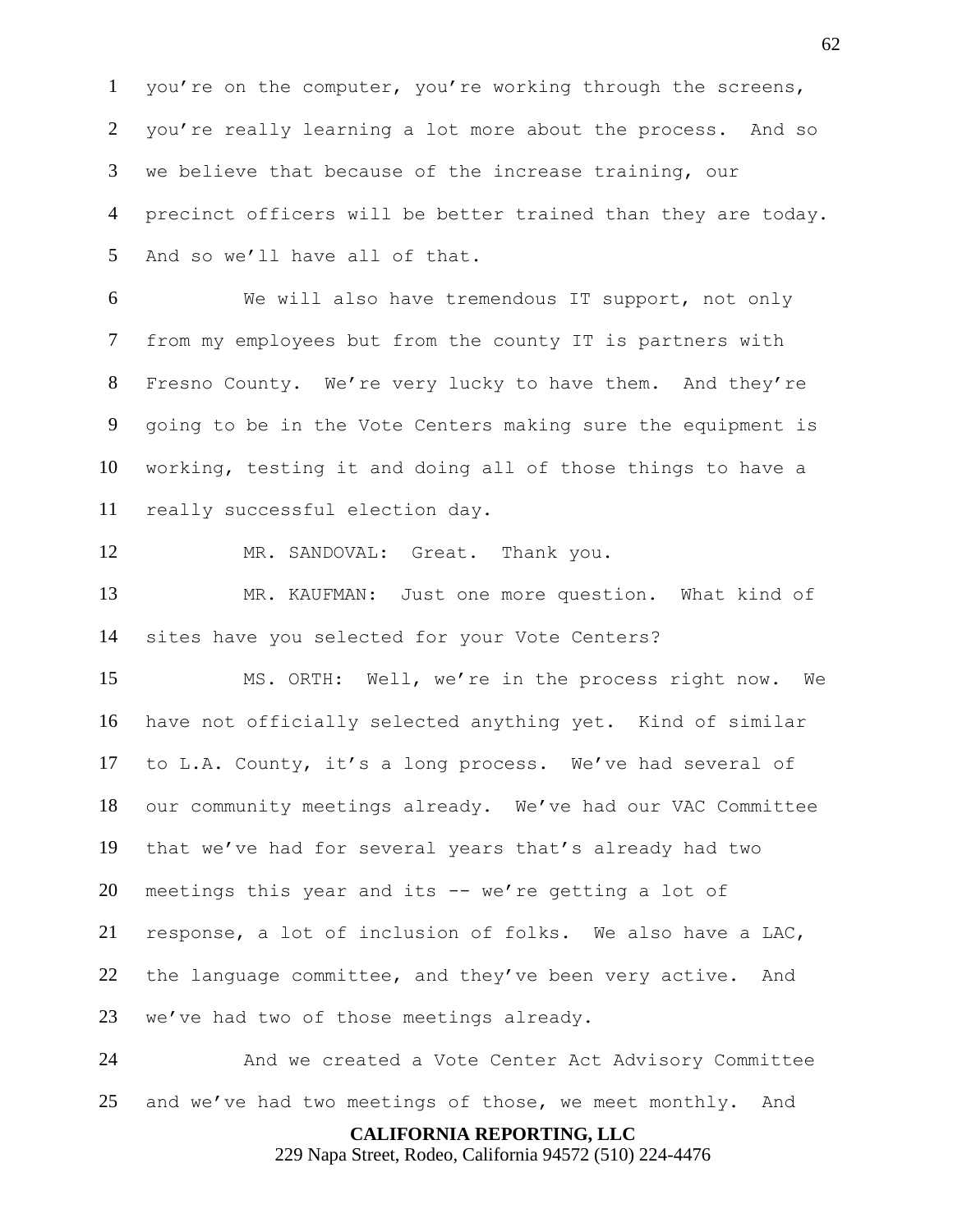you're on the computer, you're working through the screens, you're really learning a lot more about the process. And so we believe that because of the increase training, our precinct officers will be better trained than they are today. And so we'll have all of that.

We will also have tremendous IT support, not only from my employees but from the county IT is partners with Fresno County. We're very lucky to have them. And they're going to be in the Vote Centers making sure the equipment is working, testing it and doing all of those things to have a really successful election day.

MR. SANDOVAL: Great. Thank you.

MR. KAUFMAN: Just one more question. What kind of sites have you selected for your Vote Centers?

MS. ORTH: Well, we're in the process right now. We have not officially selected anything yet. Kind of similar to L.A. County, it's a long process. We've had several of our community meetings already. We've had our VAC Committee that we've had for several years that's already had two meetings this year and its -- we're getting a lot of response, a lot of inclusion of folks. We also have a LAC, the language committee, and they've been very active. And we've had two of those meetings already.

And we created a Vote Center Act Advisory Committee and we've had two meetings of those, we meet monthly. And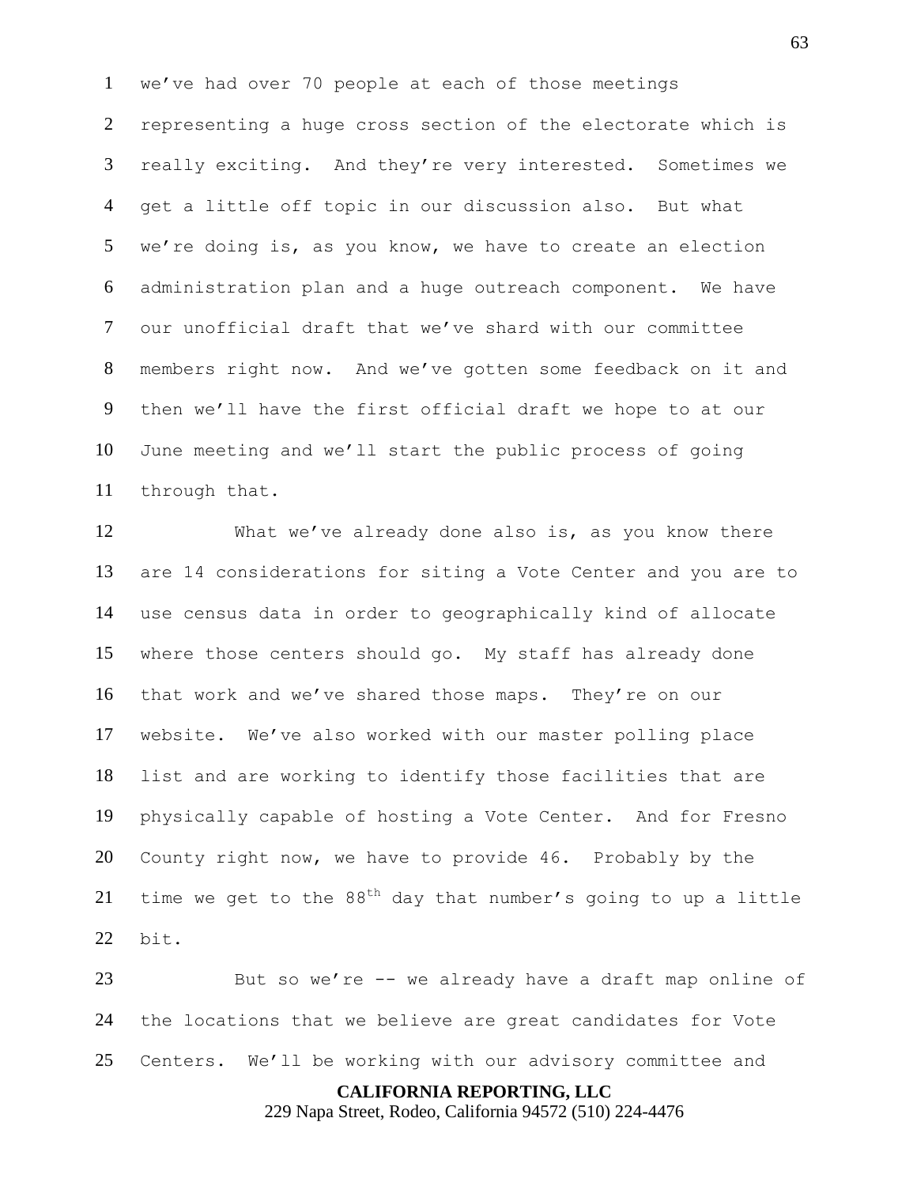we've had over 70 people at each of those meetings representing a huge cross section of the electorate which is really exciting. And they're very interested. Sometimes we get a little off topic in our discussion also. But what we're doing is, as you know, we have to create an election administration plan and a huge outreach component. We have our unofficial draft that we've shard with our committee members right now. And we've gotten some feedback on it and then we'll have the first official draft we hope to at our June meeting and we'll start the public process of going through that.

What we've already done also is, as you know there are 14 considerations for siting a Vote Center and you are to use census data in order to geographically kind of allocate where those centers should go. My staff has already done that work and we've shared those maps. They're on our website. We've also worked with our master polling place list and are working to identify those facilities that are physically capable of hosting a Vote Center. And for Fresno County right now, we have to provide 46. Probably by the time we get to the 88th day that number's going to up a little bit.

But so we're -- we already have a draft map online of the locations that we believe are great candidates for Vote Centers. We'll be working with our advisory committee and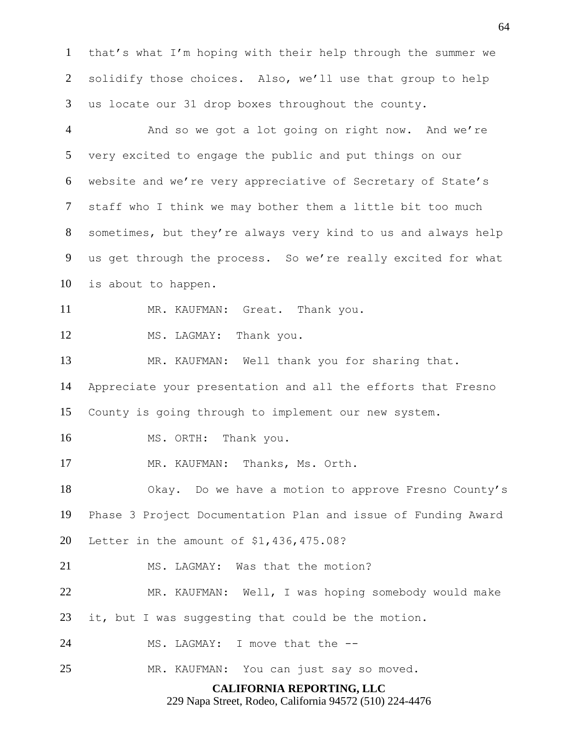that's what I'm hoping with their help through the summer we solidify those choices. Also, we'll use that group to help us locate our 31 drop boxes throughout the county.

And so we got a lot going on right now. And we're very excited to engage the public and put things on our website and we're very appreciative of Secretary of State's staff who I think we may bother them a little bit too much sometimes, but they're always very kind to us and always help us get through the process. So we're really excited for what is about to happen.

MR. KAUFMAN: Great. Thank you.

MS. LAGMAY: Thank you.

MR. KAUFMAN: Well thank you for sharing that. Appreciate your presentation and all the efforts that Fresno County is going through to implement our new system.

MS. ORTH: Thank you.

MR. KAUFMAN: Thanks, Ms. Orth.

Okay. Do we have a motion to approve Fresno County's Phase 3 Project Documentation Plan and issue of Funding Award Letter in the amount of $1,436,475.08?

MS. LAGMAY: Was that the motion?

MR. KAUFMAN: Well, I was hoping somebody would make it, but I was suggesting that could be the motion.

MS. LAGMAY: I move that the --

MR. KAUFMAN: You can just say so moved.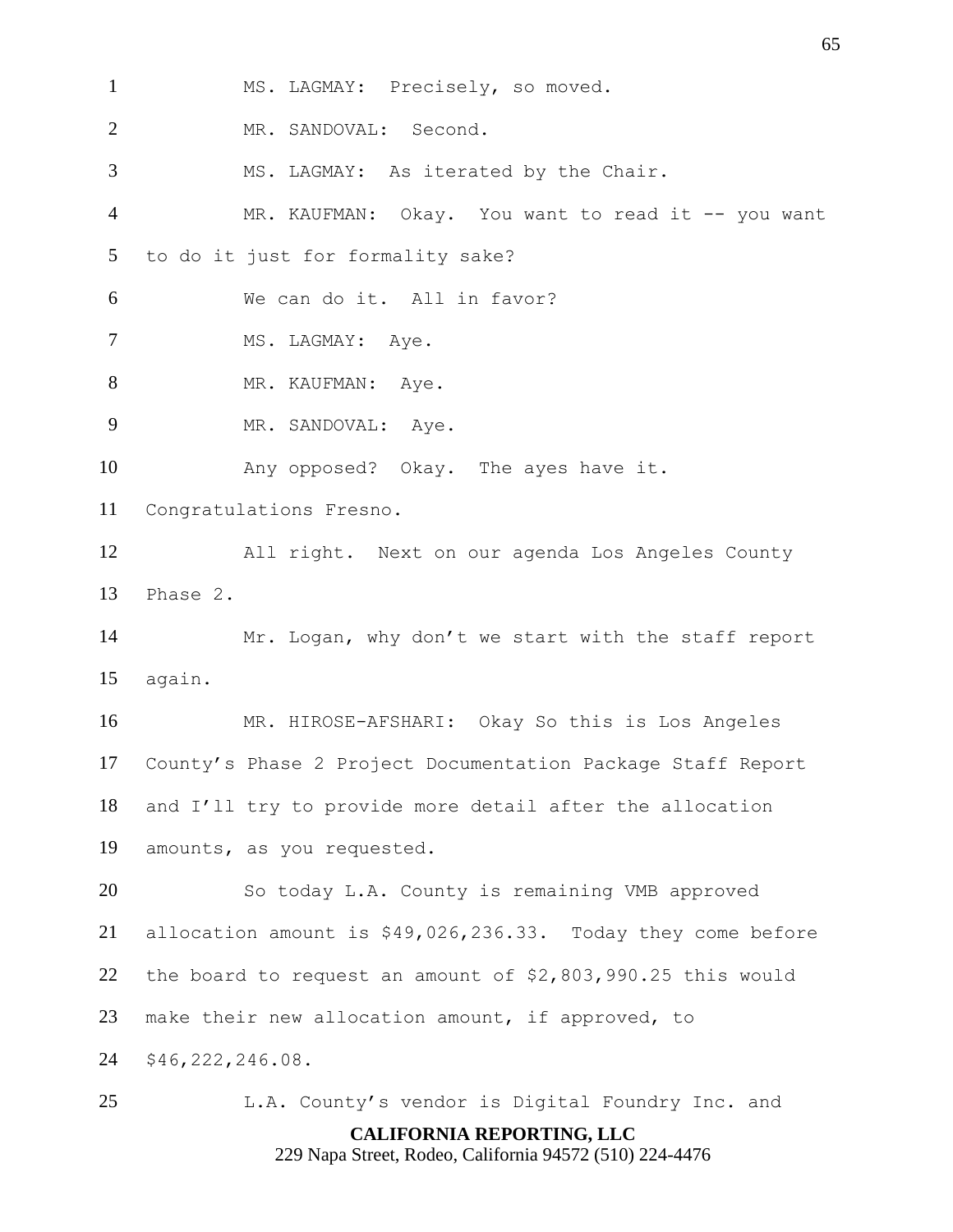MS. LAGMAY: Precisely, so moved.

MR. SANDOVAL: Second.

MS. LAGMAY: As iterated by the Chair.

MR. KAUFMAN: Okay. You want to read it -- you want to do it just for formality sake?

We can do it. All in favor?

MS. LAGMAY: Aye.

MR. KAUFMAN: Aye.

MR. SANDOVAL: Aye.

Any opposed? Okay. The ayes have it. Congratulations Fresno.

All right. Next on our agenda Los Angeles County Phase 2.

Mr. Logan, why don't we start with the staff report again.

MR. HIROSE-AFSHARI: Okay So this is Los Angeles County's Phase 2 Project Documentation Package Staff Report and I'll try to provide more detail after the allocation amounts, as you requested.

So today L.A. County is remaining VMB approved allocation amount is $49,026,236.33. Today they come before the board to request an amount of $2,803,990.25 this would make their new allocation amount, if approved, to $46,222,246.08.

L.A. County's vendor is Digital Foundry Inc. and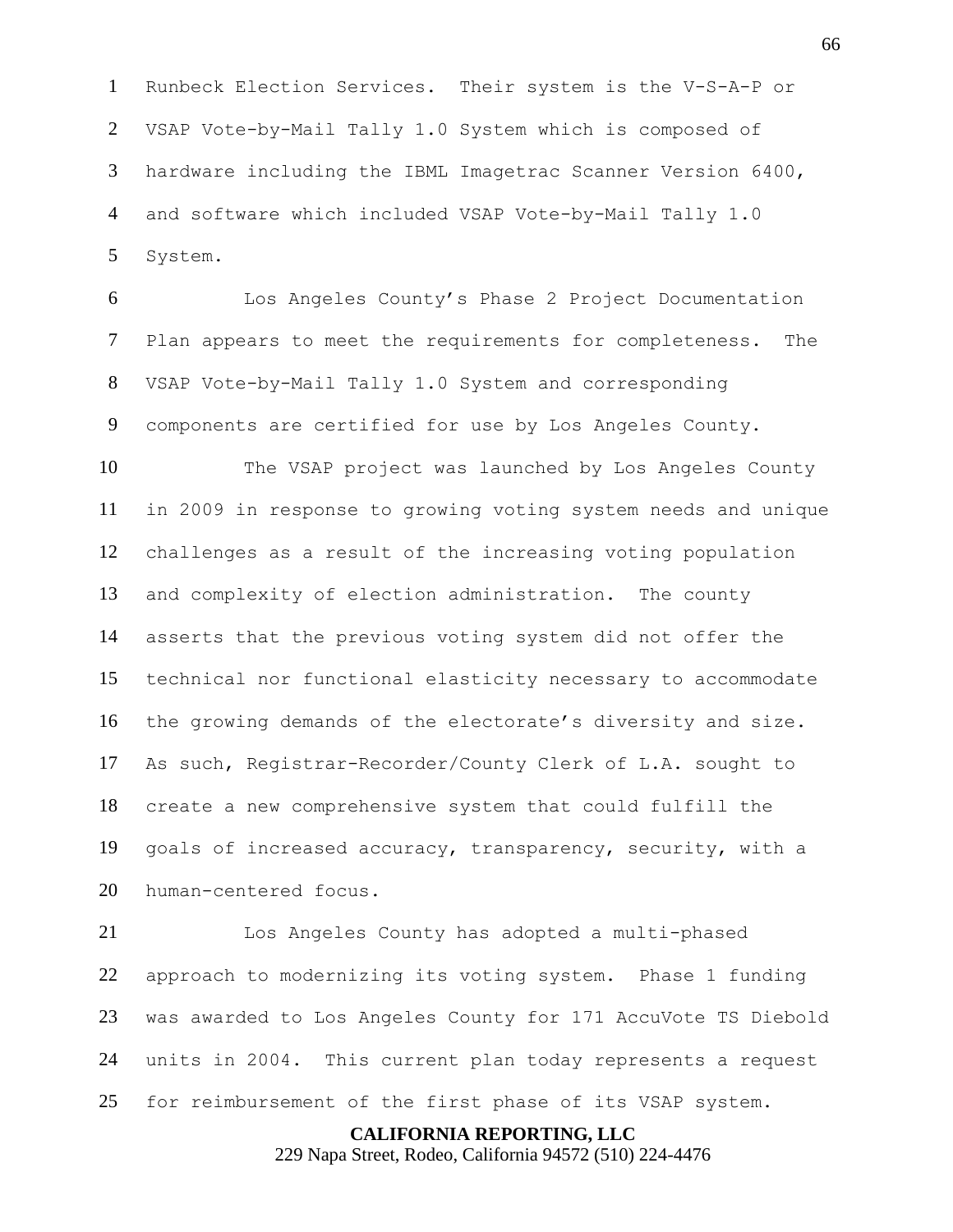Runbeck Election Services. Their system is the V-S-A-P or VSAP Vote-by-Mail Tally 1.0 System which is composed of hardware including the IBML Imagetrac Scanner Version 6400, and software which included VSAP Vote-by-Mail Tally 1.0 System.

Los Angeles County's Phase 2 Project Documentation Plan appears to meet the requirements for completeness. The VSAP Vote-by-Mail Tally 1.0 System and corresponding components are certified for use by Los Angeles County.

The VSAP project was launched by Los Angeles County in 2009 in response to growing voting system needs and unique challenges as a result of the increasing voting population and complexity of election administration. The county asserts that the previous voting system did not offer the technical nor functional elasticity necessary to accommodate the growing demands of the electorate's diversity and size. As such, Registrar-Recorder/County Clerk of L.A. sought to create a new comprehensive system that could fulfill the goals of increased accuracy, transparency, security, with a human-centered focus.

Los Angeles County has adopted a multi-phased approach to modernizing its voting system. Phase 1 funding was awarded to Los Angeles County for 171 AccuVote TS Diebold units in 2004. This current plan today represents a request for reimbursement of the first phase of its VSAP system.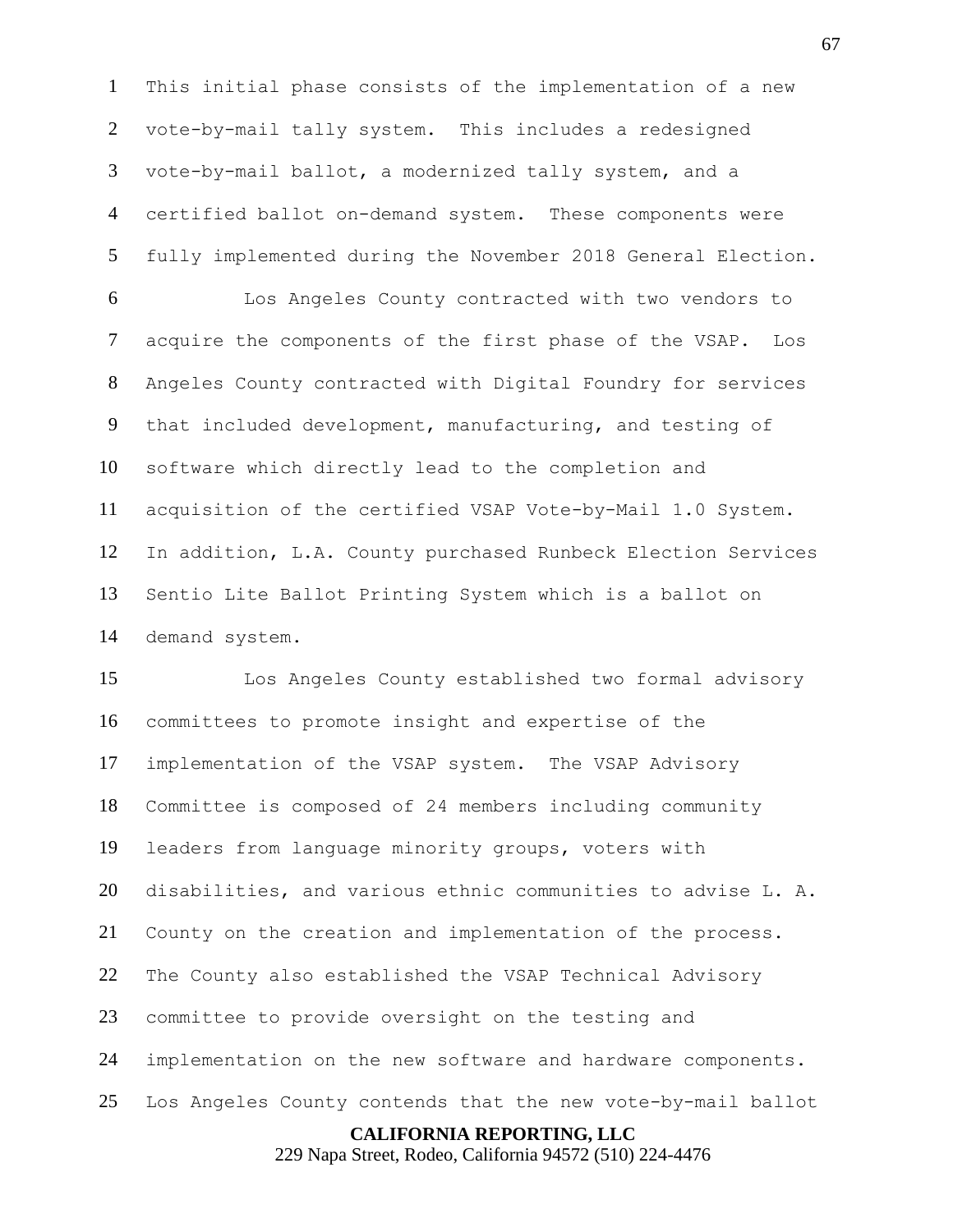This initial phase consists of the implementation of a new vote-by-mail tally system. This includes a redesigned vote-by-mail ballot, a modernized tally system, and a certified ballot on-demand system. These components were fully implemented during the November 2018 General Election.

Los Angeles County contracted with two vendors to acquire the components of the first phase of the VSAP. Los Angeles County contracted with Digital Foundry for services that included development, manufacturing, and testing of software which directly lead to the completion and acquisition of the certified VSAP Vote-by-Mail 1.0 System. In addition, L.A. County purchased Runbeck Election Services Sentio Lite Ballot Printing System which is a ballot on demand system.

Los Angeles County established two formal advisory committees to promote insight and expertise of the implementation of the VSAP system. The VSAP Advisory Committee is composed of 24 members including community leaders from language minority groups, voters with disabilities, and various ethnic communities to advise L. A. County on the creation and implementation of the process. The County also established the VSAP Technical Advisory committee to provide oversight on the testing and implementation on the new software and hardware components. Los Angeles County contends that the new vote-by-mail ballot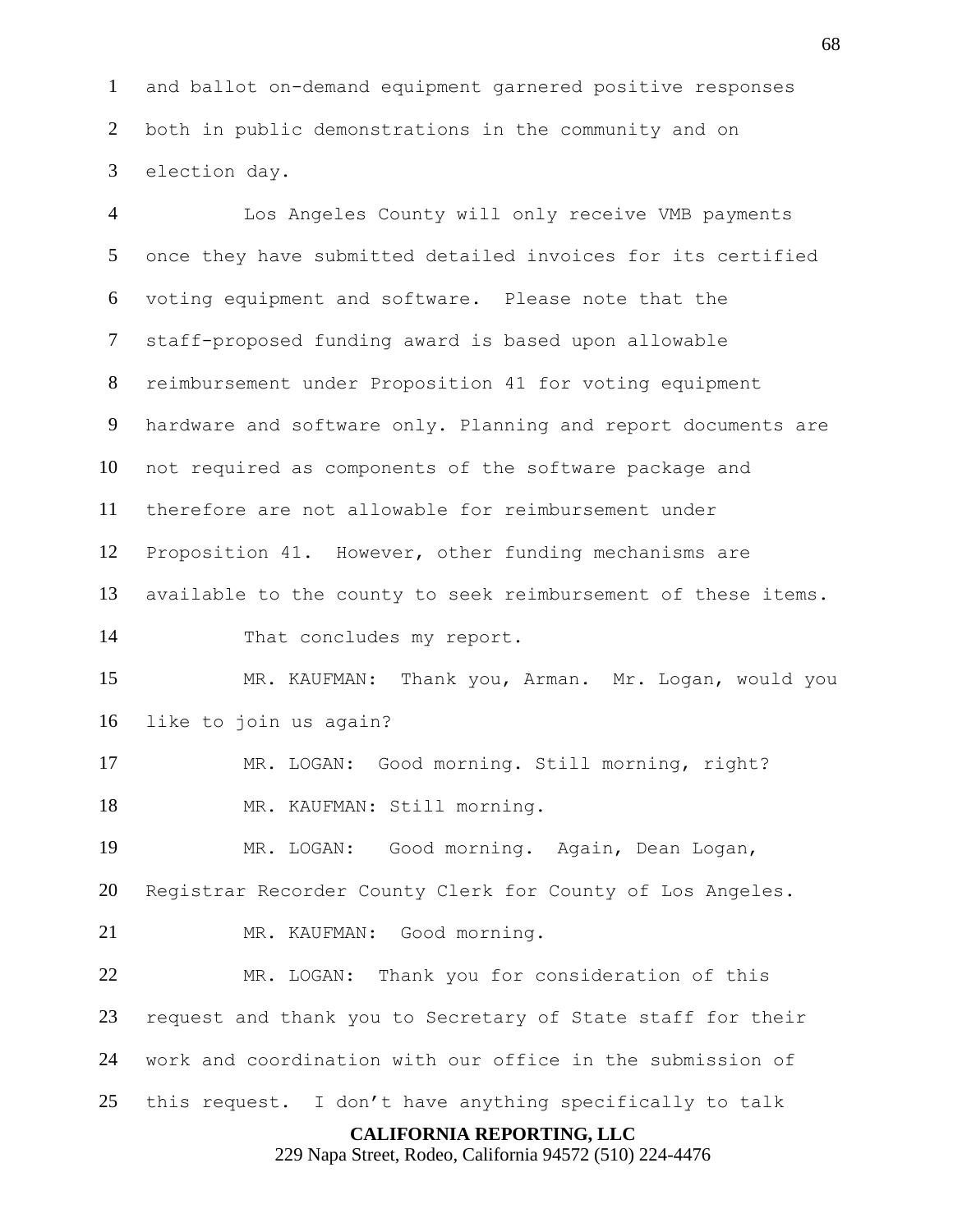and ballot on-demand equipment garnered positive responses both in public demonstrations in the community and on election day.

Los Angeles County will only receive VMB payments once they have submitted detailed invoices for its certified voting equipment and software. Please note that the staff-proposed funding award is based upon allowable reimbursement under Proposition 41 for voting equipment hardware and software only. Planning and report documents are not required as components of the software package and therefore are not allowable for reimbursement under Proposition 41. However, other funding mechanisms are available to the county to seek reimbursement of these items.

That concludes my report.

MR. KAUFMAN: Thank you, Arman. Mr. Logan, would you like to join us again?

MR. LOGAN: Good morning. Still morning, right?

MR. KAUFMAN: Still morning.

MR. LOGAN: Good morning. Again, Dean Logan, Registrar Recorder County Clerk for County of Los Angeles.

MR. KAUFMAN: Good morning.

MR. LOGAN: Thank you for consideration of this request and thank you to Secretary of State staff for their work and coordination with our office in the submission of this request. I don't have anything specifically to talk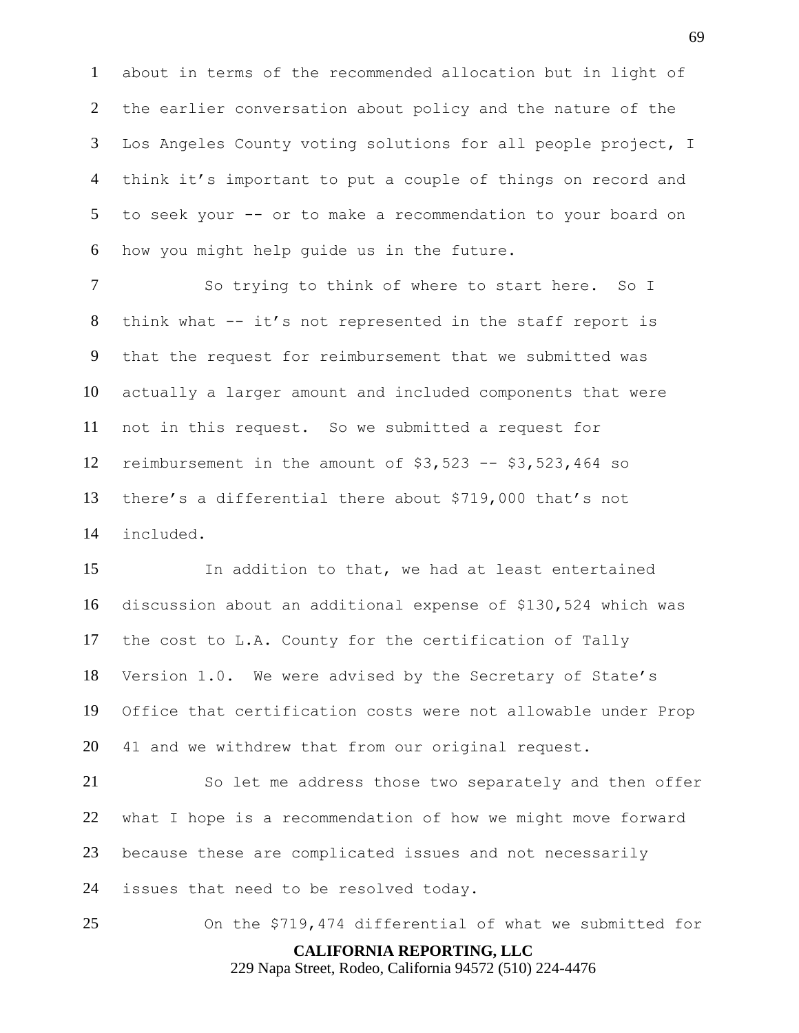about in terms of the recommended allocation but in light of the earlier conversation about policy and the nature of the Los Angeles County voting solutions for all people project, I think it's important to put a couple of things on record and to seek your -- or to make a recommendation to your board on how you might help guide us in the future.

So trying to think of where to start here. So I think what -- it's not represented in the staff report is that the request for reimbursement that we submitted was actually a larger amount and included components that were not in this request. So we submitted a request for reimbursement in the amount of $3,523 -- $3,523,464 so there's a differential there about $719,000 that's not included.

In addition to that, we had at least entertained discussion about an additional expense of $130,524 which was the cost to L.A. County for the certification of Tally Version 1.0. We were advised by the Secretary of State's Office that certification costs were not allowable under Prop 41 and we withdrew that from our original request.

So let me address those two separately and then offer what I hope is a recommendation of how we might move forward because these are complicated issues and not necessarily issues that need to be resolved today.

On the $719,474 differential of what we submitted for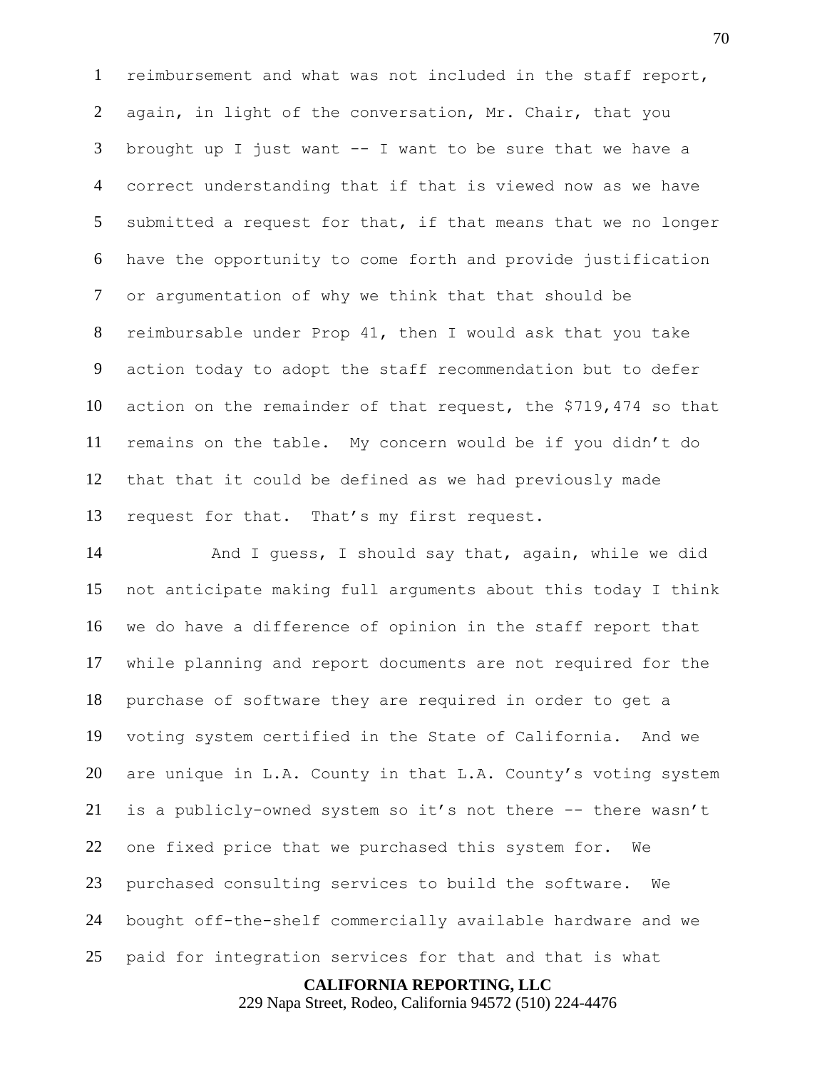reimbursement and what was not included in the staff report, again, in light of the conversation, Mr. Chair, that you brought up I just want -- I want to be sure that we have a correct understanding that if that is viewed now as we have submitted a request for that, if that means that we no longer have the opportunity to come forth and provide justification or argumentation of why we think that that should be reimbursable under Prop 41, then I would ask that you take action today to adopt the staff recommendation but to defer action on the remainder of that request, the $719,474 so that remains on the table. My concern would be if you didn't do that that it could be defined as we had previously made request for that. That's my first request.

And I guess, I should say that, again, while we did not anticipate making full arguments about this today I think we do have a difference of opinion in the staff report that while planning and report documents are not required for the purchase of software they are required in order to get a voting system certified in the State of California. And we are unique in L.A. County in that L.A. County's voting system is a publicly-owned system so it's not there -- there wasn't one fixed price that we purchased this system for. We purchased consulting services to build the software. We bought off-the-shelf commercially available hardware and we paid for integration services for that and that is what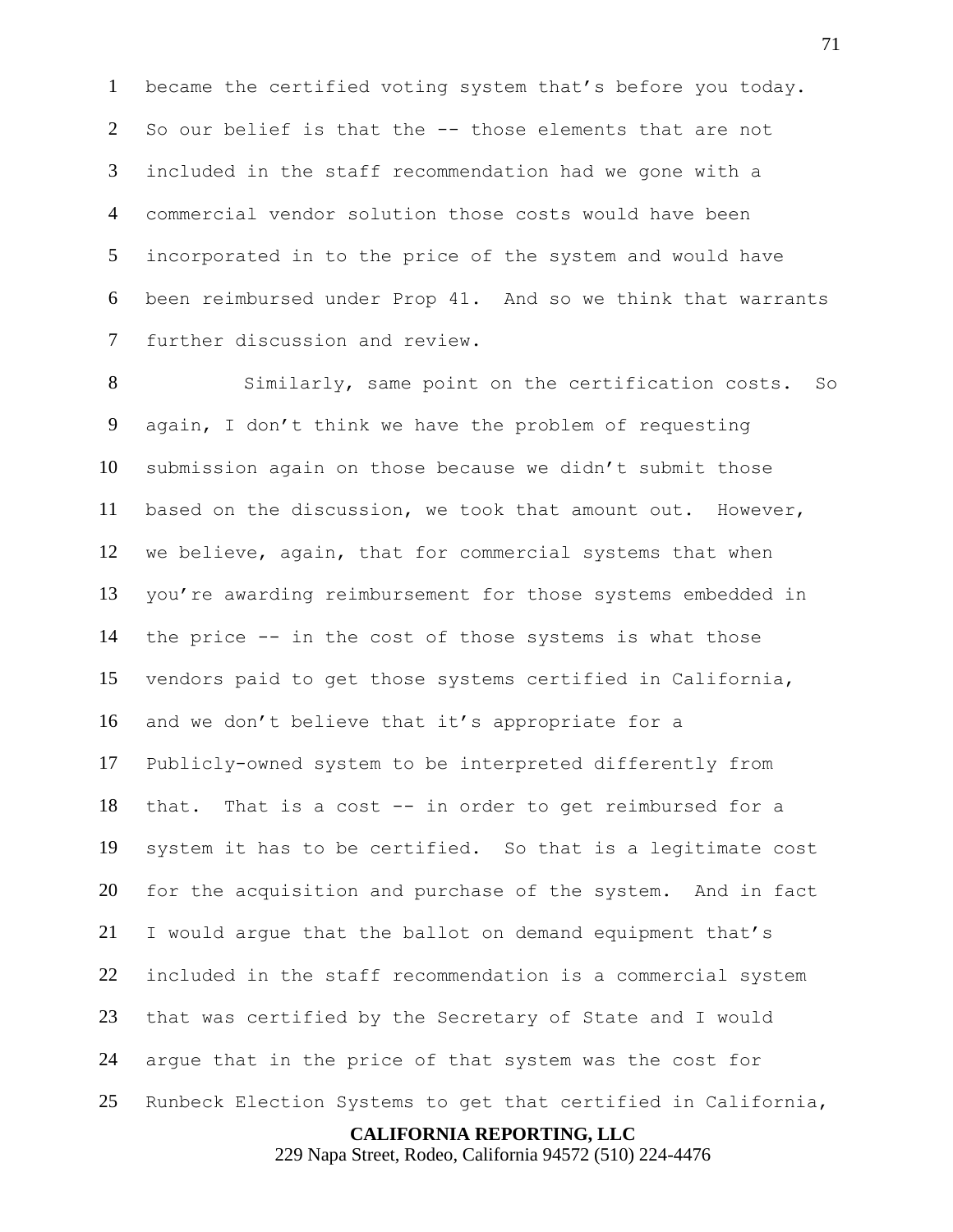became the certified voting system that's before you today. So our belief is that the -- those elements that are not included in the staff recommendation had we gone with a commercial vendor solution those costs would have been incorporated in to the price of the system and would have been reimbursed under Prop 41. And so we think that warrants further discussion and review.

Similarly, same point on the certification costs. So again, I don't think we have the problem of requesting submission again on those because we didn't submit those based on the discussion, we took that amount out. However, we believe, again, that for commercial systems that when you're awarding reimbursement for those systems embedded in the price -- in the cost of those systems is what those vendors paid to get those systems certified in California, and we don't believe that it's appropriate for a Publicly-owned system to be interpreted differently from that. That is a cost -- in order to get reimbursed for a system it has to be certified. So that is a legitimate cost for the acquisition and purchase of the system. And in fact I would argue that the ballot on demand equipment that's included in the staff recommendation is a commercial system that was certified by the Secretary of State and I would argue that in the price of that system was the cost for Runbeck Election Systems to get that certified in California,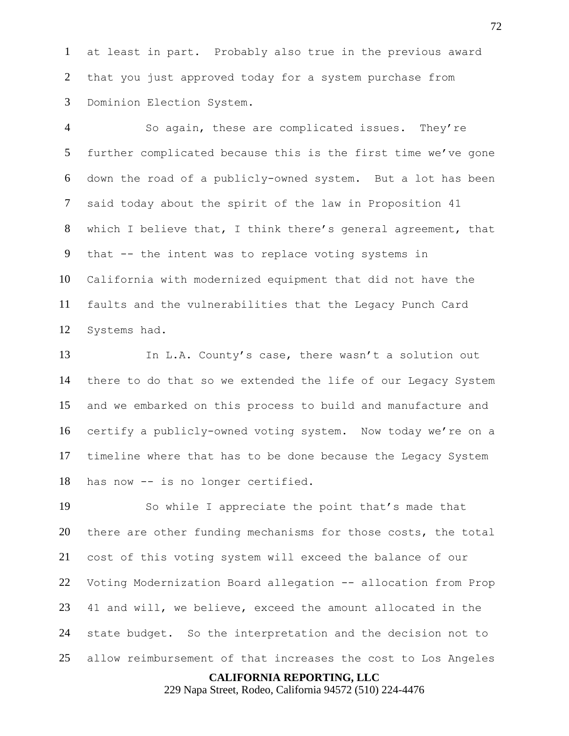at least in part. Probably also true in the previous award that you just approved today for a system purchase from Dominion Election System.

So again, these are complicated issues. They're further complicated because this is the first time we've gone down the road of a publicly-owned system. But a lot has been said today about the spirit of the law in Proposition 41 which I believe that, I think there's general agreement, that that -- the intent was to replace voting systems in California with modernized equipment that did not have the faults and the vulnerabilities that the Legacy Punch Card Systems had.

In L.A. County's case, there wasn't a solution out there to do that so we extended the life of our Legacy System and we embarked on this process to build and manufacture and certify a publicly-owned voting system. Now today we're on a timeline where that has to be done because the Legacy System has now -- is no longer certified.

So while I appreciate the point that's made that there are other funding mechanisms for those costs, the total cost of this voting system will exceed the balance of our Voting Modernization Board allegation -- allocation from Prop 41 and will, we believe, exceed the amount allocated in the state budget. So the interpretation and the decision not to allow reimbursement of that increases the cost to Los Angeles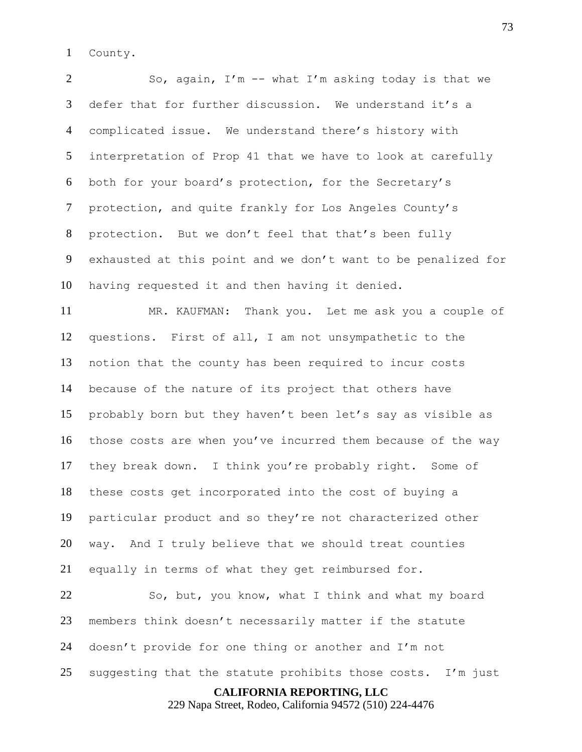County.

So, again, I'm -- what I'm asking today is that we defer that for further discussion. We understand it's a complicated issue. We understand there's history with interpretation of Prop 41 that we have to look at carefully both for your board's protection, for the Secretary's protection, and quite frankly for Los Angeles County's protection. But we don't feel that that's been fully exhausted at this point and we don't want to be penalized for having requested it and then having it denied.

MR. KAUFMAN: Thank you. Let me ask you a couple of questions. First of all, I am not unsympathetic to the notion that the county has been required to incur costs because of the nature of its project that others have probably born but they haven't been let's say as visible as those costs are when you've incurred them because of the way they break down. I think you're probably right. Some of these costs get incorporated into the cost of buying a particular product and so they're not characterized other way. And I truly believe that we should treat counties equally in terms of what they get reimbursed for.

So, but, you know, what I think and what my board members think doesn't necessarily matter if the statute doesn't provide for one thing or another and I'm not suggesting that the statute prohibits those costs. I'm just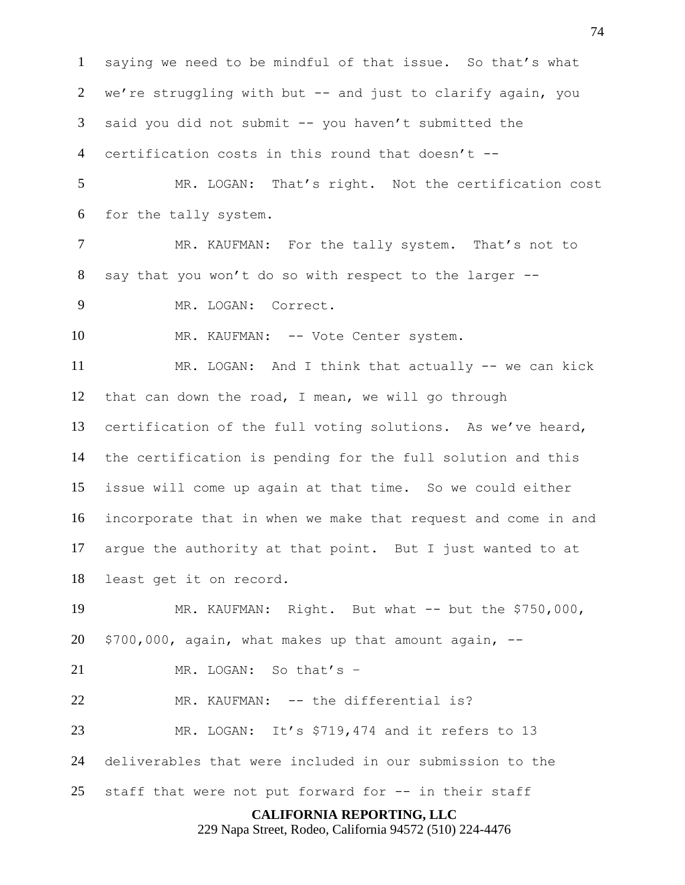saying we need to be mindful of that issue. So that's what we're struggling with but -- and just to clarify again, you said you did not submit -- you haven't submitted the certification costs in this round that doesn't --

MR. LOGAN: That's right. Not the certification cost for the tally system.

MR. KAUFMAN: For the tally system. That's not to say that you won't do so with respect to the larger --

MR. LOGAN: Correct.

MR. KAUFMAN: -- Vote Center system.

MR. LOGAN: And I think that actually -- we can kick that can down the road, I mean, we will go through certification of the full voting solutions. As we've heard, the certification is pending for the full solution and this issue will come up again at that time. So we could either incorporate that in when we make that request and come in and argue the authority at that point. But I just wanted to at least get it on record.

MR. KAUFMAN: Right. But what -- but the $750,000, $700,000, again, what makes up that amount again, --

MR. LOGAN: So that's –

MR. KAUFMAN: -- the differential is?

MR. LOGAN: It's $719,474 and it refers to 13 deliverables that were included in our submission to the staff that were not put forward for -- in their staff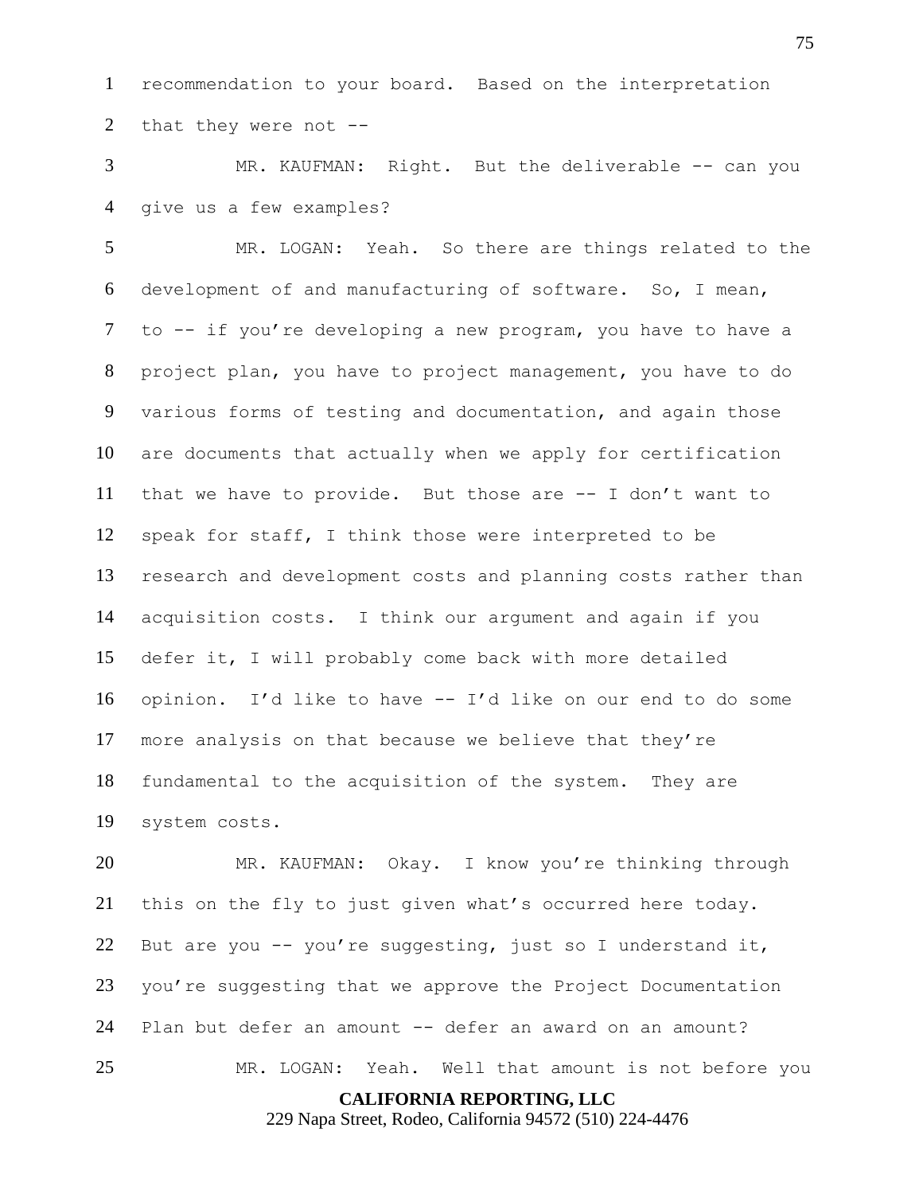recommendation to your board. Based on the interpretation that they were not --

MR. KAUFMAN: Right. But the deliverable -- can you give us a few examples?

MR. LOGAN: Yeah. So there are things related to the development of and manufacturing of software. So, I mean, to -- if you're developing a new program, you have to have a project plan, you have to project management, you have to do various forms of testing and documentation, and again those are documents that actually when we apply for certification that we have to provide. But those are -- I don't want to speak for staff, I think those were interpreted to be research and development costs and planning costs rather than acquisition costs. I think our argument and again if you defer it, I will probably come back with more detailed opinion. I'd like to have -- I'd like on our end to do some more analysis on that because we believe that they're fundamental to the acquisition of the system. They are system costs.

MR. KAUFMAN: Okay. I know you're thinking through this on the fly to just given what's occurred here today. But are you -- you're suggesting, just so I understand it, you're suggesting that we approve the Project Documentation Plan but defer an amount -- defer an award on an amount?

MR. LOGAN: Yeah. Well that amount is not before you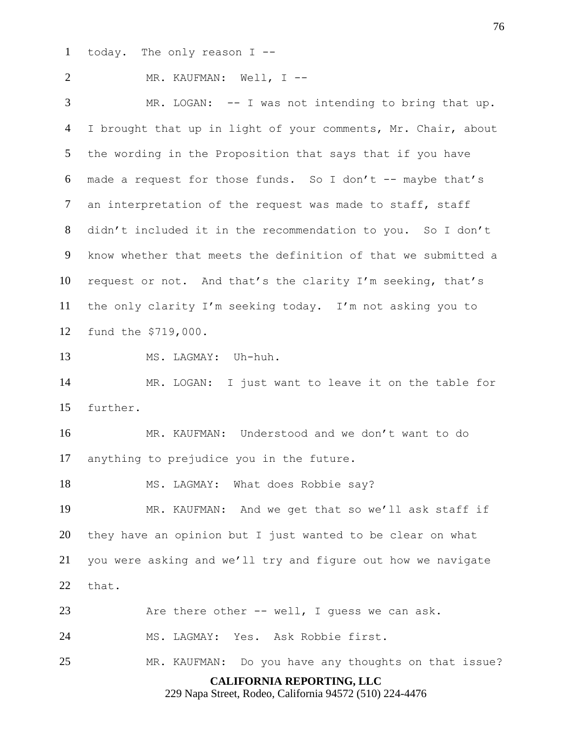today. The only reason I --

MR. KAUFMAN: Well, I --

MR. LOGAN: -- I was not intending to bring that up. I brought that up in light of your comments, Mr. Chair, about the wording in the Proposition that says that if you have made a request for those funds. So I don't -- maybe that's an interpretation of the request was made to staff, staff didn't included it in the recommendation to you. So I don't know whether that meets the definition of that we submitted a request or not. And that's the clarity I'm seeking, that's the only clarity I'm seeking today. I'm not asking you to fund the $719,000.

MS. LAGMAY: Uh-huh.

MR. LOGAN: I just want to leave it on the table for further.

MR. KAUFMAN: Understood and we don't want to do anything to prejudice you in the future.

MS. LAGMAY: What does Robbie say?

MR. KAUFMAN: And we get that so we'll ask staff if they have an opinion but I just wanted to be clear on what you were asking and we'll try and figure out how we navigate that.

Are there other -- well, I guess we can ask.

MS. LAGMAY: Yes. Ask Robbie first.

MR. KAUFMAN: Do you have any thoughts on that issue?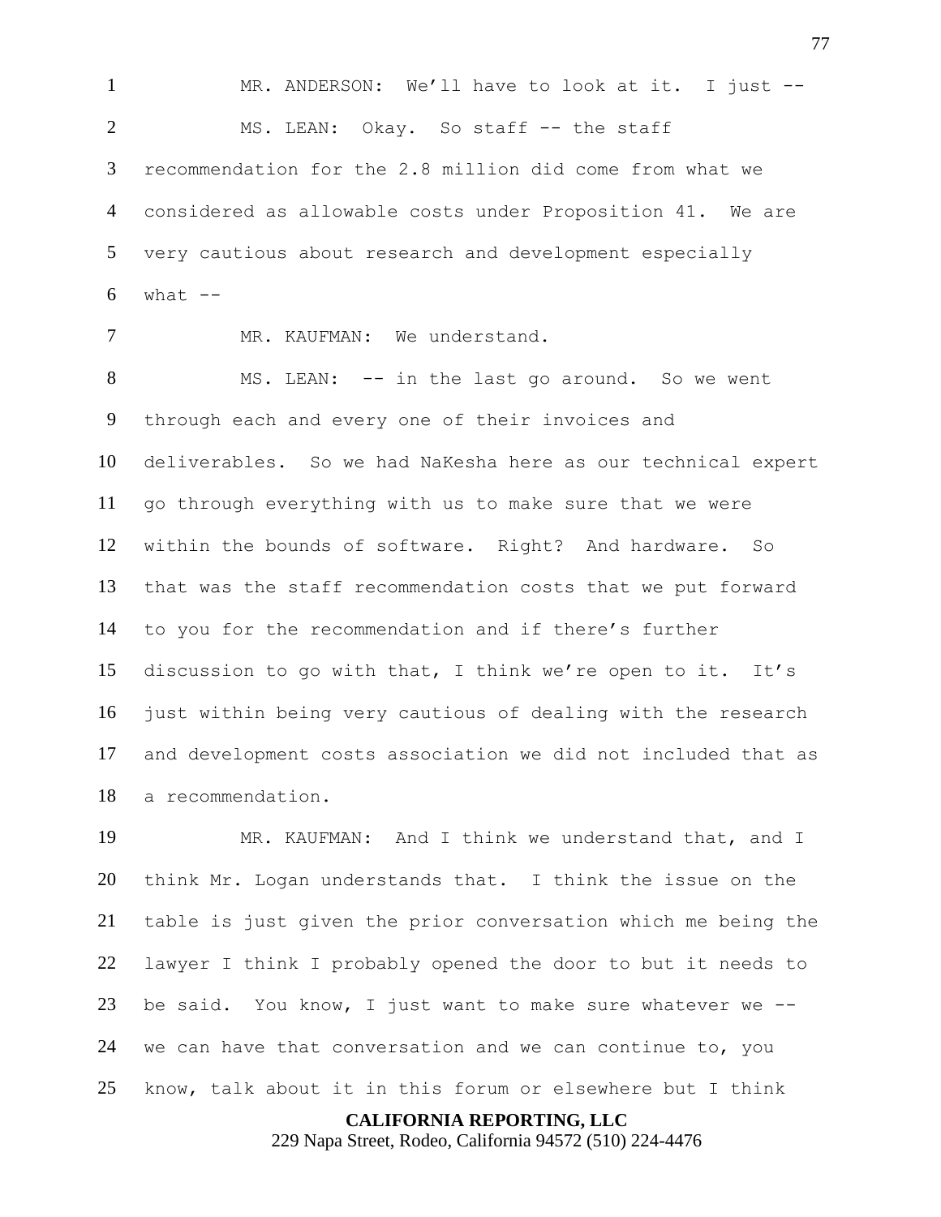MR. ANDERSON: We'll have to look at it. I just --

MS. LEAN: Okay. So staff -- the staff recommendation for the 2.8 million did come from what we considered as allowable costs under Proposition 41. We are very cautious about research and development especially what --

MR. KAUFMAN: We understand.

MS. LEAN: -- in the last go around. So we went through each and every one of their invoices and deliverables. So we had NaKesha here as our technical expert go through everything with us to make sure that we were within the bounds of software. Right? And hardware. So that was the staff recommendation costs that we put forward to you for the recommendation and if there's further discussion to go with that, I think we're open to it. It's just within being very cautious of dealing with the research and development costs association we did not included that as a recommendation.

MR. KAUFMAN: And I think we understand that, and I think Mr. Logan understands that. I think the issue on the table is just given the prior conversation which me being the lawyer I think I probably opened the door to but it needs to be said. You know, I just want to make sure whatever we -- we can have that conversation and we can continue to, you know, talk about it in this forum or elsewhere but I think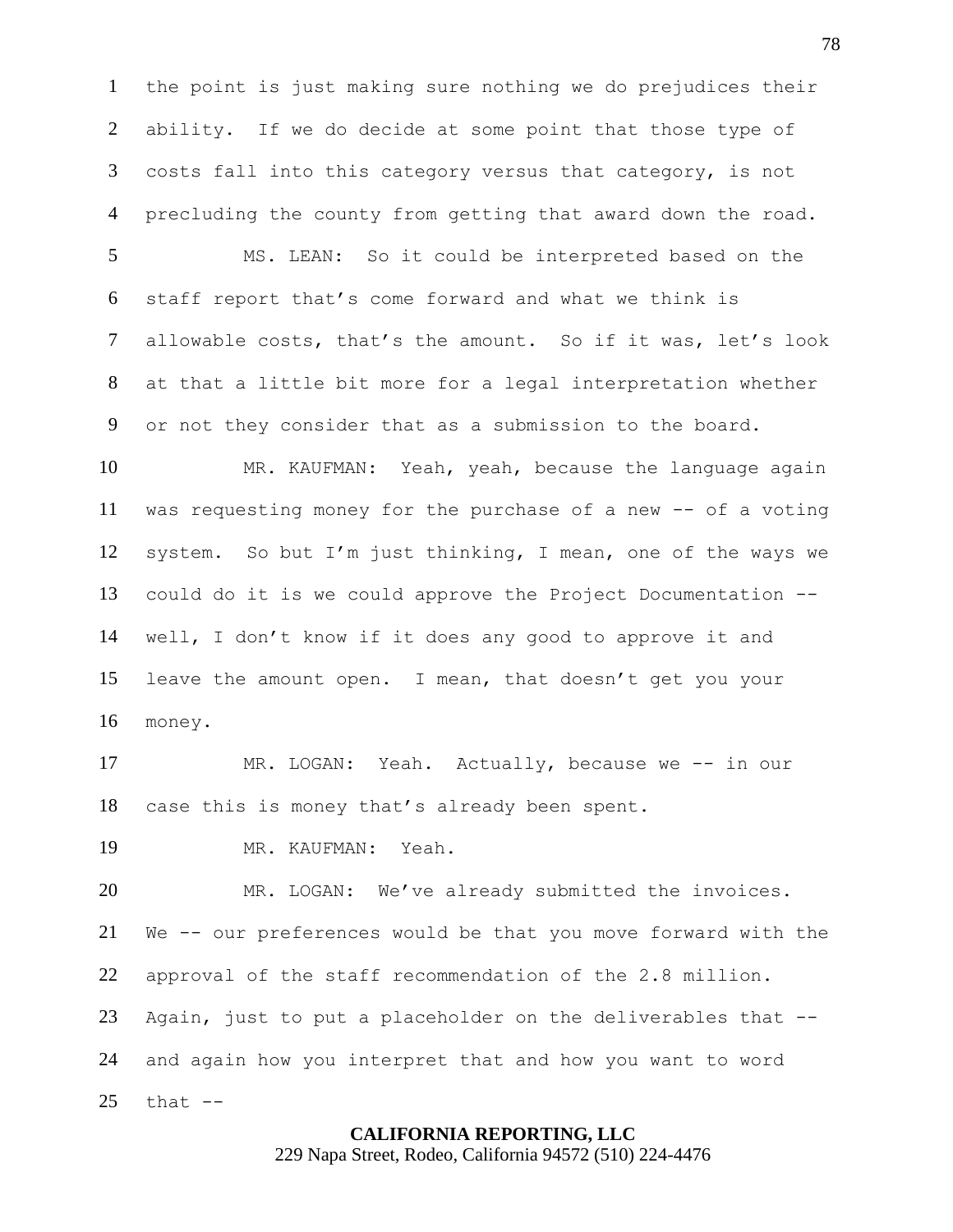the point is just making sure nothing we do prejudices their ability. If we do decide at some point that those type of costs fall into this category versus that category, is not precluding the county from getting that award down the road.

MS. LEAN: So it could be interpreted based on the staff report that's come forward and what we think is allowable costs, that's the amount. So if it was, let's look at that a little bit more for a legal interpretation whether or not they consider that as a submission to the board.

MR. KAUFMAN: Yeah, yeah, because the language again was requesting money for the purchase of a new -- of a voting system. So but I'm just thinking, I mean, one of the ways we could do it is we could approve the Project Documentation -- well, I don't know if it does any good to approve it and leave the amount open. I mean, that doesn't get you your money.

MR. LOGAN: Yeah. Actually, because we -- in our case this is money that's already been spent.

MR. KAUFMAN: Yeah.

MR. LOGAN: We've already submitted the invoices. We -- our preferences would be that you move forward with the approval of the staff recommendation of the 2.8 million. Again, just to put a placeholder on the deliverables that -- and again how you interpret that and how you want to word that --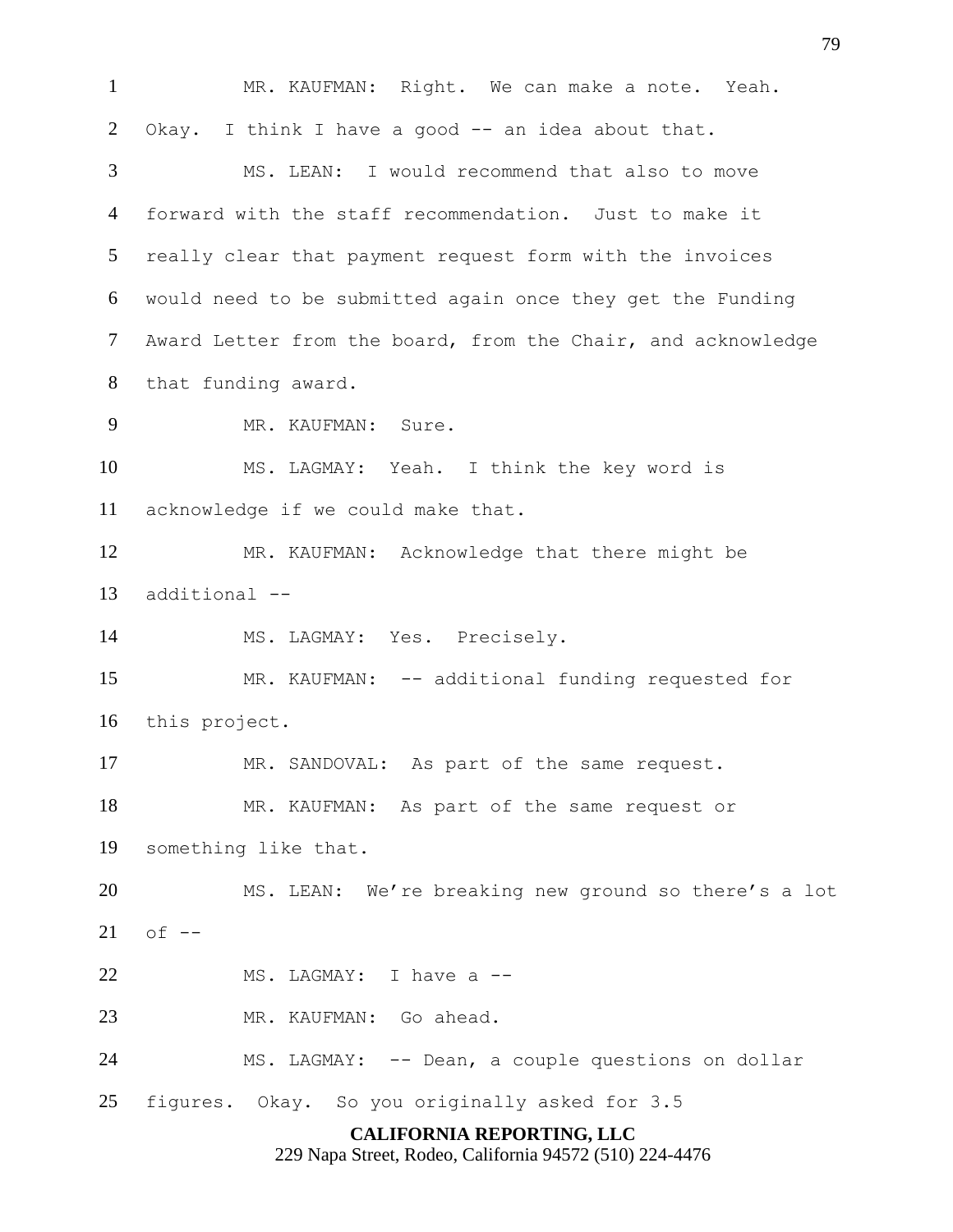MR. KAUFMAN: Right. We can make a note. Yeah. Okay. I think I have a good -- an idea about that.

MS. LEAN: I would recommend that also to move forward with the staff recommendation. Just to make it really clear that payment request form with the invoices would need to be submitted again once they get the Funding Award Letter from the board, from the Chair, and acknowledge that funding award.

MR. KAUFMAN: Sure.

MS. LAGMAY: Yeah. I think the key word is acknowledge if we could make that.

MR. KAUFMAN: Acknowledge that there might be additional --

MS. LAGMAY: Yes. Precisely.

MR. KAUFMAN: -- additional funding requested for this project.

MR. SANDOVAL: As part of the same request.

MR. KAUFMAN: As part of the same request or something like that.

MS. LEAN: We're breaking new ground so there's a lot of --

MS. LAGMAY: I have a --

MR. KAUFMAN: Go ahead.

MS. LAGMAY: -- Dean, a couple questions on dollar figures. Okay. So you originally asked for 3.5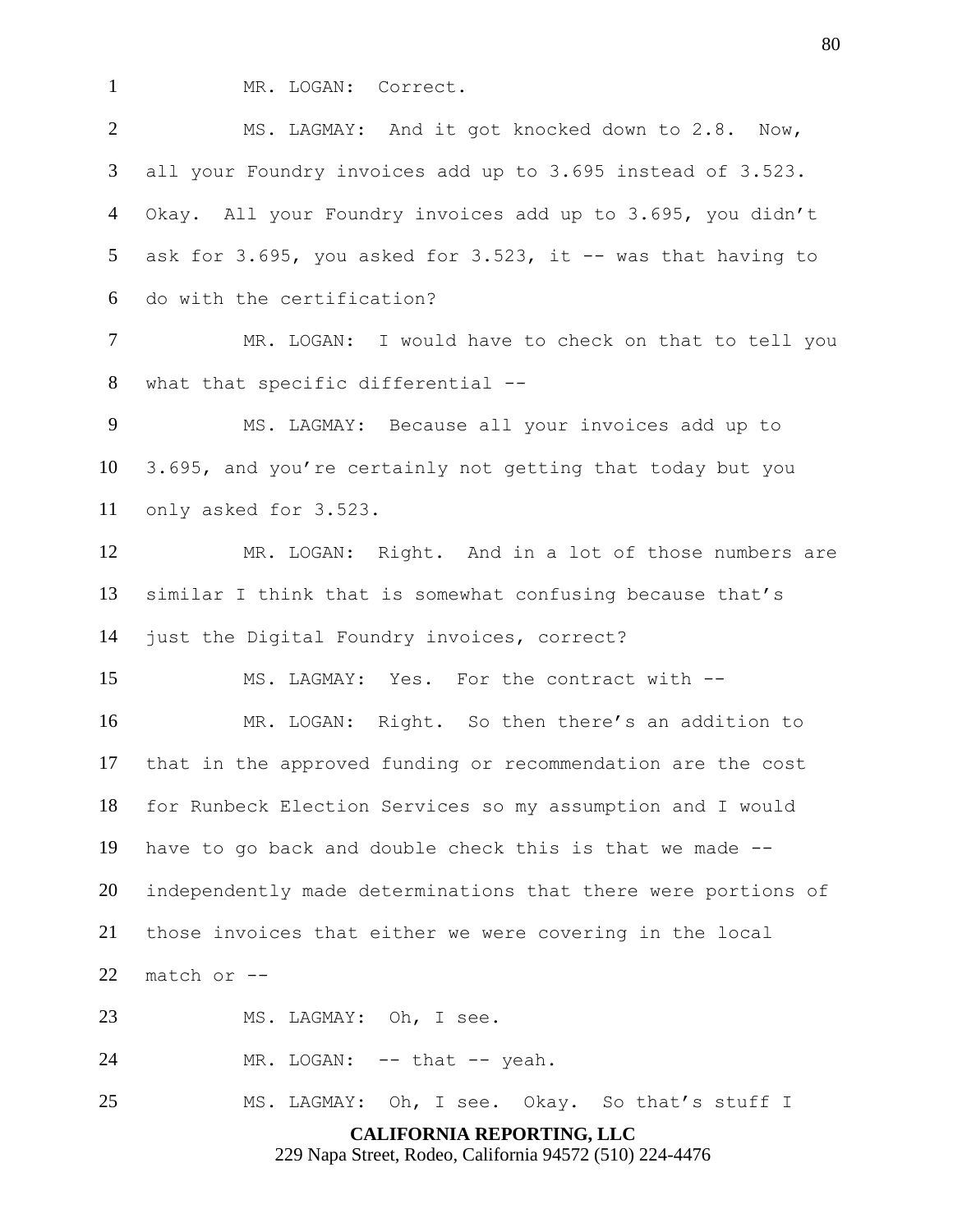MR. LOGAN: Correct.

MS. LAGMAY: And it got knocked down to 2.8. Now, all your Foundry invoices add up to 3.695 instead of 3.523. Okay. All your Foundry invoices add up to 3.695, you didn't ask for 3.695, you asked for 3.523, it -- was that having to do with the certification?

MR. LOGAN: I would have to check on that to tell you what that specific differential --

MS. LAGMAY: Because all your invoices add up to 3.695, and you're certainly not getting that today but you only asked for 3.523.

MR. LOGAN: Right. And in a lot of those numbers are similar I think that is somewhat confusing because that's just the Digital Foundry invoices, correct?

MS. LAGMAY: Yes. For the contract with --

MR. LOGAN: Right. So then there's an addition to that in the approved funding or recommendation are the cost for Runbeck Election Services so my assumption and I would have to go back and double check this is that we made -- independently made determinations that there were portions of those invoices that either we were covering in the local match or --

MS. LAGMAY: Oh, I see.

MR. LOGAN: -- that -- yeah.

MS. LAGMAY: Oh, I see. Okay. So that's stuff I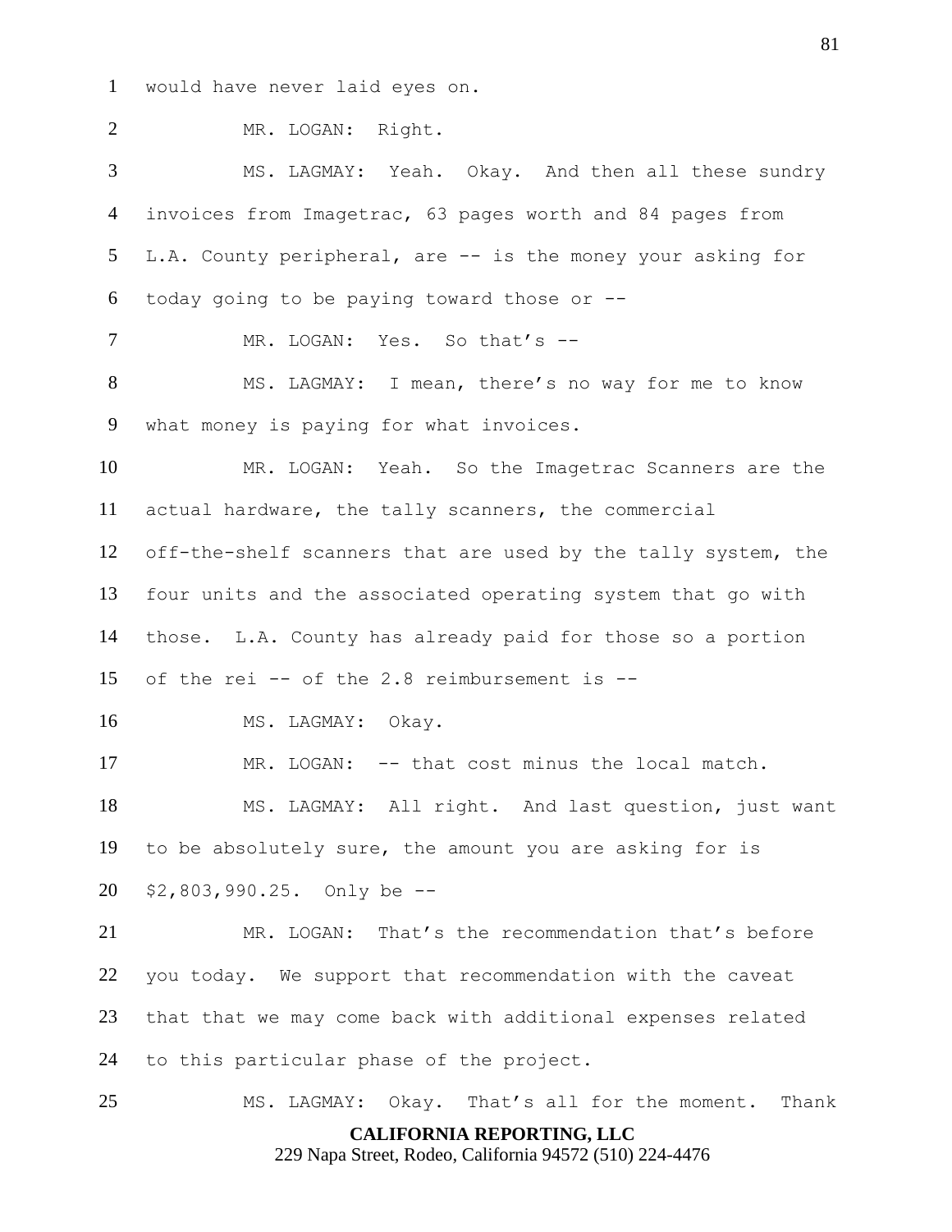would have never laid eyes on.

MR. LOGAN: Right.

MS. LAGMAY: Yeah. Okay. And then all these sundry invoices from Imagetrac, 63 pages worth and 84 pages from L.A. County peripheral, are -- is the money your asking for today going to be paying toward those or --

MR. LOGAN: Yes. So that's --

MS. LAGMAY: I mean, there's no way for me to know what money is paying for what invoices.

MR. LOGAN: Yeah. So the Imagetrac Scanners are the actual hardware, the tally scanners, the commercial off-the-shelf scanners that are used by the tally system, the four units and the associated operating system that go with those. L.A. County has already paid for those so a portion of the rei -- of the 2.8 reimbursement is --

MS. LAGMAY: Okay.

MR. LOGAN: -- that cost minus the local match.

MS. LAGMAY: All right. And last question, just want to be absolutely sure, the amount you are asking for is $2,803,990.25. Only be --

MR. LOGAN: That's the recommendation that's before you today. We support that recommendation with the caveat that that we may come back with additional expenses related to this particular phase of the project.

MS. LAGMAY: Okay. That's all for the moment. Thank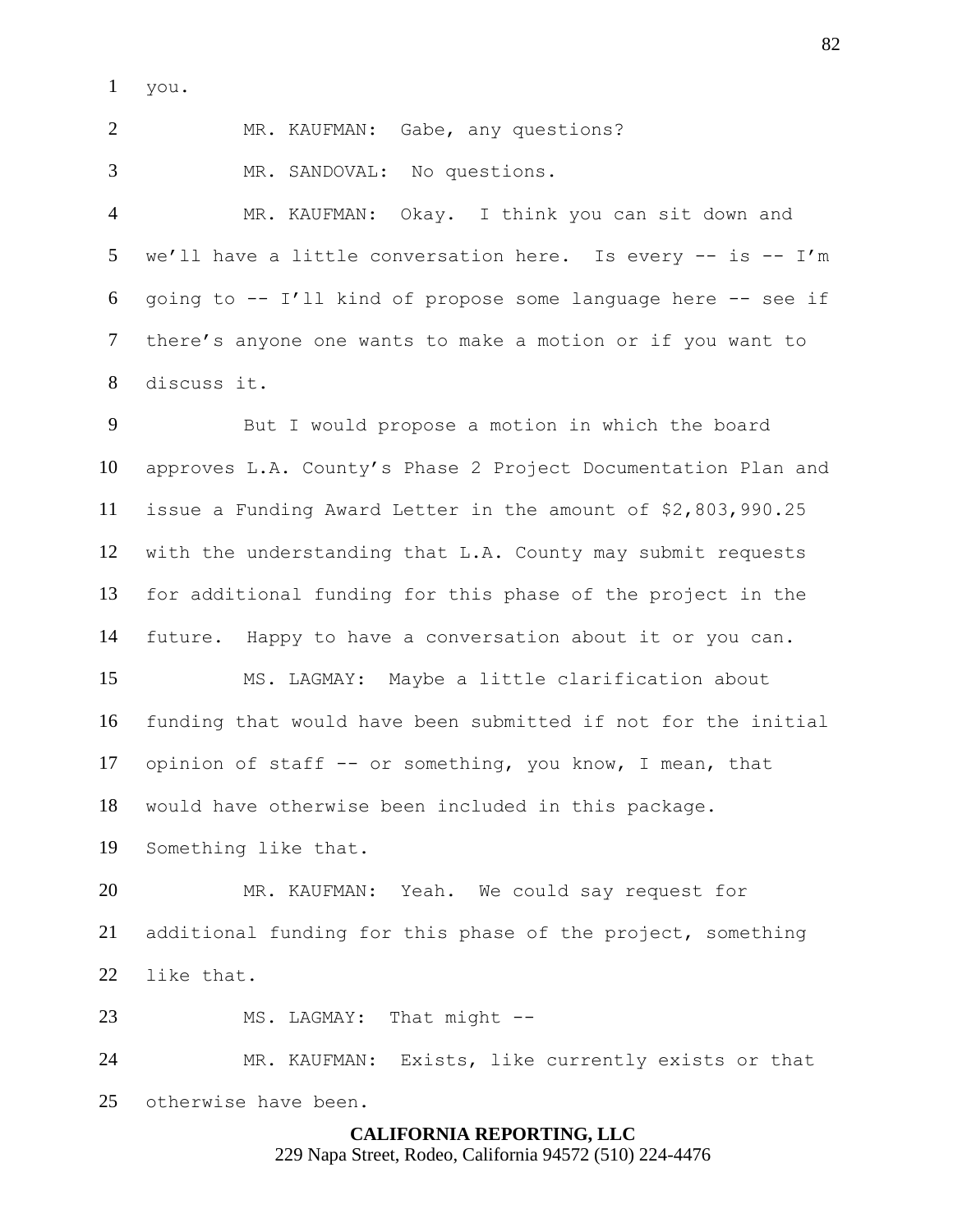1 you.

2 MR. KAUFMAN: Gabe, any questions?

3 MR. SANDOVAL: No questions.

4 MR. KAUFMAN: Okay. I think you can sit down and
5 we'll have a little conversation here. Is every -- is -- I'm
6 going to -- I'll kind of propose some language here -- see if
7 there's anyone one wants to make a motion or if you want to
8 discuss it.

9 But I would propose a motion in which the board
10 approves L.A. County's Phase 2 Project Documentation Plan and
11 issue a Funding Award Letter in the amount of $2,803,990.25
12 with the understanding that L.A. County may submit requests
13 for additional funding for this phase of the project in the
14 future. Happy to have a conversation about it or you can.

15 MS. LAGMAY: Maybe a little clarification about
16 funding that would have been submitted if not for the initial
17 opinion of staff -- or something, you know, I mean, that
18 would have otherwise been included in this package.
19 Something like that.

20 MR. KAUFMAN: Yeah. We could say request for
21 additional funding for this phase of the project, something
22 like that.

23 MS. LAGMAY: That might --

24 MR. KAUFMAN: Exists, like currently exists or that
25 otherwise have been.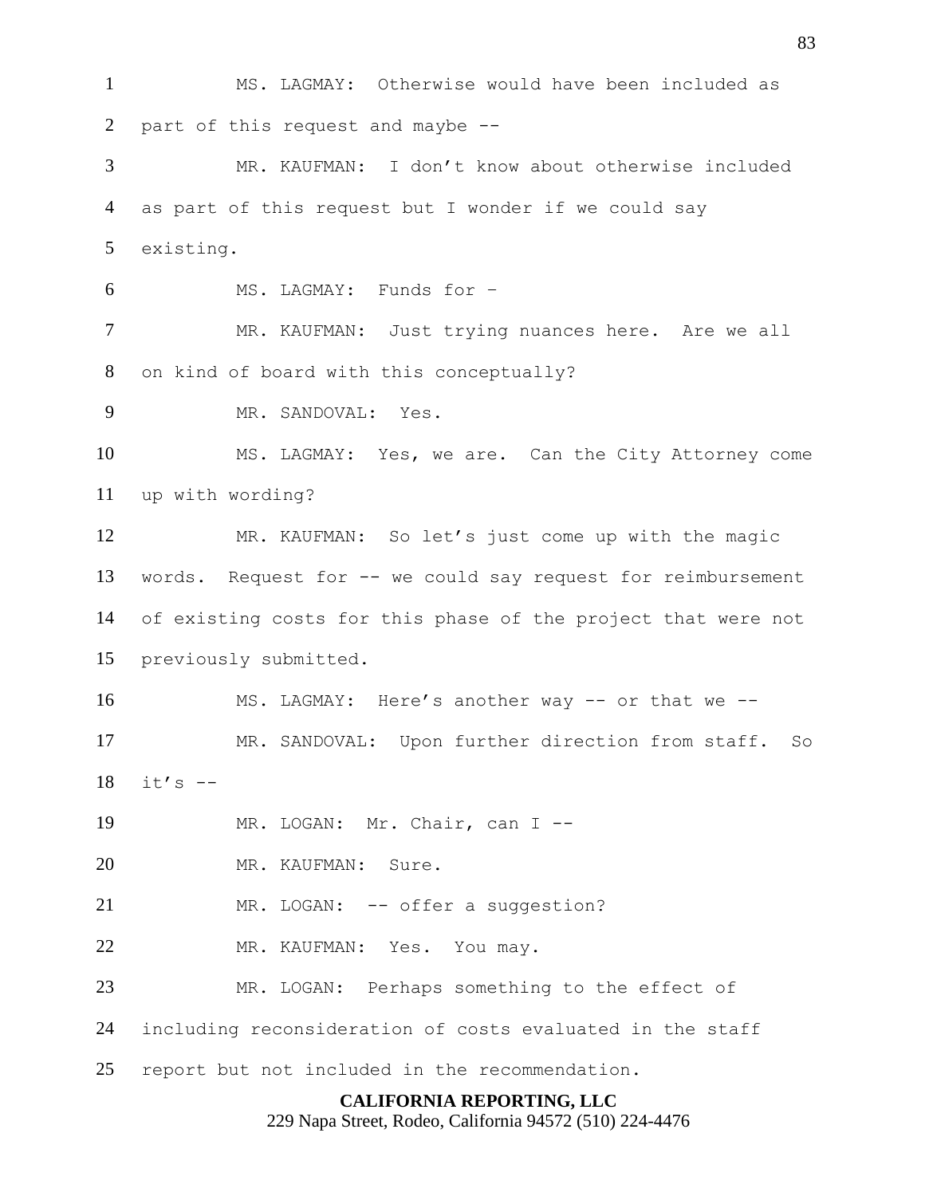MS. LAGMAY: Otherwise would have been included as part of this request and maybe --

MR. KAUFMAN: I don't know about otherwise included as part of this request but I wonder if we could say existing.

MS. LAGMAY: Funds for –

MR. KAUFMAN: Just trying nuances here. Are we all on kind of board with this conceptually?

MR. SANDOVAL: Yes.

MS. LAGMAY: Yes, we are. Can the City Attorney come up with wording?

MR. KAUFMAN: So let's just come up with the magic words. Request for -- we could say request for reimbursement of existing costs for this phase of the project that were not previously submitted.

MS. LAGMAY: Here's another way -- or that we --

MR. SANDOVAL: Upon further direction from staff. So it's --

MR. LOGAN: Mr. Chair, can I --

MR. KAUFMAN: Sure.

MR. LOGAN: -- offer a suggestion?

MR. KAUFMAN: Yes. You may.

MR. LOGAN: Perhaps something to the effect of including reconsideration of costs evaluated in the staff report but not included in the recommendation.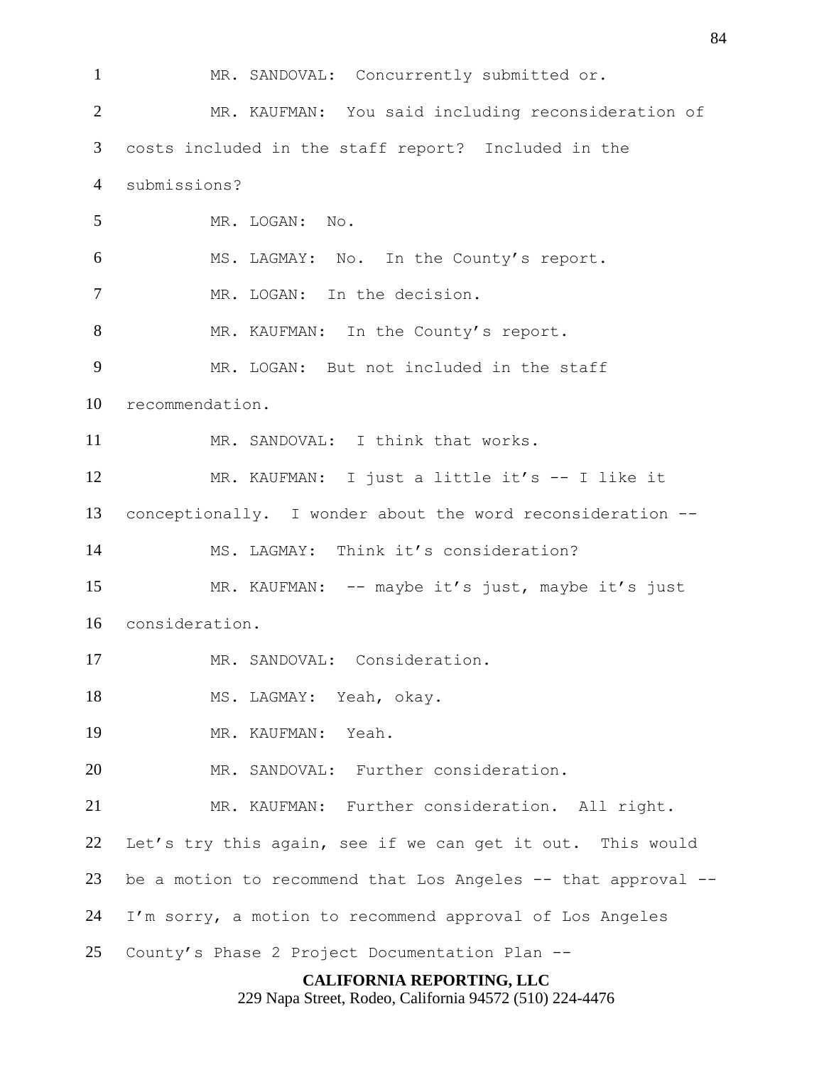1 MR. SANDOVAL: Concurrently submitted or.

2 MR. KAUFMAN: You said including reconsideration of

3 costs included in the staff report? Included in the

4 submissions?

5 MR. LOGAN: No.

6 MS. LAGMAY: No. In the County's report.

7 MR. LOGAN: In the decision.

8 MR. KAUFMAN: In the County's report.

9 MR. LOGAN: But not included in the staff

10 recommendation.

11 MR. SANDOVAL: I think that works.

12 MR. KAUFMAN: I just a little it's -- I like it

13 conceptionally. I wonder about the word reconsideration --

14 MS. LAGMAY: Think it's consideration?

15 MR. KAUFMAN: -- maybe it's just, maybe it's just

16 consideration.

17 MR. SANDOVAL: Consideration.

18 MS. LAGMAY: Yeah, okay.

19 MR. KAUFMAN: Yeah.

20 MR. SANDOVAL: Further consideration.

21 MR. KAUFMAN: Further consideration. All right.

22 Let's try this again, see if we can get it out. This would

23 be a motion to recommend that Los Angeles -- that approval --

24 I'm sorry, a motion to recommend approval of Los Angeles

25 County's Phase 2 Project Documentation Plan --

**CALIFORNIA REPORTING, LLC**
229 Napa Street, Rodeo, California 94572 (510) 224-4476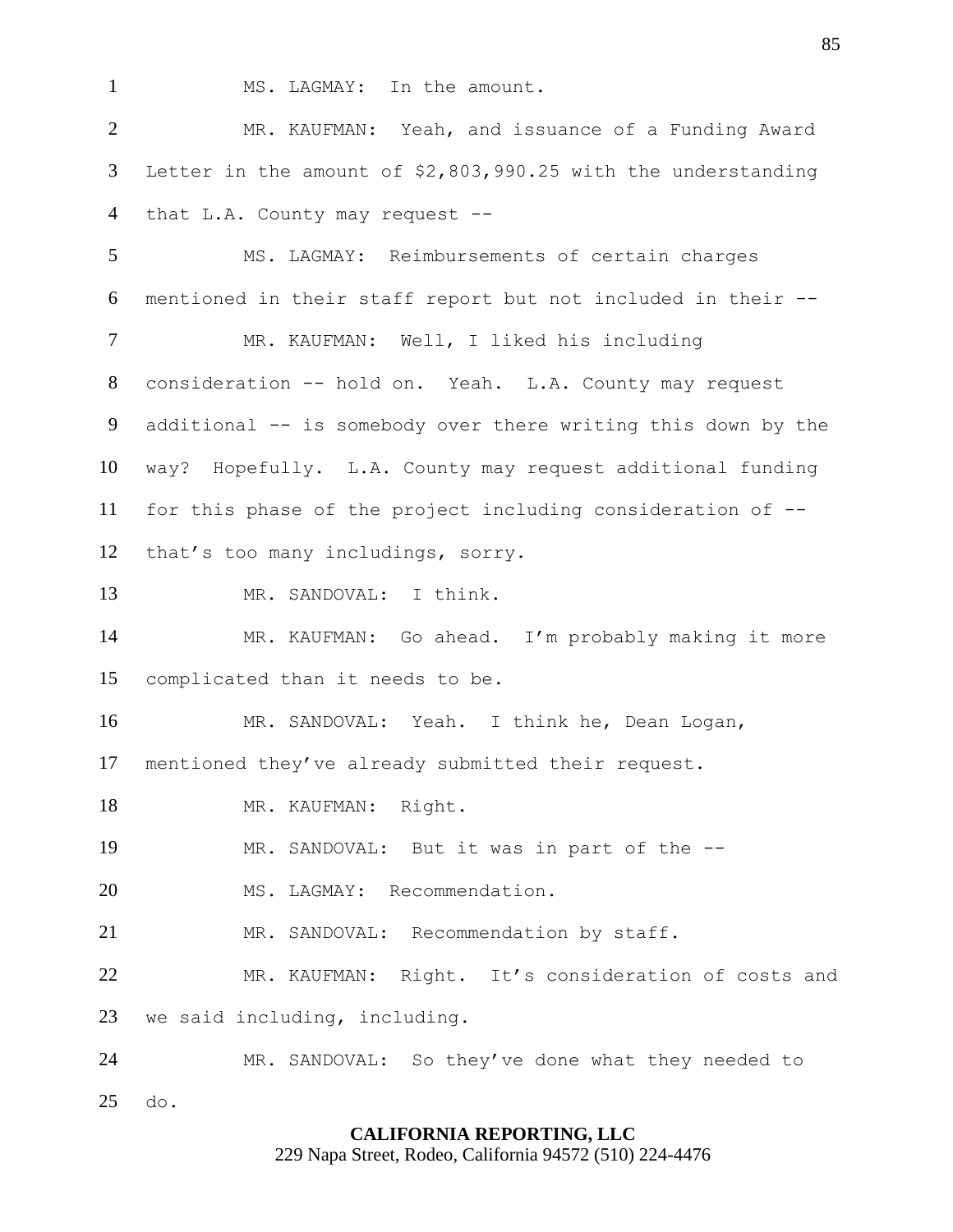1 MS. LAGMAY: In the amount.

2 MR. KAUFMAN: Yeah, and issuance of a Funding Award

3 Letter in the amount of $2,803,990.25 with the understanding

4 that L.A. County may request --

5 MS. LAGMAY: Reimbursements of certain charges

6 mentioned in their staff report but not included in their --

7 MR. KAUFMAN: Well, I liked his including

8 consideration -- hold on. Yeah. L.A. County may request

9 additional -- is somebody over there writing this down by the

10 way? Hopefully. L.A. County may request additional funding

11 for this phase of the project including consideration of --

12 that's too many includings, sorry.

13 MR. SANDOVAL: I think.

14 MR. KAUFMAN: Go ahead. I'm probably making it more

15 complicated than it needs to be.

16 MR. SANDOVAL: Yeah. I think he, Dean Logan,

17 mentioned they've already submitted their request.

18 MR. KAUFMAN: Right.

19 MR. SANDOVAL: But it was in part of the --

20 MS. LAGMAY: Recommendation.

21 MR. SANDOVAL: Recommendation by staff.

22 MR. KAUFMAN: Right. It's consideration of costs and

23 we said including, including.

24 MR. SANDOVAL: So they've done what they needed to

25 do.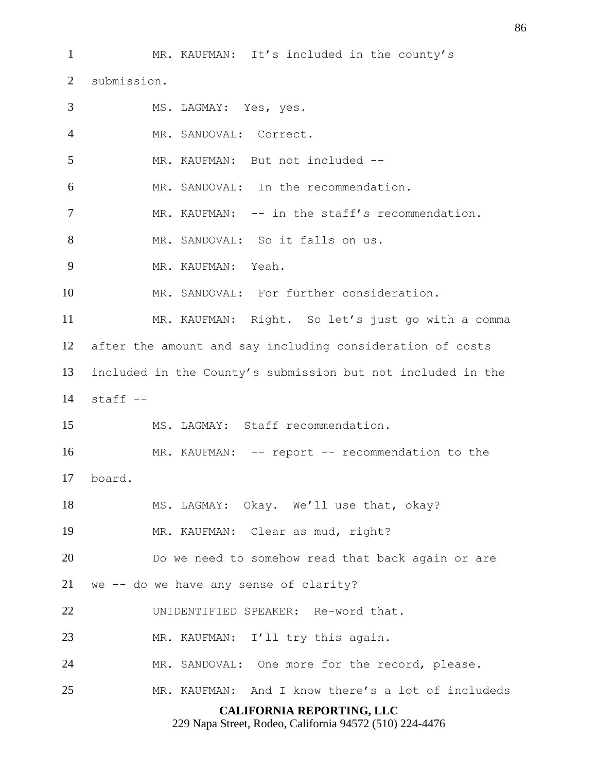MR. KAUFMAN: It's included in the county's submission.

MS. LAGMAY: Yes, yes.

MR. SANDOVAL: Correct.

MR. KAUFMAN: But not included --

MR. SANDOVAL: In the recommendation.

MR. KAUFMAN: -- in the staff's recommendation.

MR. SANDOVAL: So it falls on us.

MR. KAUFMAN: Yeah.

MR. SANDOVAL: For further consideration.

MR. KAUFMAN: Right. So let's just go with a comma after the amount and say including consideration of costs included in the County's submission but not included in the staff --

MS. LAGMAY: Staff recommendation.

MR. KAUFMAN: -- report -- recommendation to the board.

MS. LAGMAY: Okay. We'll use that, okay?

MR. KAUFMAN: Clear as mud, right?

Do we need to somehow read that back again or are we -- do we have any sense of clarity?

UNIDENTIFIED SPEAKER: Re-word that.

MR. KAUFMAN: I'll try this again.

MR. SANDOVAL: One more for the record, please.

MR. KAUFMAN: And I know there's a lot of includeds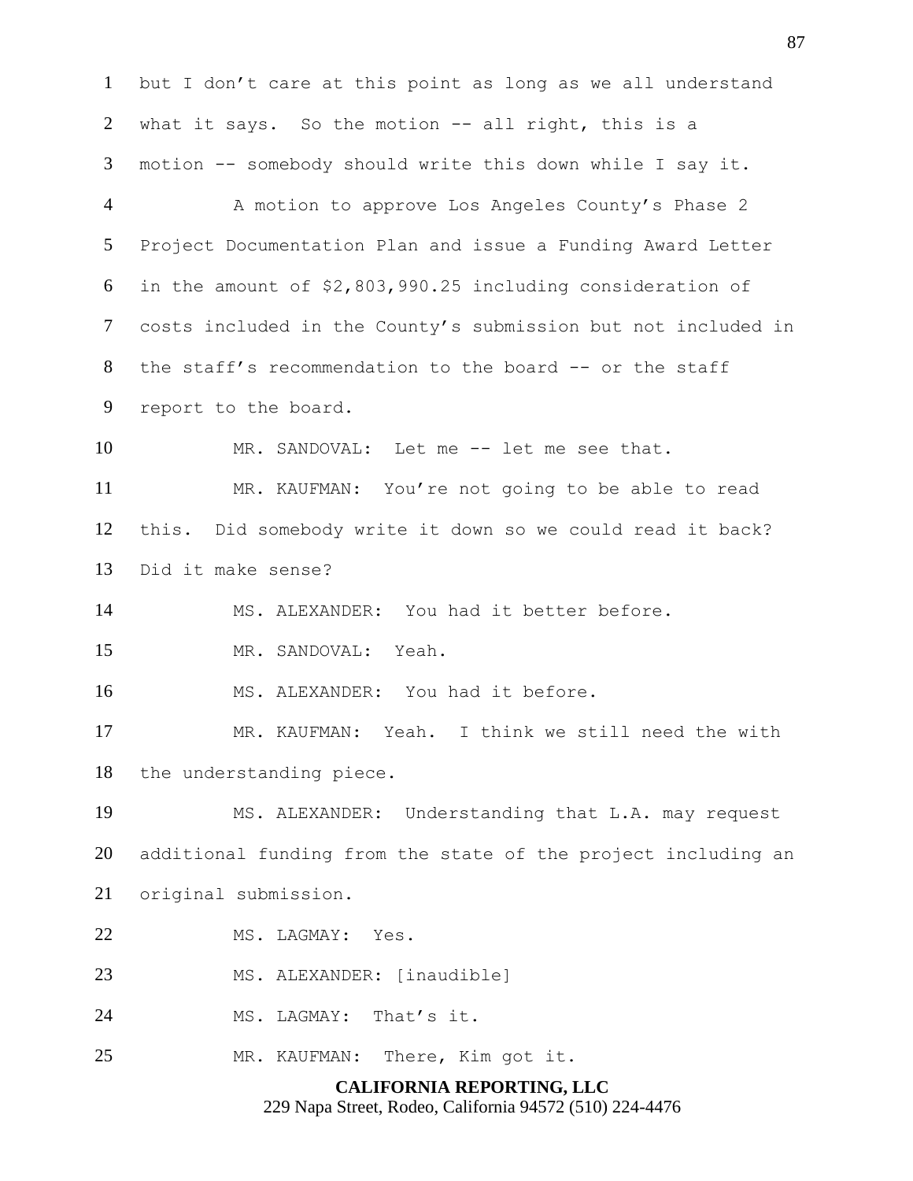but I don't care at this point as long as we all understand what it says. So the motion -- all right, this is a motion -- somebody should write this down while I say it.

A motion to approve Los Angeles County's Phase 2 Project Documentation Plan and issue a Funding Award Letter in the amount of $2,803,990.25 including consideration of costs included in the County's submission but not included in the staff's recommendation to the board -- or the staff report to the board.

MR. SANDOVAL: Let me -- let me see that.

MR. KAUFMAN: You're not going to be able to read this. Did somebody write it down so we could read it back? Did it make sense?

MS. ALEXANDER: You had it better before.

MR. SANDOVAL: Yeah.

MS. ALEXANDER: You had it before.

MR. KAUFMAN: Yeah. I think we still need the with the understanding piece.

MS. ALEXANDER: Understanding that L.A. may request additional funding from the state of the project including an original submission.

MS. LAGMAY: Yes.

MS. ALEXANDER: [inaudible]

MS. LAGMAY: That's it.

MR. KAUFMAN: There, Kim got it.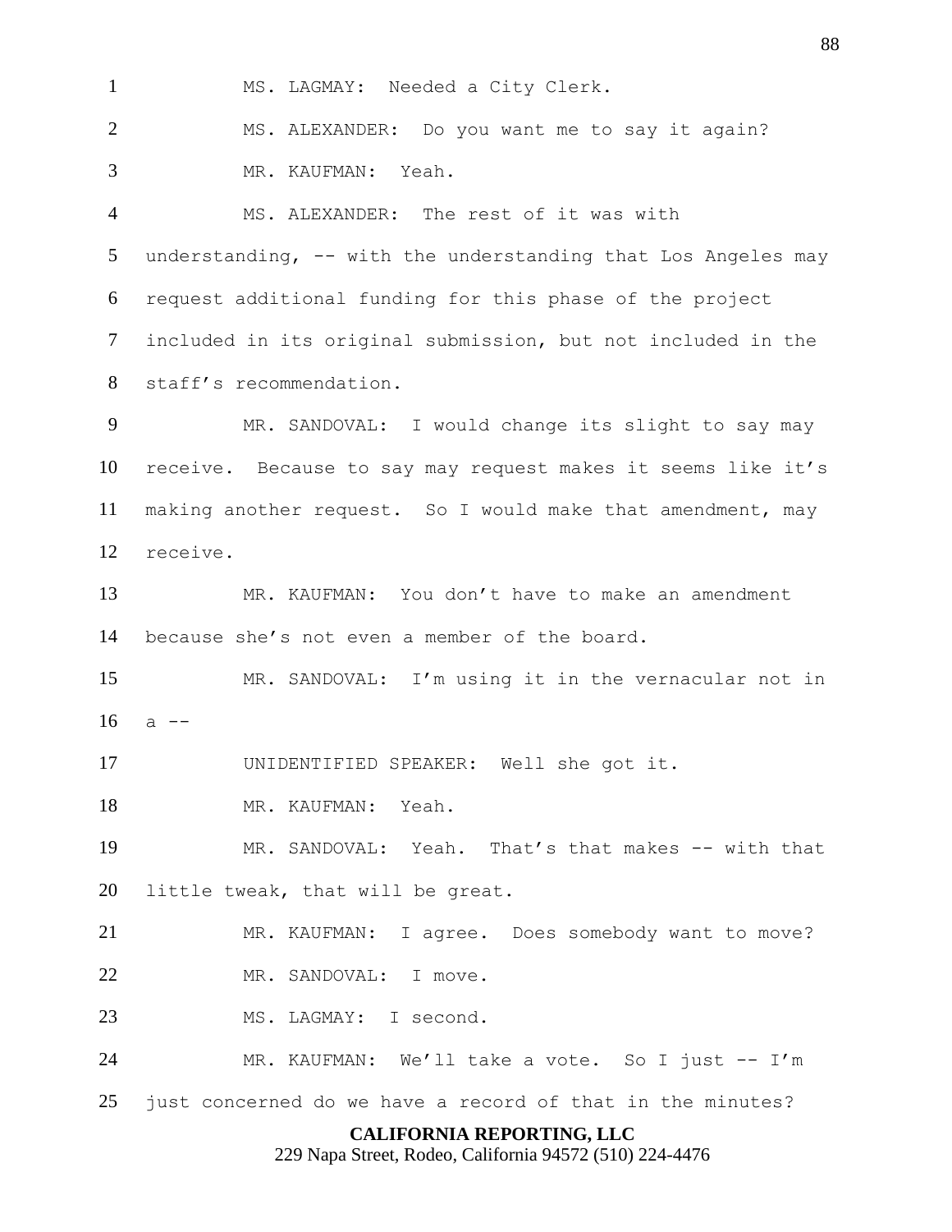MS. LAGMAY: Needed a City Clerk.

MS. ALEXANDER: Do you want me to say it again?

MR. KAUFMAN: Yeah.

MS. ALEXANDER: The rest of it was with understanding, -- with the understanding that Los Angeles may request additional funding for this phase of the project included in its original submission, but not included in the staff's recommendation.

MR. SANDOVAL: I would change its slight to say may receive. Because to say may request makes it seems like it's making another request. So I would make that amendment, may receive.

MR. KAUFMAN: You don't have to make an amendment because she's not even a member of the board.

MR. SANDOVAL: I'm using it in the vernacular not in a --

UNIDENTIFIED SPEAKER: Well she got it.

MR. KAUFMAN: Yeah.

MR. SANDOVAL: Yeah. That's that makes -- with that little tweak, that will be great.

MR. KAUFMAN: I agree. Does somebody want to move?

MR. SANDOVAL: I move.

MS. LAGMAY: I second.

MR. KAUFMAN: We'll take a vote. So I just -- I'm just concerned do we have a record of that in the minutes?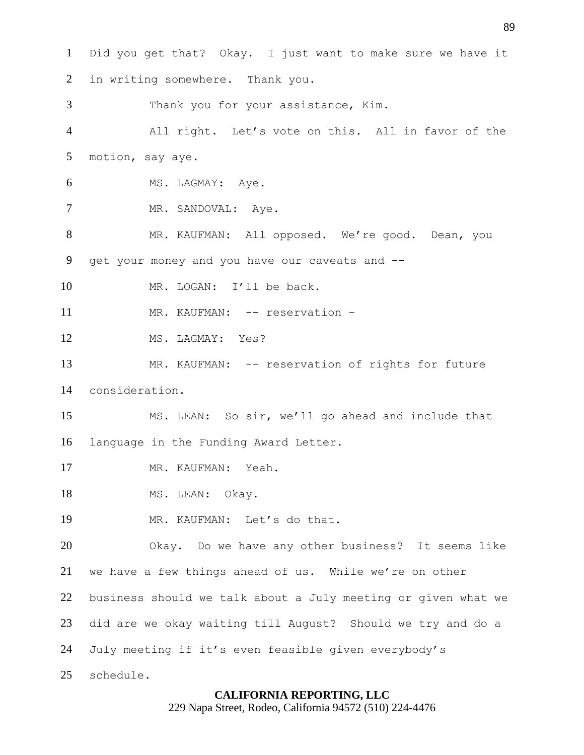Did you get that? Okay. I just want to make sure we have it in writing somewhere. Thank you.

Thank you for your assistance, Kim.

All right. Let's vote on this. All in favor of the motion, say aye.

MS. LAGMAY: Aye.

MR. SANDOVAL: Aye.

MR. KAUFMAN: All opposed. We're good. Dean, you get your money and you have our caveats and --

MR. LOGAN: I'll be back.

MR. KAUFMAN: -- reservation –

MS. LAGMAY: Yes?

MR. KAUFMAN: -- reservation of rights for future consideration.

MS. LEAN: So sir, we'll go ahead and include that language in the Funding Award Letter.

MR. KAUFMAN: Yeah.

MS. LEAN: Okay.

MR. KAUFMAN: Let's do that.

Okay. Do we have any other business? It seems like we have a few things ahead of us. While we're on other business should we talk about a July meeting or given what we did are we okay waiting till August? Should we try and do a July meeting if it's even feasible given everybody's schedule.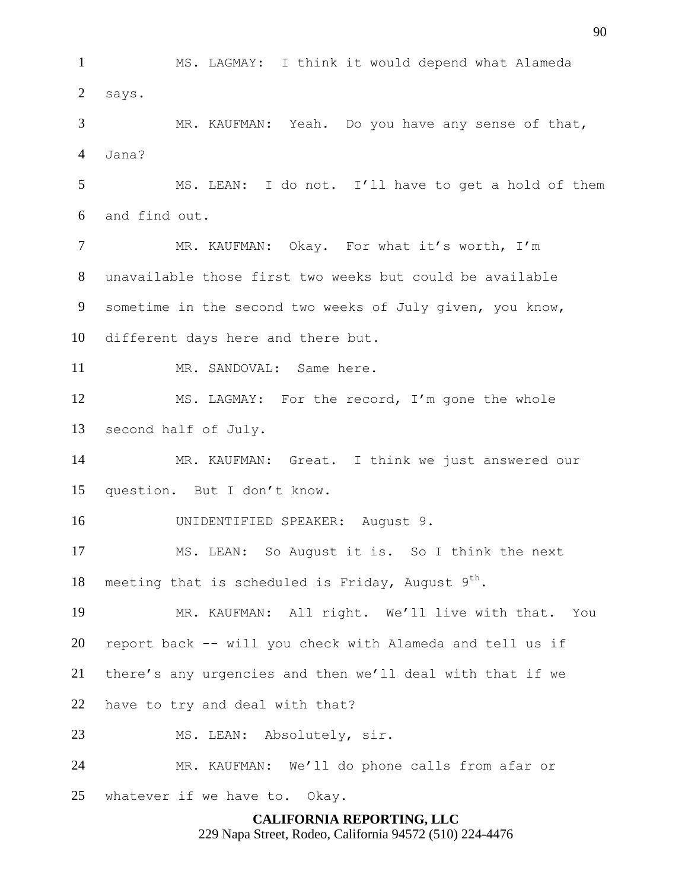MS. LAGMAY: I think it would depend what Alameda says.

MR. KAUFMAN: Yeah. Do you have any sense of that, Jana?

MS. LEAN: I do not. I'll have to get a hold of them and find out.

MR. KAUFMAN: Okay. For what it's worth, I'm unavailable those first two weeks but could be available sometime in the second two weeks of July given, you know, different days here and there but.

MR. SANDOVAL: Same here.

MS. LAGMAY: For the record, I'm gone the whole second half of July.

MR. KAUFMAN: Great. I think we just answered our question. But I don't know.

UNIDENTIFIED SPEAKER: August 9.

MS. LEAN: So August it is. So I think the next meeting that is scheduled is Friday, August 9th.

MR. KAUFMAN: All right. We'll live with that. You report back -- will you check with Alameda and tell us if there's any urgencies and then we'll deal with that if we have to try and deal with that?

MS. LEAN: Absolutely, sir.

MR. KAUFMAN: We'll do phone calls from afar or whatever if we have to. Okay.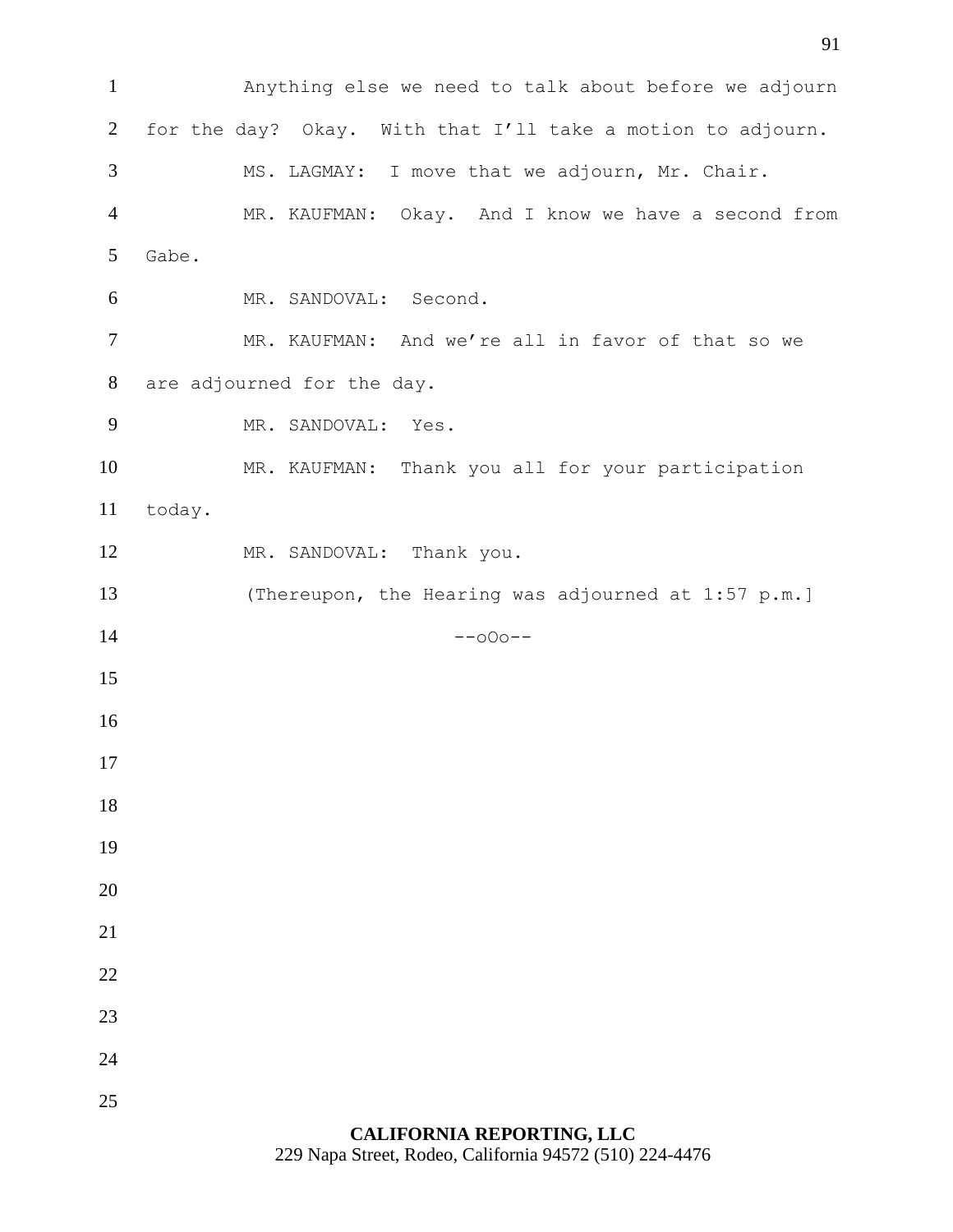Anything else we need to talk about before we adjourn for the day? Okay. With that I'll take a motion to adjourn.

MS. LAGMAY: I move that we adjourn, Mr. Chair.

MR. KAUFMAN: Okay. And I know we have a second from Gabe.

MR. SANDOVAL: Second.

MR. KAUFMAN: And we're all in favor of that so we are adjourned for the day.

MR. SANDOVAL: Yes.

MR. KAUFMAN: Thank you all for your participation today.

MR. SANDOVAL: Thank you.

(Thereupon, the Hearing was adjourned at 1:57 p.m.]

--oOo--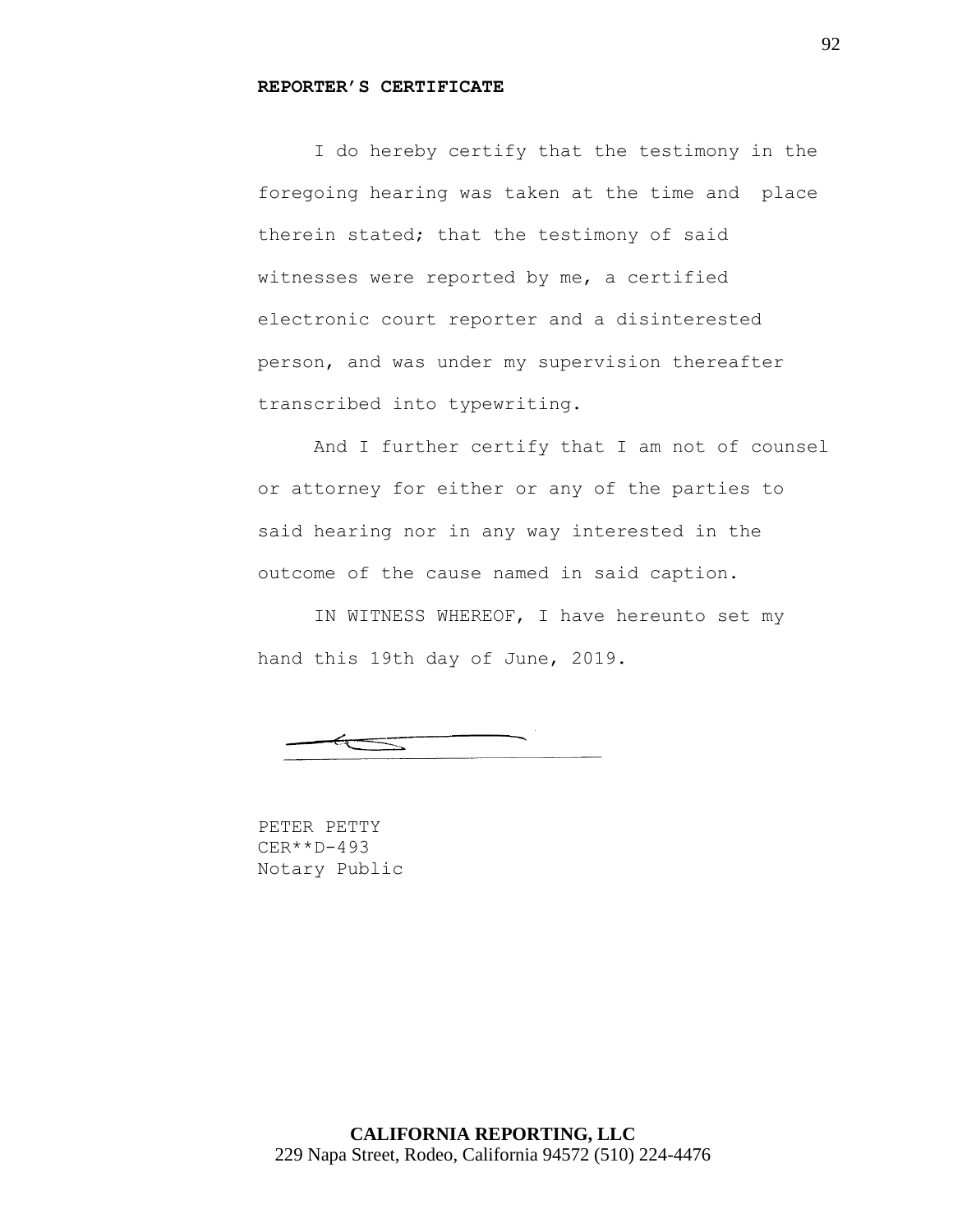**REPORTER'S CERTIFICATE**

I do hereby certify that the testimony in the foregoing hearing was taken at the time and place therein stated; that the testimony of said witnesses were reported by me, a certified electronic court reporter and a disinterested person, and was under my supervision thereafter transcribed into typewriting.

And I further certify that I am not of counsel or attorney for either or any of the parties to said hearing nor in any way interested in the outcome of the cause named in said caption.

IN WITNESS WHEREOF, I have hereunto set my hand this 19th day of June, 2019.

PETER PETTY
CER**D-493
Notary Public

**CALIFORNIA REPORTING, LLC**
229 Napa Street, Rodeo, California 94572 (510) 224-4476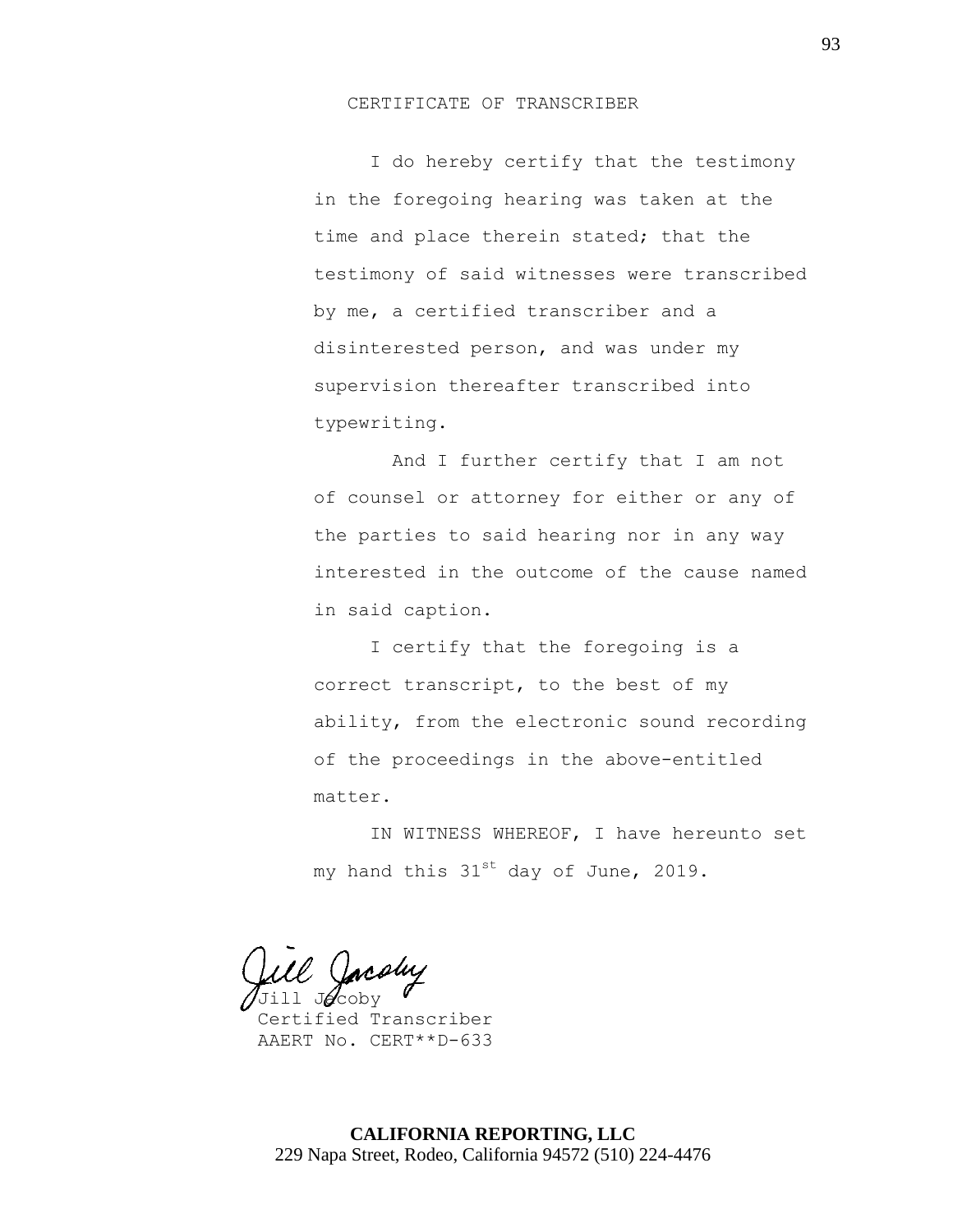CERTIFICATE OF TRANSCRIBER

I do hereby certify that the testimony in the foregoing hearing was taken at the time and place therein stated; that the testimony of said witnesses were transcribed by me, a certified transcriber and a disinterested person, and was under my supervision thereafter transcribed into typewriting.

And I further certify that I am not of counsel or attorney for either or any of the parties to said hearing nor in any way interested in the outcome of the cause named in said caption.

I certify that the foregoing is a correct transcript, to the best of my ability, from the electronic sound recording of the proceedings in the above-entitled matter.

IN WITNESS WHEREOF, I have hereunto set my hand this 31st day of June, 2019.

Jill Jacoby
Certified Transcriber
AAERT No. CERT**D-633

**CALIFORNIA REPORTING, LLC**
229 Napa Street, Rodeo, California 94572 (510) 224-4476